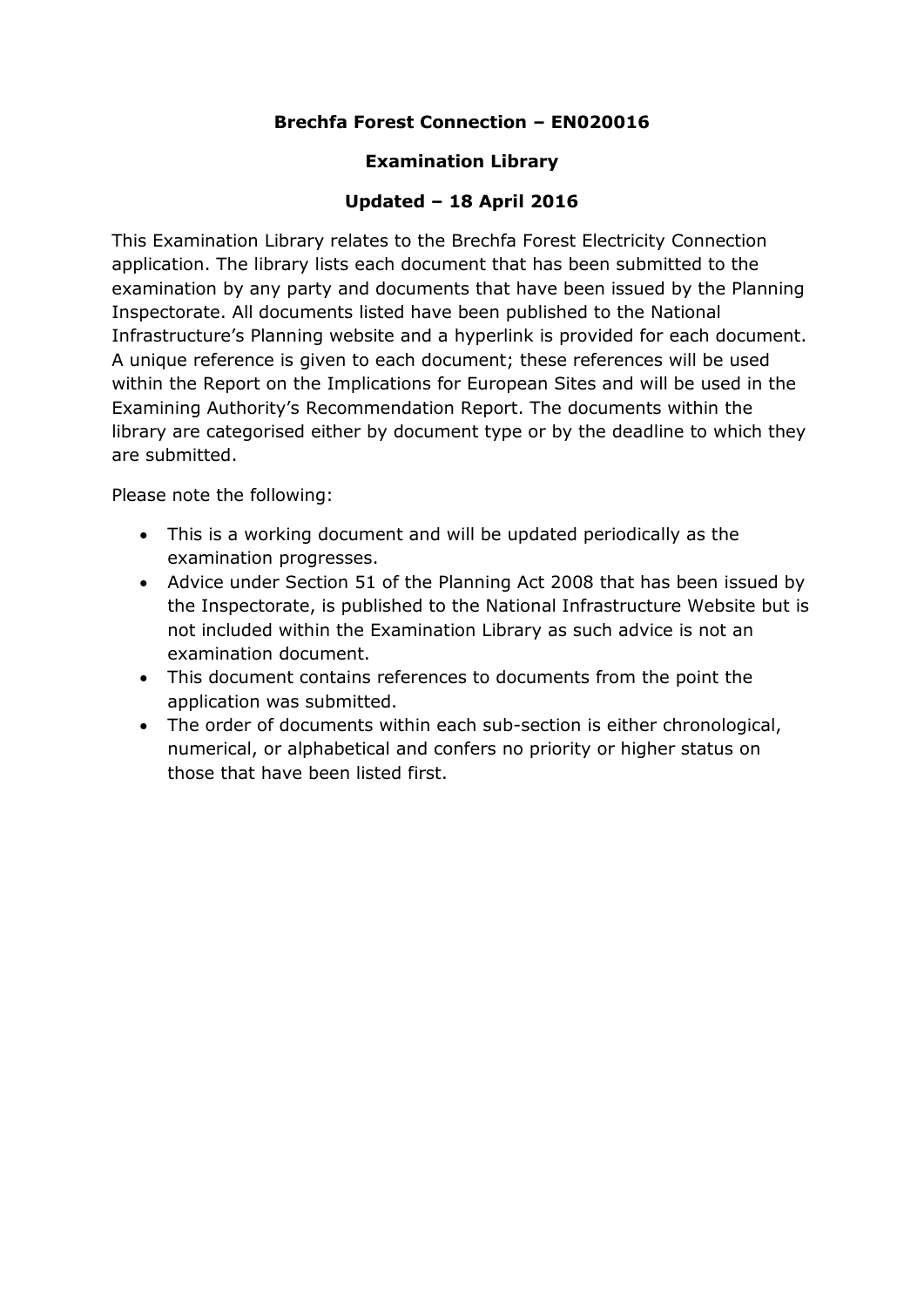# Brechfa Forest Connection – EN020016

## Examination Library

## Updated – 18 April 2016

This Examination Library relates to the Brechfa Forest Electricity Connection application. The library lists each document that has been submitted to the examination by any party and documents that have been issued by the Planning Inspectorate. All documents listed have been published to the National Infrastructure's Planning website and a hyperlink is provided for each document. A unique reference is given to each document; these references will be used within the Report on the Implications for European Sites and will be used in the Examining Authority's Recommendation Report. The documents within the library are categorised either by document type or by the deadline to which they are submitted.

Please note the following:

- This is a working document and will be updated periodically as the examination progresses.
- Advice under Section 51 of the Planning Act 2008 that has been issued by the Inspectorate, is published to the National Infrastructure Website but is not included within the Examination Library as such advice is not an examination document.
- This document contains references to documents from the point the application was submitted.
- The order of documents within each sub-section is either chronological, numerical, or alphabetical and confers no priority or higher status on those that have been listed first.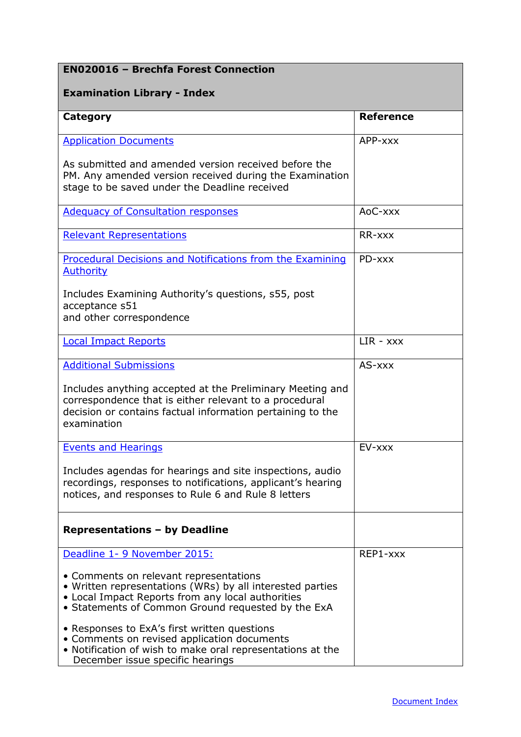| **EN020016 – Brechfa Forest Connection**<br><br>**Examination Library - Index** | |
|---|---|
| **Category** | **Reference** |
| Application Documents<br><br>As submitted and amended version received before the PM. Any amended version received during the Examination stage to be saved under the Deadline received | APP-xxx |
| Adequacy of Consultation responses | AoC-xxx |
| Relevant Representations | RR-xxx |
| Procedural Decisions and Notifications from the Examining Authority<br><br>Includes Examining Authority's questions, s55, post acceptance s51<br>and other correspondence | PD-xxx |
| Local Impact Reports | LIR - xxx |
| Additional Submissions<br><br>Includes anything accepted at the Preliminary Meeting and correspondence that is either relevant to a procedural decision or contains factual information pertaining to the examination | AS-xxx |
| Events and Hearings<br><br>Includes agendas for hearings and site inspections, audio recordings, responses to notifications, applicant's hearing notices, and responses to Rule 6 and Rule 8 letters | EV-xxx |
| **Representations – by Deadline** | |
| Deadline 1- 9 November 2015:<br><br>• Comments on relevant representations<br>• Written representations (WRs) by all interested parties<br>• Local Impact Reports from any local authorities<br>• Statements of Common Ground requested by the ExA<br><br>• Responses to ExA's first written questions<br>• Comments on revised application documents<br>• Notification of wish to make oral representations at the December issue specific hearings | REP1-xxx |

Document Index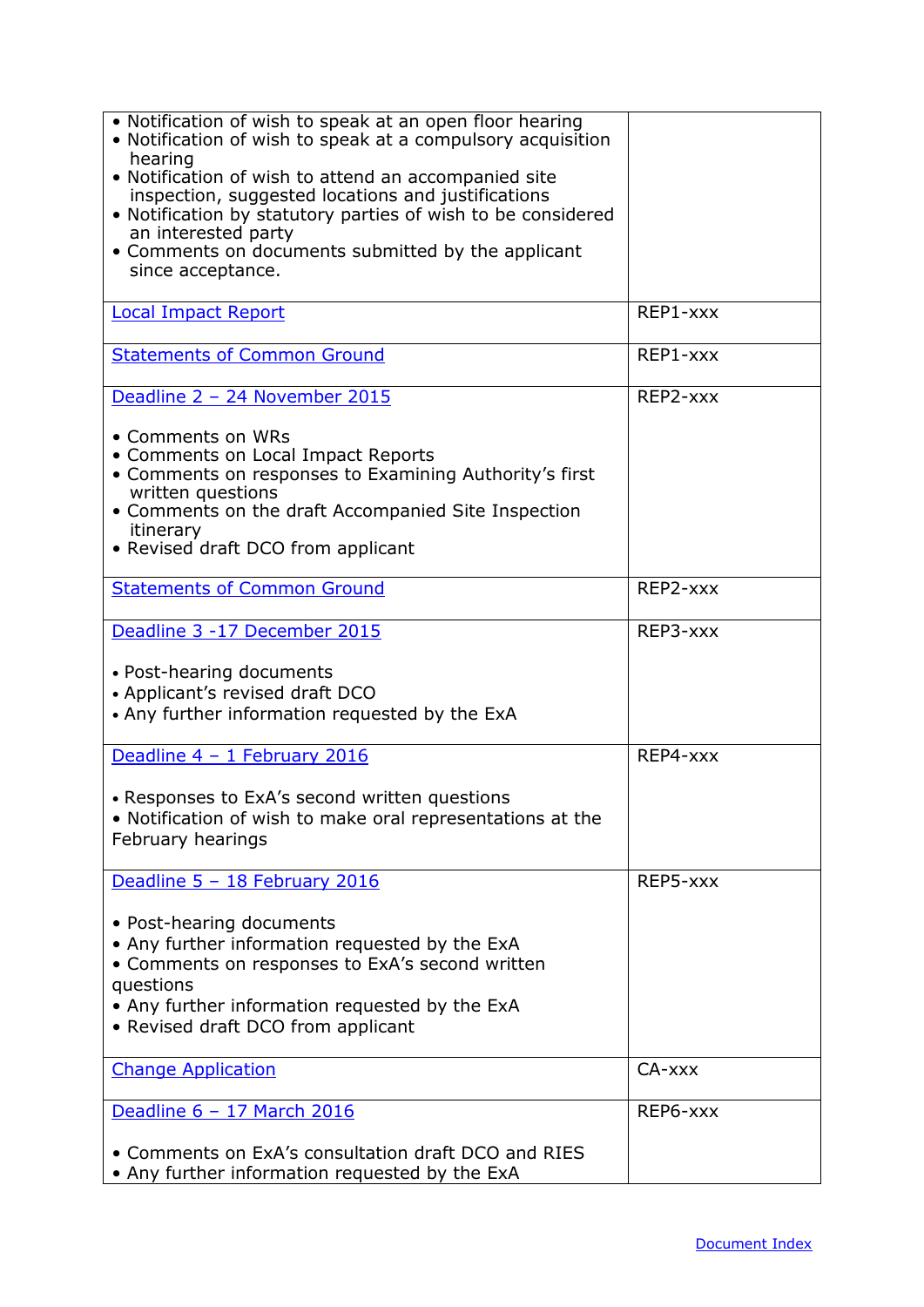| | |
|---|---|
| • Notification of wish to speak at an open floor hearing<br>• Notification of wish to speak at a compulsory acquisition hearing<br>• Notification of wish to attend an accompanied site inspection, suggested locations and justifications<br>• Notification by statutory parties of wish to be considered an interested party<br>• Comments on documents submitted by the applicant since acceptance. | |
| Local Impact Report | REP1-xxx |
| Statements of Common Ground | REP1-xxx |
| Deadline 2 – 24 November 2015<br><br>• Comments on WRs<br>• Comments on Local Impact Reports<br>• Comments on responses to Examining Authority's first written questions<br>• Comments on the draft Accompanied Site Inspection itinerary<br>• Revised draft DCO from applicant | REP2-xxx |
| Statements of Common Ground | REP2-xxx |
| Deadline 3 -17 December 2015<br><br>• Post-hearing documents<br>• Applicant's revised draft DCO<br>• Any further information requested by the ExA | REP3-xxx |
| Deadline 4 – 1 February 2016<br><br>• Responses to ExA's second written questions<br>• Notification of wish to make oral representations at the February hearings | REP4-xxx |
| Deadline 5 – 18 February 2016<br><br>• Post-hearing documents<br>• Any further information requested by the ExA<br>• Comments on responses to ExA's second written questions<br>• Any further information requested by the ExA<br>• Revised draft DCO from applicant | REP5-xxx |
| Change Application | CA-xxx |
| Deadline 6 – 17 March 2016<br><br>• Comments on ExA's consultation draft DCO and RIES<br>• Any further information requested by the ExA | REP6-xxx |

Document Index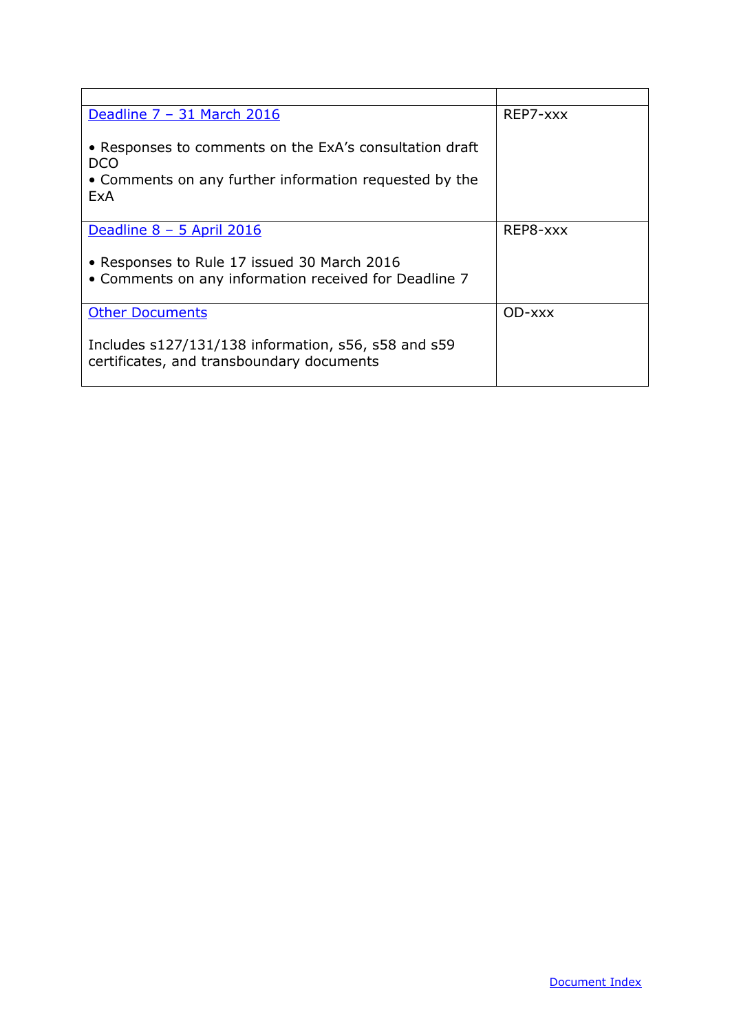| | |
|---|---|
| Deadline 7 – 31 March 2016<br><br>• Responses to comments on the ExA's consultation draft DCO<br>• Comments on any further information requested by the ExA | REP7-xxx |
| Deadline 8 – 5 April 2016<br><br>• Responses to Rule 17 issued 30 March 2016<br>• Comments on any information received for Deadline 7 | REP8-xxx |
| Other Documents<br><br>Includes s127/131/138 information, s56, s58 and s59 certificates, and transboundary documents | OD-xxx |

Document Index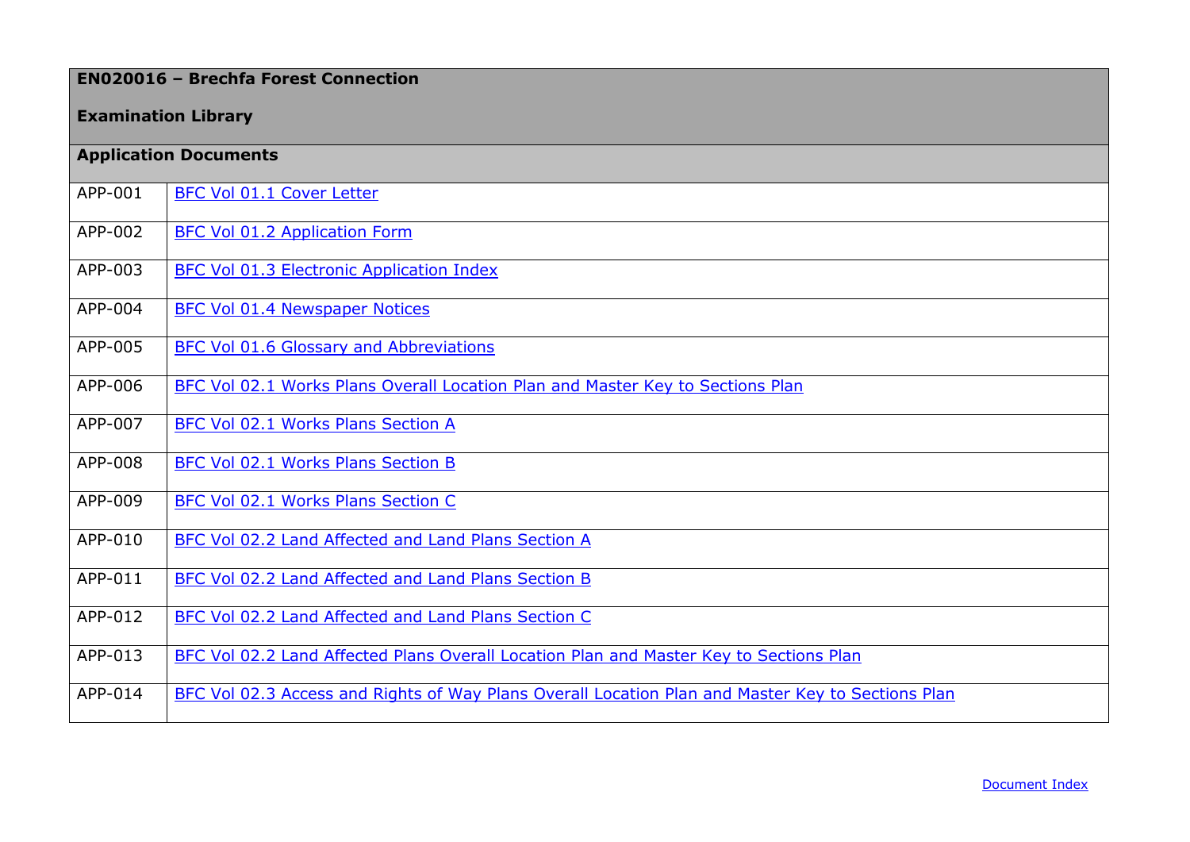| **EN020016 – Brechfa Forest Connection**<br><br>**Examination Library** | |
|---|---|
| **Application Documents** | |
| APP-001 | BFC Vol 01.1 Cover Letter |
| APP-002 | BFC Vol 01.2 Application Form |
| APP-003 | BFC Vol 01.3 Electronic Application Index |
| APP-004 | BFC Vol 01.4 Newspaper Notices |
| APP-005 | BFC Vol 01.6 Glossary and Abbreviations |
| APP-006 | BFC Vol 02.1 Works Plans Overall Location Plan and Master Key to Sections Plan |
| APP-007 | BFC Vol 02.1 Works Plans Section A |
| APP-008 | BFC Vol 02.1 Works Plans Section B |
| APP-009 | BFC Vol 02.1 Works Plans Section C |
| APP-010 | BFC Vol 02.2 Land Affected and Land Plans Section A |
| APP-011 | BFC Vol 02.2 Land Affected and Land Plans Section B |
| APP-012 | BFC Vol 02.2 Land Affected and Land Plans Section C |
| APP-013 | BFC Vol 02.2 Land Affected Plans Overall Location Plan and Master Key to Sections Plan |
| APP-014 | BFC Vol 02.3 Access and Rights of Way Plans Overall Location Plan and Master Key to Sections Plan |

Document Index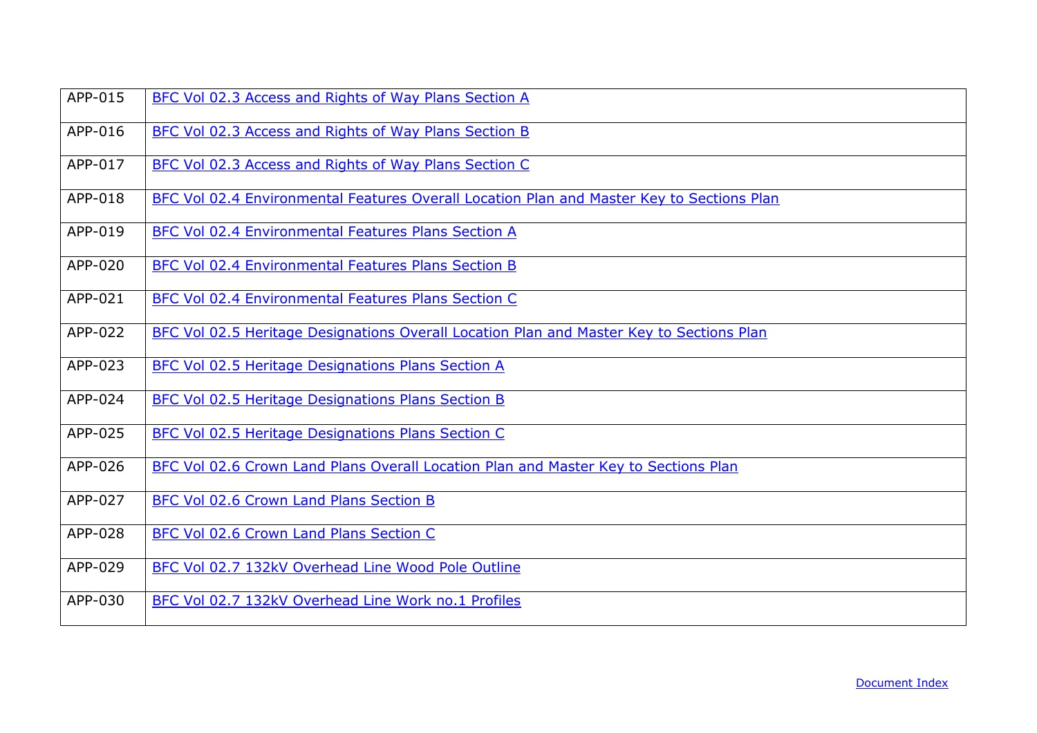| | |
|---|---|
| APP-015 | BFC Vol 02.3 Access and Rights of Way Plans Section A |
| APP-016 | BFC Vol 02.3 Access and Rights of Way Plans Section B |
| APP-017 | BFC Vol 02.3 Access and Rights of Way Plans Section C |
| APP-018 | BFC Vol 02.4 Environmental Features Overall Location Plan and Master Key to Sections Plan |
| APP-019 | BFC Vol 02.4 Environmental Features Plans Section A |
| APP-020 | BFC Vol 02.4 Environmental Features Plans Section B |
| APP-021 | BFC Vol 02.4 Environmental Features Plans Section C |
| APP-022 | BFC Vol 02.5 Heritage Designations Overall Location Plan and Master Key to Sections Plan |
| APP-023 | BFC Vol 02.5 Heritage Designations Plans Section A |
| APP-024 | BFC Vol 02.5 Heritage Designations Plans Section B |
| APP-025 | BFC Vol 02.5 Heritage Designations Plans Section C |
| APP-026 | BFC Vol 02.6 Crown Land Plans Overall Location Plan and Master Key to Sections Plan |
| APP-027 | BFC Vol 02.6 Crown Land Plans Section B |
| APP-028 | BFC Vol 02.6 Crown Land Plans Section C |
| APP-029 | BFC Vol 02.7 132kV Overhead Line Wood Pole Outline |
| APP-030 | BFC Vol 02.7 132kV Overhead Line Work no.1 Profiles |

Document Index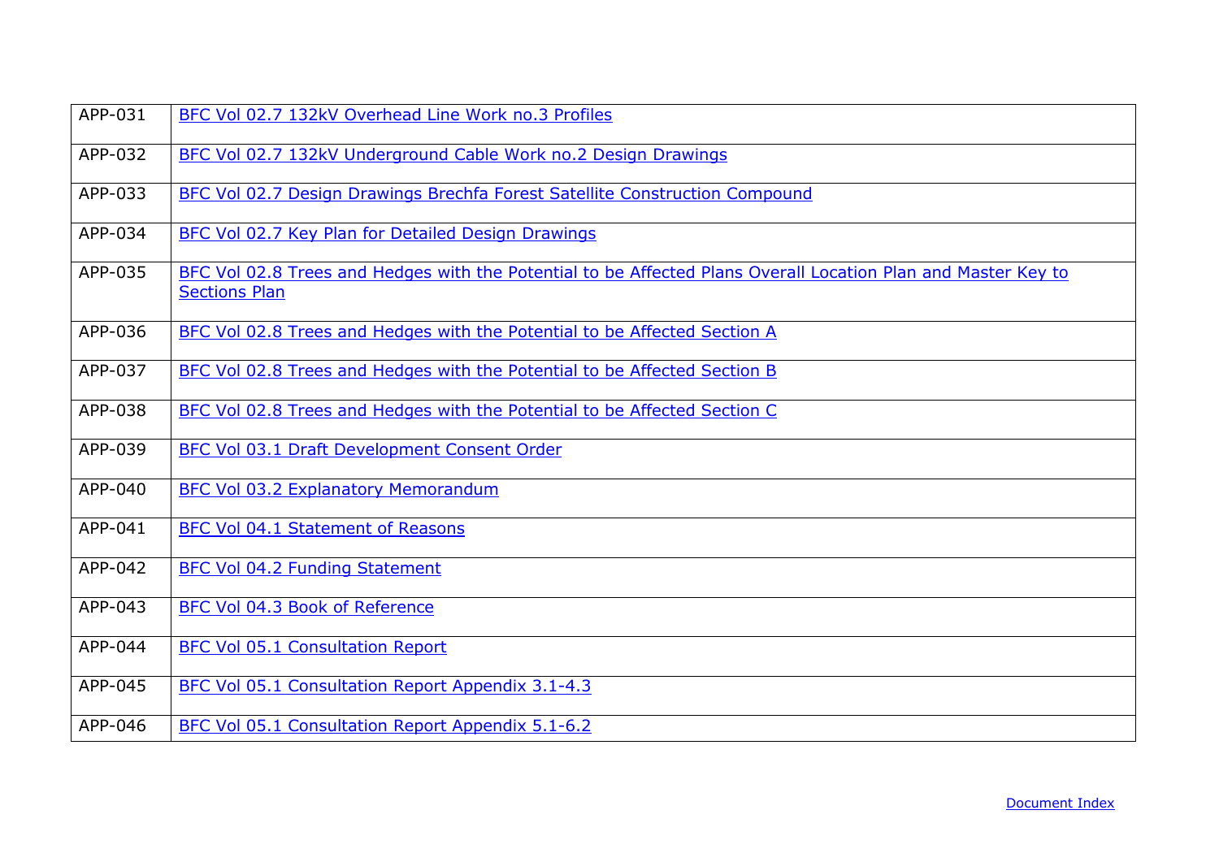| | |
|---|---|
| APP-031 | BFC Vol 02.7 132kV Overhead Line Work no.3 Profiles |
| APP-032 | BFC Vol 02.7 132kV Underground Cable Work no.2 Design Drawings |
| APP-033 | BFC Vol 02.7 Design Drawings Brechfa Forest Satellite Construction Compound |
| APP-034 | BFC Vol 02.7 Key Plan for Detailed Design Drawings |
| APP-035 | BFC Vol 02.8 Trees and Hedges with the Potential to be Affected Plans Overall Location Plan and Master Key to Sections Plan |
| APP-036 | BFC Vol 02.8 Trees and Hedges with the Potential to be Affected Section A |
| APP-037 | BFC Vol 02.8 Trees and Hedges with the Potential to be Affected Section B |
| APP-038 | BFC Vol 02.8 Trees and Hedges with the Potential to be Affected Section C |
| APP-039 | BFC Vol 03.1 Draft Development Consent Order |
| APP-040 | BFC Vol 03.2 Explanatory Memorandum |
| APP-041 | BFC Vol 04.1 Statement of Reasons |
| APP-042 | BFC Vol 04.2 Funding Statement |
| APP-043 | BFC Vol 04.3 Book of Reference |
| APP-044 | BFC Vol 05.1 Consultation Report |
| APP-045 | BFC Vol 05.1 Consultation Report Appendix 3.1-4.3 |
| APP-046 | BFC Vol 05.1 Consultation Report Appendix 5.1-6.2 |

Document Index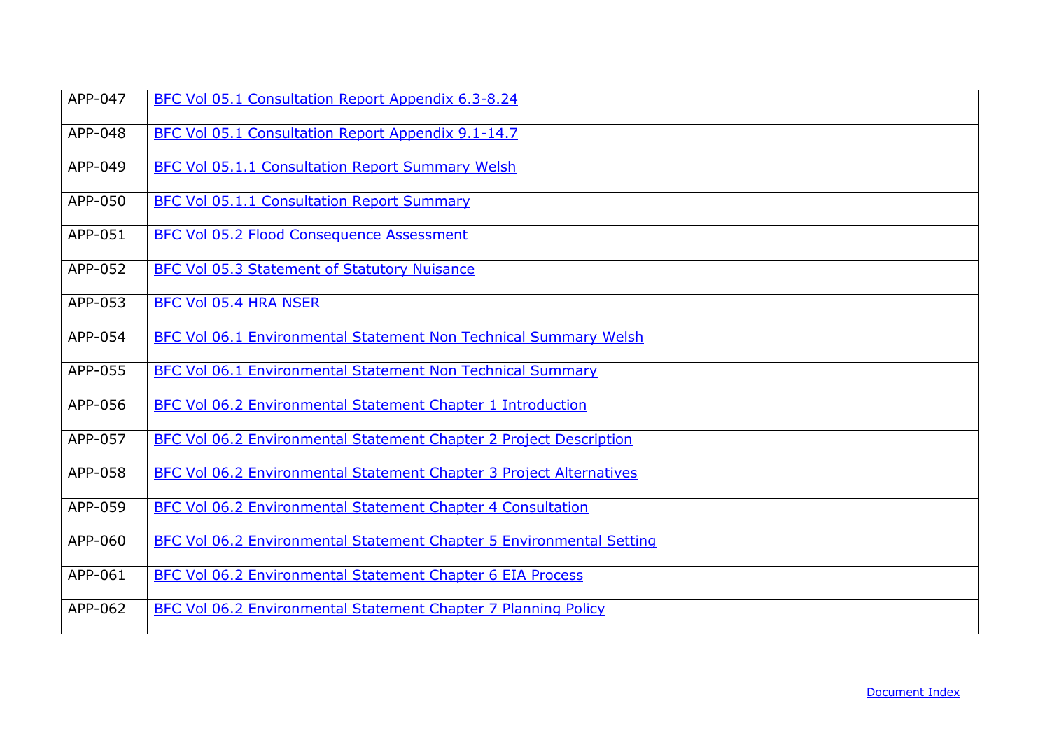| | |
|---|---|
| APP-047 | BFC Vol 05.1 Consultation Report Appendix 6.3-8.24 |
| APP-048 | BFC Vol 05.1 Consultation Report Appendix 9.1-14.7 |
| APP-049 | BFC Vol 05.1.1 Consultation Report Summary Welsh |
| APP-050 | BFC Vol 05.1.1 Consultation Report Summary |
| APP-051 | BFC Vol 05.2 Flood Consequence Assessment |
| APP-052 | BFC Vol 05.3 Statement of Statutory Nuisance |
| APP-053 | BFC Vol 05.4 HRA NSER |
| APP-054 | BFC Vol 06.1 Environmental Statement Non Technical Summary Welsh |
| APP-055 | BFC Vol 06.1 Environmental Statement Non Technical Summary |
| APP-056 | BFC Vol 06.2 Environmental Statement Chapter 1 Introduction |
| APP-057 | BFC Vol 06.2 Environmental Statement Chapter 2 Project Description |
| APP-058 | BFC Vol 06.2 Environmental Statement Chapter 3 Project Alternatives |
| APP-059 | BFC Vol 06.2 Environmental Statement Chapter 4 Consultation |
| APP-060 | BFC Vol 06.2 Environmental Statement Chapter 5 Environmental Setting |
| APP-061 | BFC Vol 06.2 Environmental Statement Chapter 6 EIA Process |
| APP-062 | BFC Vol 06.2 Environmental Statement Chapter 7 Planning Policy |

Document Index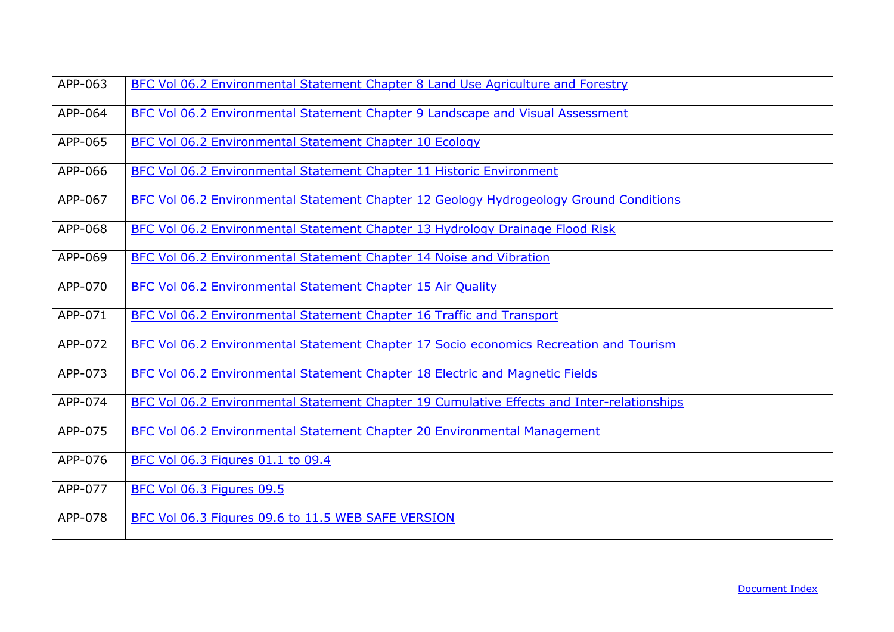| | |
|---|---|
| APP-063 | BFC Vol 06.2 Environmental Statement Chapter 8 Land Use Agriculture and Forestry |
| APP-064 | BFC Vol 06.2 Environmental Statement Chapter 9 Landscape and Visual Assessment |
| APP-065 | BFC Vol 06.2 Environmental Statement Chapter 10 Ecology |
| APP-066 | BFC Vol 06.2 Environmental Statement Chapter 11 Historic Environment |
| APP-067 | BFC Vol 06.2 Environmental Statement Chapter 12 Geology Hydrogeology Ground Conditions |
| APP-068 | BFC Vol 06.2 Environmental Statement Chapter 13 Hydrology Drainage Flood Risk |
| APP-069 | BFC Vol 06.2 Environmental Statement Chapter 14 Noise and Vibration |
| APP-070 | BFC Vol 06.2 Environmental Statement Chapter 15 Air Quality |
| APP-071 | BFC Vol 06.2 Environmental Statement Chapter 16 Traffic and Transport |
| APP-072 | BFC Vol 06.2 Environmental Statement Chapter 17 Socio economics Recreation and Tourism |
| APP-073 | BFC Vol 06.2 Environmental Statement Chapter 18 Electric and Magnetic Fields |
| APP-074 | BFC Vol 06.2 Environmental Statement Chapter 19 Cumulative Effects and Inter-relationships |
| APP-075 | BFC Vol 06.2 Environmental Statement Chapter 20 Environmental Management |
| APP-076 | BFC Vol 06.3 Figures 01.1 to 09.4 |
| APP-077 | BFC Vol 06.3 Figures 09.5 |
| APP-078 | BFC Vol 06.3 Figures 09.6 to 11.5 WEB SAFE VERSION |

Document Index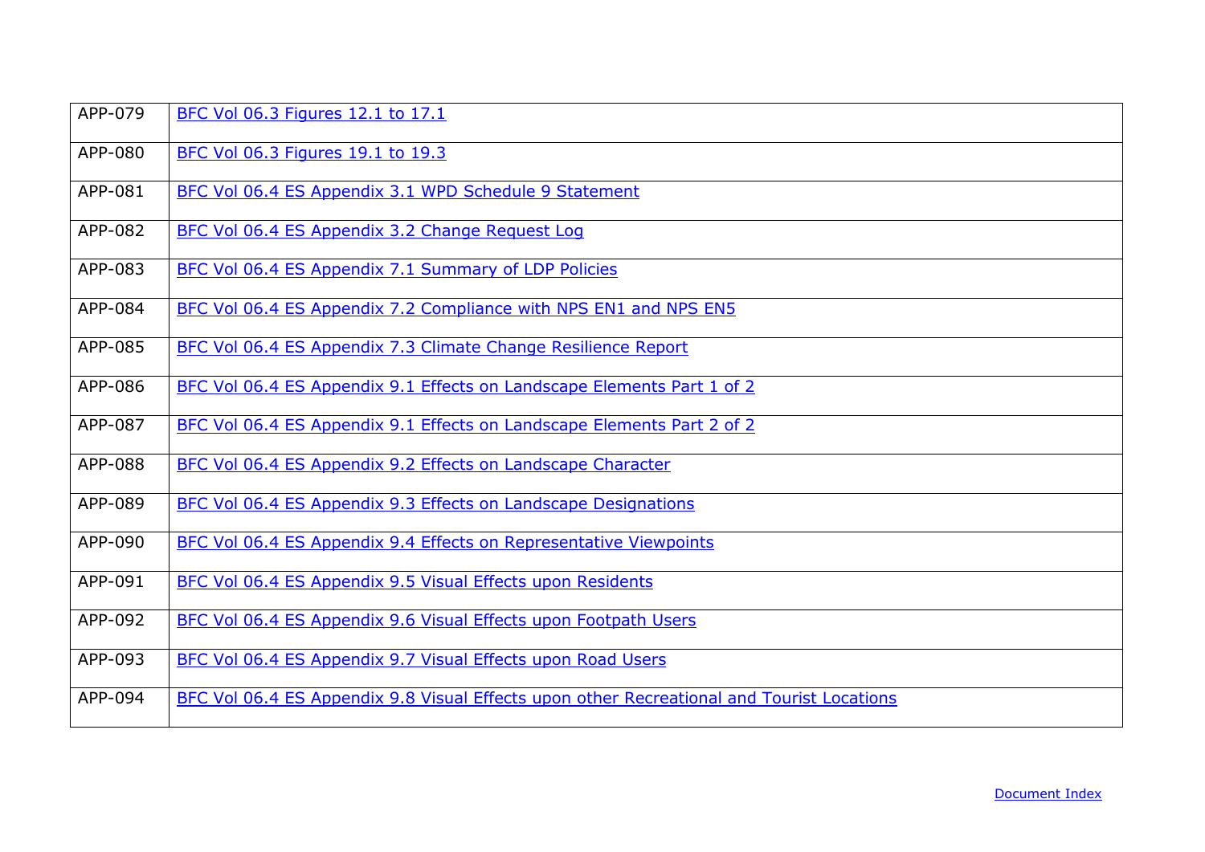| | |
|---|---|
| APP-079 | BFC Vol 06.3 Figures 12.1 to 17.1 |
| APP-080 | BFC Vol 06.3 Figures 19.1 to 19.3 |
| APP-081 | BFC Vol 06.4 ES Appendix 3.1 WPD Schedule 9 Statement |
| APP-082 | BFC Vol 06.4 ES Appendix 3.2 Change Request Log |
| APP-083 | BFC Vol 06.4 ES Appendix 7.1 Summary of LDP Policies |
| APP-084 | BFC Vol 06.4 ES Appendix 7.2 Compliance with NPS EN1 and NPS EN5 |
| APP-085 | BFC Vol 06.4 ES Appendix 7.3 Climate Change Resilience Report |
| APP-086 | BFC Vol 06.4 ES Appendix 9.1 Effects on Landscape Elements Part 1 of 2 |
| APP-087 | BFC Vol 06.4 ES Appendix 9.1 Effects on Landscape Elements Part 2 of 2 |
| APP-088 | BFC Vol 06.4 ES Appendix 9.2 Effects on Landscape Character |
| APP-089 | BFC Vol 06.4 ES Appendix 9.3 Effects on Landscape Designations |
| APP-090 | BFC Vol 06.4 ES Appendix 9.4 Effects on Representative Viewpoints |
| APP-091 | BFC Vol 06.4 ES Appendix 9.5 Visual Effects upon Residents |
| APP-092 | BFC Vol 06.4 ES Appendix 9.6 Visual Effects upon Footpath Users |
| APP-093 | BFC Vol 06.4 ES Appendix 9.7 Visual Effects upon Road Users |
| APP-094 | BFC Vol 06.4 ES Appendix 9.8 Visual Effects upon other Recreational and Tourist Locations |

Document Index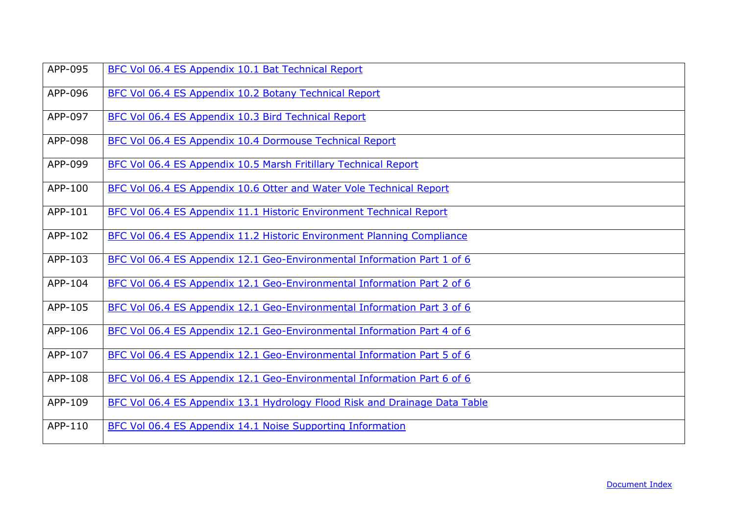| | |
|---|---|
| APP-095 | BFC Vol 06.4 ES Appendix 10.1 Bat Technical Report |
| APP-096 | BFC Vol 06.4 ES Appendix 10.2 Botany Technical Report |
| APP-097 | BFC Vol 06.4 ES Appendix 10.3 Bird Technical Report |
| APP-098 | BFC Vol 06.4 ES Appendix 10.4 Dormouse Technical Report |
| APP-099 | BFC Vol 06.4 ES Appendix 10.5 Marsh Fritillary Technical Report |
| APP-100 | BFC Vol 06.4 ES Appendix 10.6 Otter and Water Vole Technical Report |
| APP-101 | BFC Vol 06.4 ES Appendix 11.1 Historic Environment Technical Report |
| APP-102 | BFC Vol 06.4 ES Appendix 11.2 Historic Environment Planning Compliance |
| APP-103 | BFC Vol 06.4 ES Appendix 12.1 Geo-Environmental Information Part 1 of 6 |
| APP-104 | BFC Vol 06.4 ES Appendix 12.1 Geo-Environmental Information Part 2 of 6 |
| APP-105 | BFC Vol 06.4 ES Appendix 12.1 Geo-Environmental Information Part 3 of 6 |
| APP-106 | BFC Vol 06.4 ES Appendix 12.1 Geo-Environmental Information Part 4 of 6 |
| APP-107 | BFC Vol 06.4 ES Appendix 12.1 Geo-Environmental Information Part 5 of 6 |
| APP-108 | BFC Vol 06.4 ES Appendix 12.1 Geo-Environmental Information Part 6 of 6 |
| APP-109 | BFC Vol 06.4 ES Appendix 13.1 Hydrology Flood Risk and Drainage Data Table |
| APP-110 | BFC Vol 06.4 ES Appendix 14.1 Noise Supporting Information |

Document Index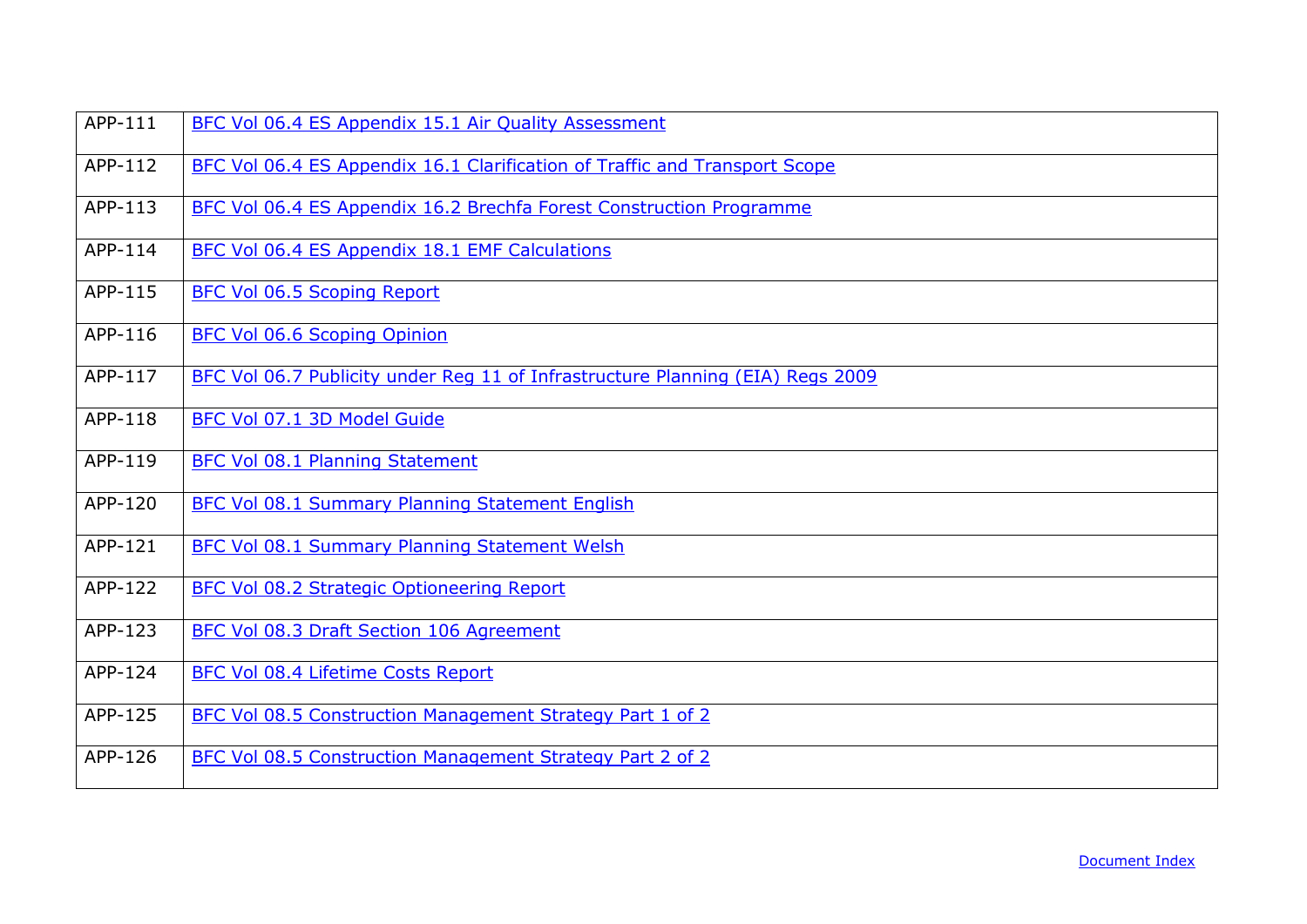| APP-111 | BFC Vol 06.4 ES Appendix 15.1 Air Quality Assessment |
|---|---|
| APP-112 | BFC Vol 06.4 ES Appendix 16.1 Clarification of Traffic and Transport Scope |
| APP-113 | BFC Vol 06.4 ES Appendix 16.2 Brechfa Forest Construction Programme |
| APP-114 | BFC Vol 06.4 ES Appendix 18.1 EMF Calculations |
| APP-115 | BFC Vol 06.5 Scoping Report |
| APP-116 | BFC Vol 06.6 Scoping Opinion |
| APP-117 | BFC Vol 06.7 Publicity under Reg 11 of Infrastructure Planning (EIA) Regs 2009 |
| APP-118 | BFC Vol 07.1 3D Model Guide |
| APP-119 | BFC Vol 08.1 Planning Statement |
| APP-120 | BFC Vol 08.1 Summary Planning Statement English |
| APP-121 | BFC Vol 08.1 Summary Planning Statement Welsh |
| APP-122 | BFC Vol 08.2 Strategic Optioneering Report |
| APP-123 | BFC Vol 08.3 Draft Section 106 Agreement |
| APP-124 | BFC Vol 08.4 Lifetime Costs Report |
| APP-125 | BFC Vol 08.5 Construction Management Strategy Part 1 of 2 |
| APP-126 | BFC Vol 08.5 Construction Management Strategy Part 2 of 2 |

Document Index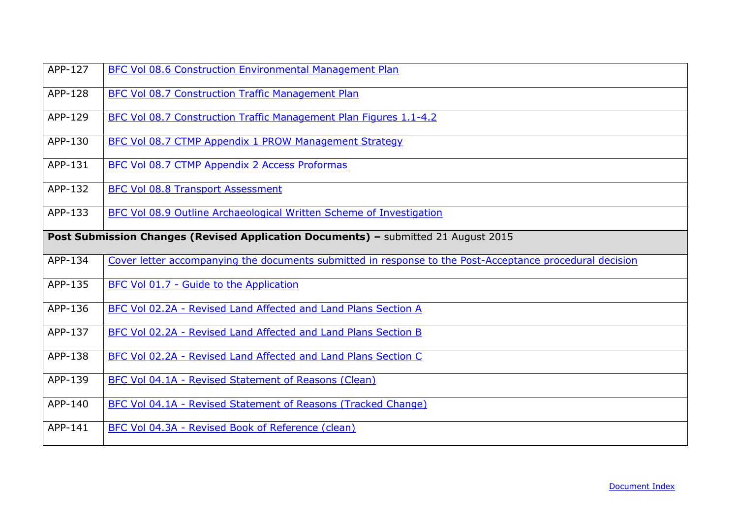| | |
|---|---|
| APP-127 | BFC Vol 08.6 Construction Environmental Management Plan |
| APP-128 | BFC Vol 08.7 Construction Traffic Management Plan |
| APP-129 | BFC Vol 08.7 Construction Traffic Management Plan Figures 1.1-4.2 |
| APP-130 | BFC Vol 08.7 CTMP Appendix 1 PROW Management Strategy |
| APP-131 | BFC Vol 08.7 CTMP Appendix 2 Access Proformas |
| APP-132 | BFC Vol 08.8 Transport Assessment |
| APP-133 | BFC Vol 08.9 Outline Archaeological Written Scheme of Investigation |
| **Post Submission Changes (Revised Application Documents) –** submitted 21 August 2015 | |
| APP-134 | Cover letter accompanying the documents submitted in response to the Post-Acceptance procedural decision |
| APP-135 | BFC Vol 01.7 - Guide to the Application |
| APP-136 | BFC Vol 02.2A - Revised Land Affected and Land Plans Section A |
| APP-137 | BFC Vol 02.2A - Revised Land Affected and Land Plans Section B |
| APP-138 | BFC Vol 02.2A - Revised Land Affected and Land Plans Section C |
| APP-139 | BFC Vol 04.1A - Revised Statement of Reasons (Clean) |
| APP-140 | BFC Vol 04.1A - Revised Statement of Reasons (Tracked Change) |
| APP-141 | BFC Vol 04.3A - Revised Book of Reference (clean) |

Document Index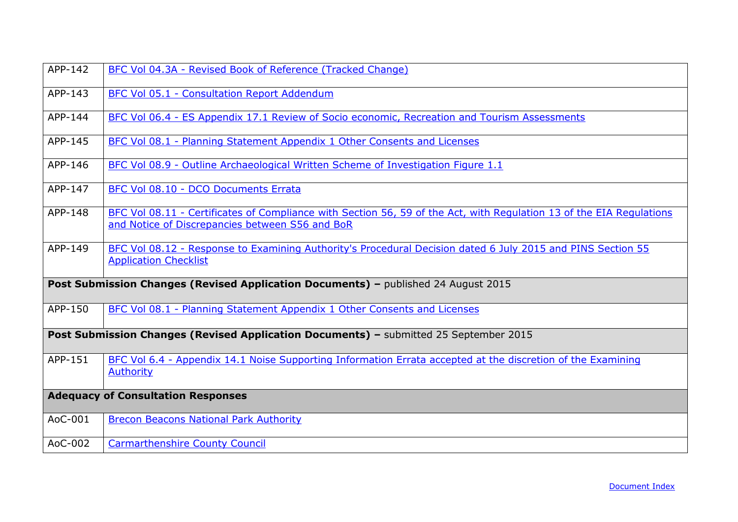| | |
|---|---|
| APP-142 | BFC Vol 04.3A - Revised Book of Reference (Tracked Change) |
| APP-143 | BFC Vol 05.1 - Consultation Report Addendum |
| APP-144 | BFC Vol 06.4 - ES Appendix 17.1 Review of Socio economic, Recreation and Tourism Assessments |
| APP-145 | BFC Vol 08.1 - Planning Statement Appendix 1 Other Consents and Licenses |
| APP-146 | BFC Vol 08.9 - Outline Archaeological Written Scheme of Investigation Figure 1.1 |
| APP-147 | BFC Vol 08.10 - DCO Documents Errata |
| APP-148 | BFC Vol 08.11 - Certificates of Compliance with Section 56, 59 of the Act, with Regulation 13 of the EIA Regulations and Notice of Discrepancies between S56 and BoR |
| APP-149 | BFC Vol 08.12 - Response to Examining Authority's Procedural Decision dated 6 July 2015 and PINS Section 55 Application Checklist |
| **Post Submission Changes (Revised Application Documents) –** published 24 August 2015 | |
| APP-150 | BFC Vol 08.1 - Planning Statement Appendix 1 Other Consents and Licenses |
| **Post Submission Changes (Revised Application Documents) –** submitted 25 September 2015 | |
| APP-151 | BFC Vol 6.4 - Appendix 14.1 Noise Supporting Information Errata accepted at the discretion of the Examining Authority |
| **Adequacy of Consultation Responses** | |
| AoC-001 | Brecon Beacons National Park Authority |
| AoC-002 | Carmarthenshire County Council |

Document Index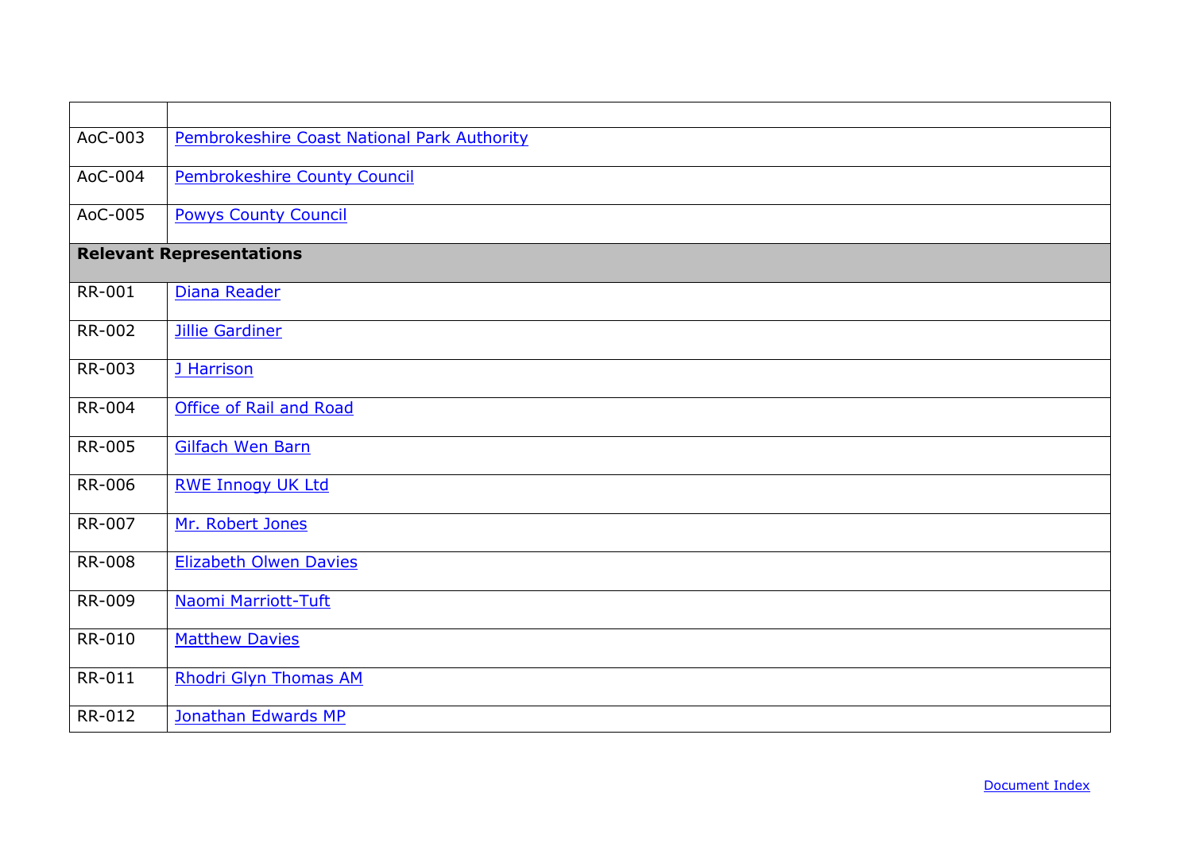| | |
|---|---|
| AoC-003 | Pembrokeshire Coast National Park Authority |
| AoC-004 | Pembrokeshire County Council |
| AoC-005 | Powys County Council |
| **Relevant Representations** | |
| RR-001 | Diana Reader |
| RR-002 | Jillie Gardiner |
| RR-003 | J Harrison |
| RR-004 | Office of Rail and Road |
| RR-005 | Gilfach Wen Barn |
| RR-006 | RWE Innogy UK Ltd |
| RR-007 | Mr. Robert Jones |
| RR-008 | Elizabeth Olwen Davies |
| RR-009 | Naomi Marriott-Tuft |
| RR-010 | Matthew Davies |
| RR-011 | Rhodri Glyn Thomas AM |
| RR-012 | Jonathan Edwards MP |

Document Index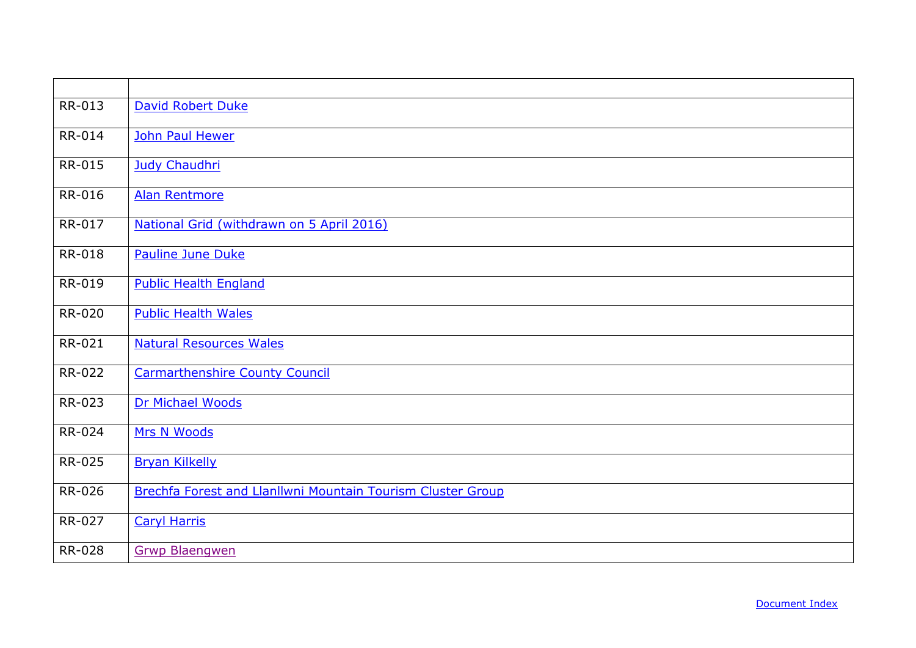| | |
|---|---|
| RR-013 | David Robert Duke |
| RR-014 | John Paul Hewer |
| RR-015 | Judy Chaudhri |
| RR-016 | Alan Rentmore |
| RR-017 | National Grid (withdrawn on 5 April 2016) |
| RR-018 | Pauline June Duke |
| RR-019 | Public Health England |
| RR-020 | Public Health Wales |
| RR-021 | Natural Resources Wales |
| RR-022 | Carmarthenshire County Council |
| RR-023 | Dr Michael Woods |
| RR-024 | Mrs N Woods |
| RR-025 | Bryan Kilkelly |
| RR-026 | Brechfa Forest and Llanllwni Mountain Tourism Cluster Group |
| RR-027 | Caryl Harris |
| RR-028 | Grwp Blaengwen |

Document Index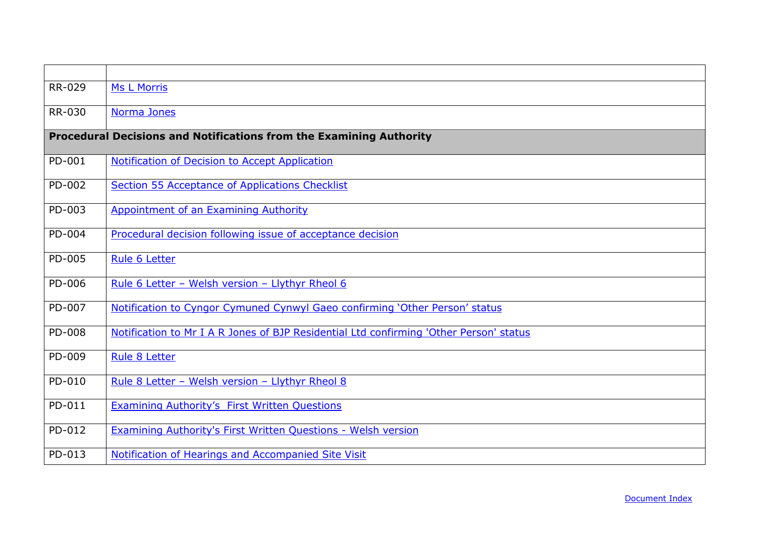| | |
|---|---|
| RR-029 | Ms L Morris |
| RR-030 | Norma Jones |
| **Procedural Decisions and Notifications from the Examining Authority** | |
| PD-001 | Notification of Decision to Accept Application |
| PD-002 | Section 55 Acceptance of Applications Checklist |
| PD-003 | Appointment of an Examining Authority |
| PD-004 | Procedural decision following issue of acceptance decision |
| PD-005 | Rule 6 Letter |
| PD-006 | Rule 6 Letter – Welsh version – Llythyr Rheol 6 |
| PD-007 | Notification to Cyngor Cymuned Cynwyl Gaeo confirming 'Other Person' status |
| PD-008 | Notification to Mr I A R Jones of BJP Residential Ltd confirming 'Other Person' status |
| PD-009 | Rule 8 Letter |
| PD-010 | Rule 8 Letter – Welsh version – Llythyr Rheol 8 |
| PD-011 | Examining Authority's  First Written Questions |
| PD-012 | Examining Authority's First Written Questions - Welsh version |
| PD-013 | Notification of Hearings and Accompanied Site Visit |

Document Index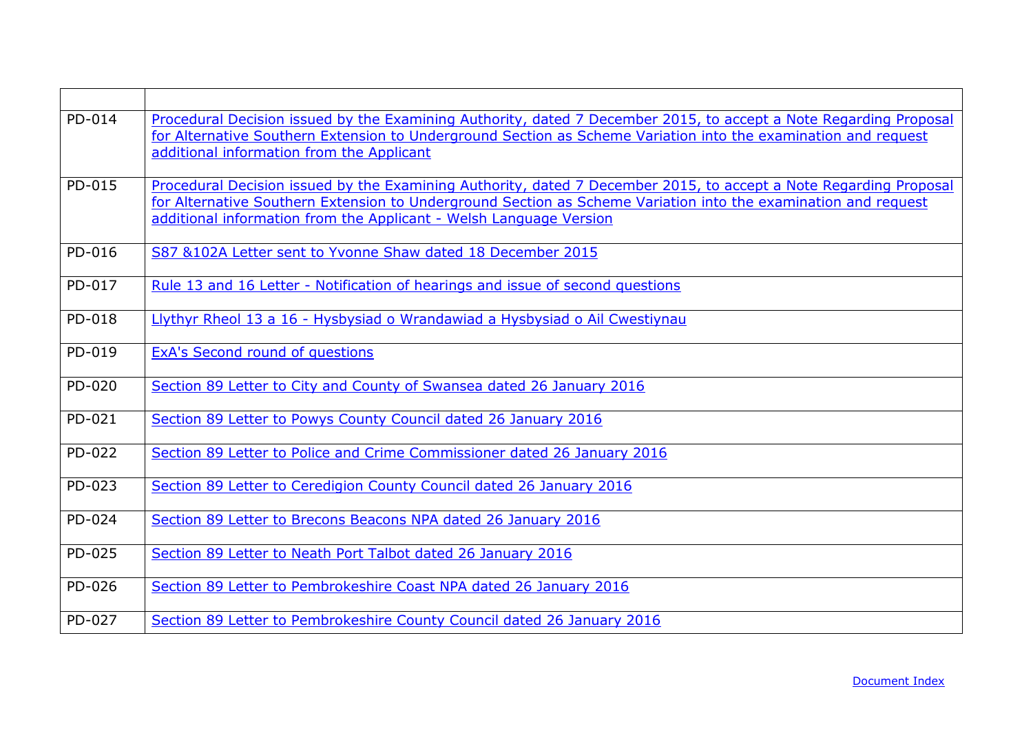| | |
|---|---|
| PD-014 | Procedural Decision issued by the Examining Authority, dated 7 December 2015, to accept a Note Regarding Proposal for Alternative Southern Extension to Underground Section as Scheme Variation into the examination and request additional information from the Applicant |
| PD-015 | Procedural Decision issued by the Examining Authority, dated 7 December 2015, to accept a Note Regarding Proposal for Alternative Southern Extension to Underground Section as Scheme Variation into the examination and request additional information from the Applicant - Welsh Language Version |
| PD-016 | S87 &102A Letter sent to Yvonne Shaw dated 18 December 2015 |
| PD-017 | Rule 13 and 16 Letter - Notification of hearings and issue of second questions |
| PD-018 | Llythyr Rheol 13 a 16 - Hysbysiad o Wrandawiad a Hysbysiad o Ail Cwestiynau |
| PD-019 | ExA's Second round of questions |
| PD-020 | Section 89 Letter to City and County of Swansea dated 26 January 2016 |
| PD-021 | Section 89 Letter to Powys County Council dated 26 January 2016 |
| PD-022 | Section 89 Letter to Police and Crime Commissioner dated 26 January 2016 |
| PD-023 | Section 89 Letter to Ceredigion County Council dated 26 January 2016 |
| PD-024 | Section 89 Letter to Brecons Beacons NPA dated 26 January 2016 |
| PD-025 | Section 89 Letter to Neath Port Talbot dated 26 January 2016 |
| PD-026 | Section 89 Letter to Pembrokeshire Coast NPA dated 26 January 2016 |
| PD-027 | Section 89 Letter to Pembrokeshire County Council dated 26 January 2016 |

Document Index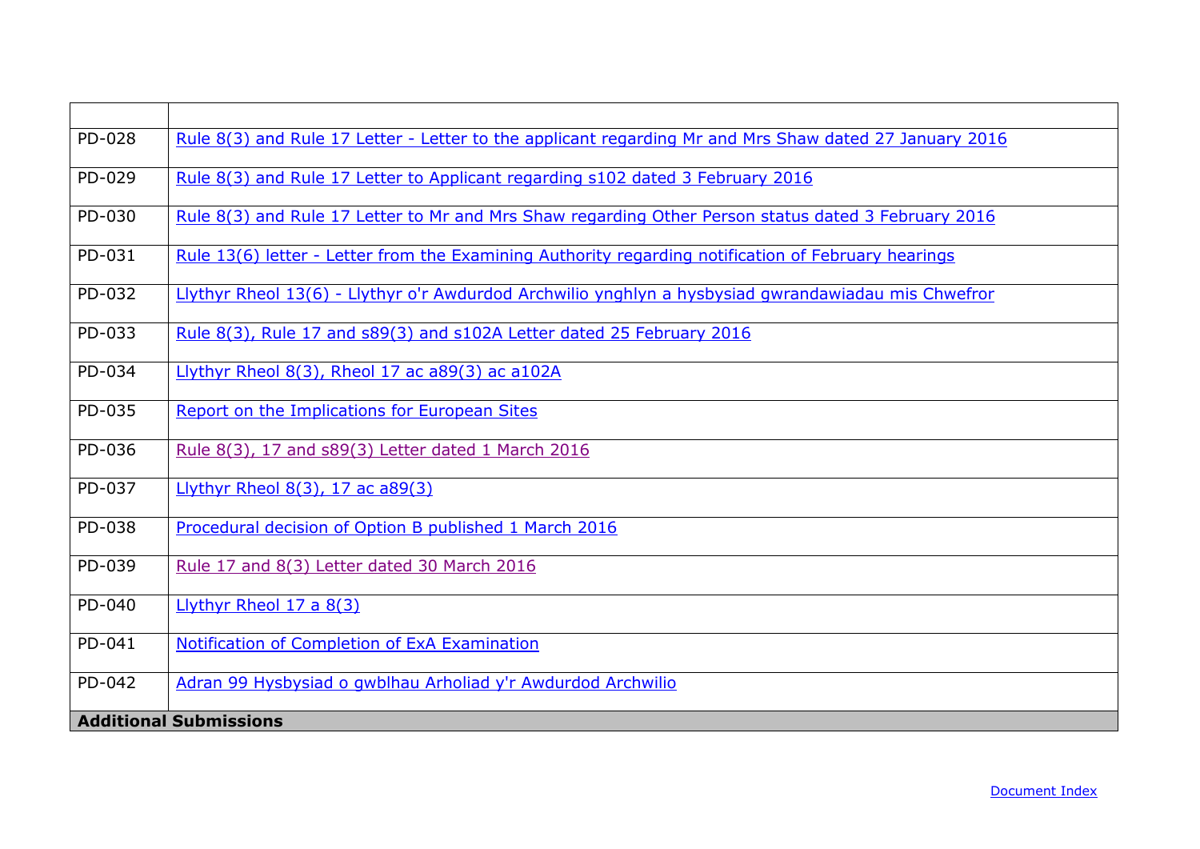| | |
|---|---|
| PD-028 | Rule 8(3) and Rule 17 Letter - Letter to the applicant regarding Mr and Mrs Shaw dated 27 January 2016 |
| PD-029 | Rule 8(3) and Rule 17 Letter to Applicant regarding s102 dated 3 February 2016 |
| PD-030 | Rule 8(3) and Rule 17 Letter to Mr and Mrs Shaw regarding Other Person status dated 3 February 2016 |
| PD-031 | Rule 13(6) letter - Letter from the Examining Authority regarding notification of February hearings |
| PD-032 | Llythyr Rheol 13(6) - Llythyr o'r Awdurdod Archwilio ynghlyn a hysbysiad gwrandawiadau mis Chwefror |
| PD-033 | Rule 8(3), Rule 17 and s89(3) and s102A Letter dated 25 February 2016 |
| PD-034 | Llythyr Rheol 8(3), Rheol 17 ac a89(3) ac a102A |
| PD-035 | Report on the Implications for European Sites |
| PD-036 | Rule 8(3), 17 and s89(3) Letter dated 1 March 2016 |
| PD-037 | Llythyr Rheol 8(3), 17 ac a89(3) |
| PD-038 | Procedural decision of Option B published 1 March 2016 |
| PD-039 | Rule 17 and 8(3) Letter dated 30 March 2016 |
| PD-040 | Llythyr Rheol 17 a 8(3) |
| PD-041 | Notification of Completion of ExA Examination |
| PD-042 | Adran 99 Hysbysiad o gwblhau Arholiad y'r Awdurdod Archwilio |
| **Additional Submissions** | |

Document Index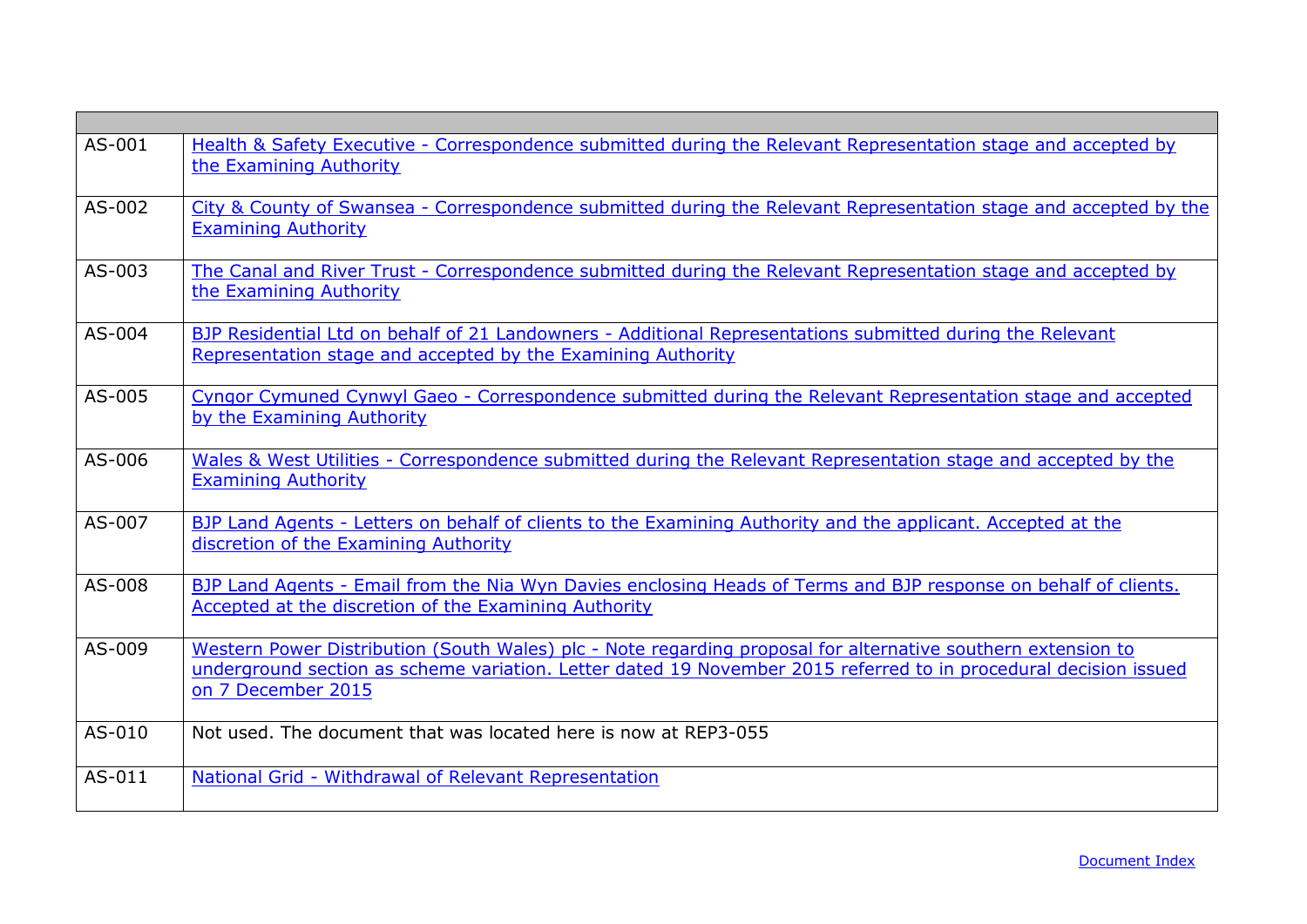| | |
|---|---|
| AS-001 | Health & Safety Executive - Correspondence submitted during the Relevant Representation stage and accepted by the Examining Authority |
| AS-002 | City & County of Swansea - Correspondence submitted during the Relevant Representation stage and accepted by the Examining Authority |
| AS-003 | The Canal and River Trust - Correspondence submitted during the Relevant Representation stage and accepted by the Examining Authority |
| AS-004 | BJP Residential Ltd on behalf of 21 Landowners - Additional Representations submitted during the Relevant Representation stage and accepted by the Examining Authority |
| AS-005 | Cyngor Cymuned Cynwyl Gaeo - Correspondence submitted during the Relevant Representation stage and accepted by the Examining Authority |
| AS-006 | Wales & West Utilities - Correspondence submitted during the Relevant Representation stage and accepted by the Examining Authority |
| AS-007 | BJP Land Agents - Letters on behalf of clients to the Examining Authority and the applicant. Accepted at the discretion of the Examining Authority |
| AS-008 | BJP Land Agents - Email from the Nia Wyn Davies enclosing Heads of Terms and BJP response on behalf of clients. Accepted at the discretion of the Examining Authority |
| AS-009 | Western Power Distribution (South Wales) plc - Note regarding proposal for alternative southern extension to underground section as scheme variation. Letter dated 19 November 2015 referred to in procedural decision issued on 7 December 2015 |
| AS-010 | Not used. The document that was located here is now at REP3-055 |
| AS-011 | National Grid - Withdrawal of Relevant Representation |

Document Index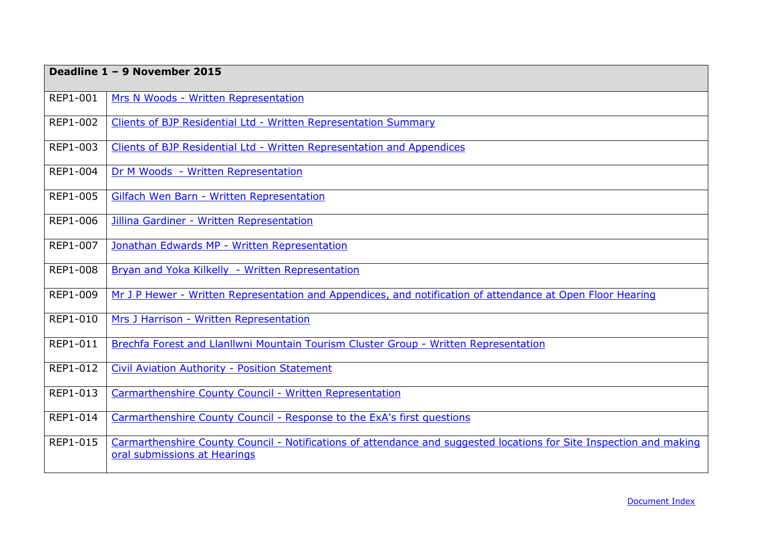| Deadline 1 – 9 November 2015 | |
|---|---|
| REP1-001 | Mrs N Woods - Written Representation |
| REP1-002 | Clients of BJP Residential Ltd - Written Representation Summary |
| REP1-003 | Clients of BJP Residential Ltd - Written Representation and Appendices |
| REP1-004 | Dr M Woods - Written Representation |
| REP1-005 | Gilfach Wen Barn - Written Representation |
| REP1-006 | Jillina Gardiner - Written Representation |
| REP1-007 | Jonathan Edwards MP - Written Representation |
| REP1-008 | Bryan and Yoka Kilkelly - Written Representation |
| REP1-009 | Mr J P Hewer - Written Representation and Appendices, and notification of attendance at Open Floor Hearing |
| REP1-010 | Mrs J Harrison - Written Representation |
| REP1-011 | Brechfa Forest and Llanllwni Mountain Tourism Cluster Group - Written Representation |
| REP1-012 | Civil Aviation Authority - Position Statement |
| REP1-013 | Carmarthenshire County Council - Written Representation |
| REP1-014 | Carmarthenshire County Council - Response to the ExA's first questions |
| REP1-015 | Carmarthenshire County Council - Notifications of attendance and suggested locations for Site Inspection and making oral submissions at Hearings |

Document Index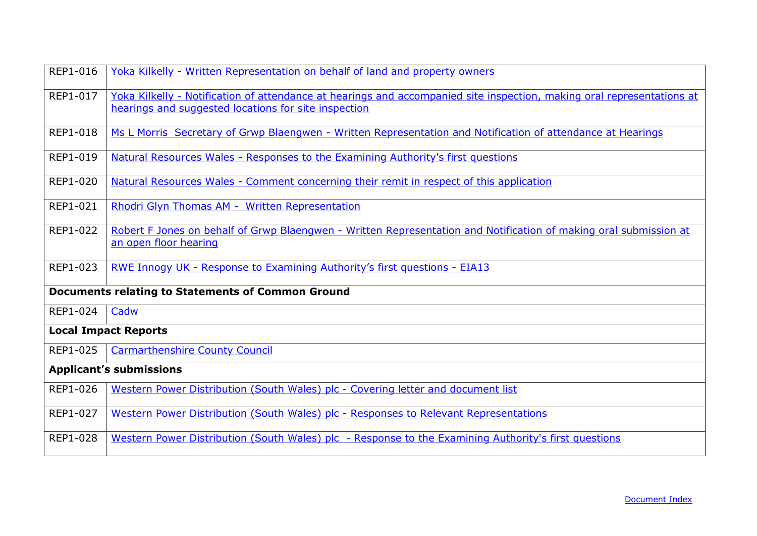| | |
|---|---|
| REP1-016 | Yoka Kilkelly - Written Representation on behalf of land and property owners |
| REP1-017 | Yoka Kilkelly - Notification of attendance at hearings and accompanied site inspection, making oral representations at hearings and suggested locations for site inspection |
| REP1-018 | Ms L Morris  Secretary of Grwp Blaengwen - Written Representation and Notification of attendance at Hearings |
| REP1-019 | Natural Resources Wales - Responses to the Examining Authority's first questions |
| REP1-020 | Natural Resources Wales - Comment concerning their remit in respect of this application |
| REP1-021 | Rhodri Glyn Thomas AM -  Written Representation |
| REP1-022 | Robert F Jones on behalf of Grwp Blaengwen - Written Representation and Notification of making oral submission at an open floor hearing |
| REP1-023 | RWE Innogy UK - Response to Examining Authority's first questions - EIA13 |
| **Documents relating to Statements of Common Ground** | |
| REP1-024 | Cadw |
| **Local Impact Reports** | |
| REP1-025 | Carmarthenshire County Council |
| **Applicant's submissions** | |
| REP1-026 | Western Power Distribution (South Wales) plc - Covering letter and document list |
| REP1-027 | Western Power Distribution (South Wales) plc - Responses to Relevant Representations |
| REP1-028 | Western Power Distribution (South Wales) plc  - Response to the Examining Authority's first questions |

Document Index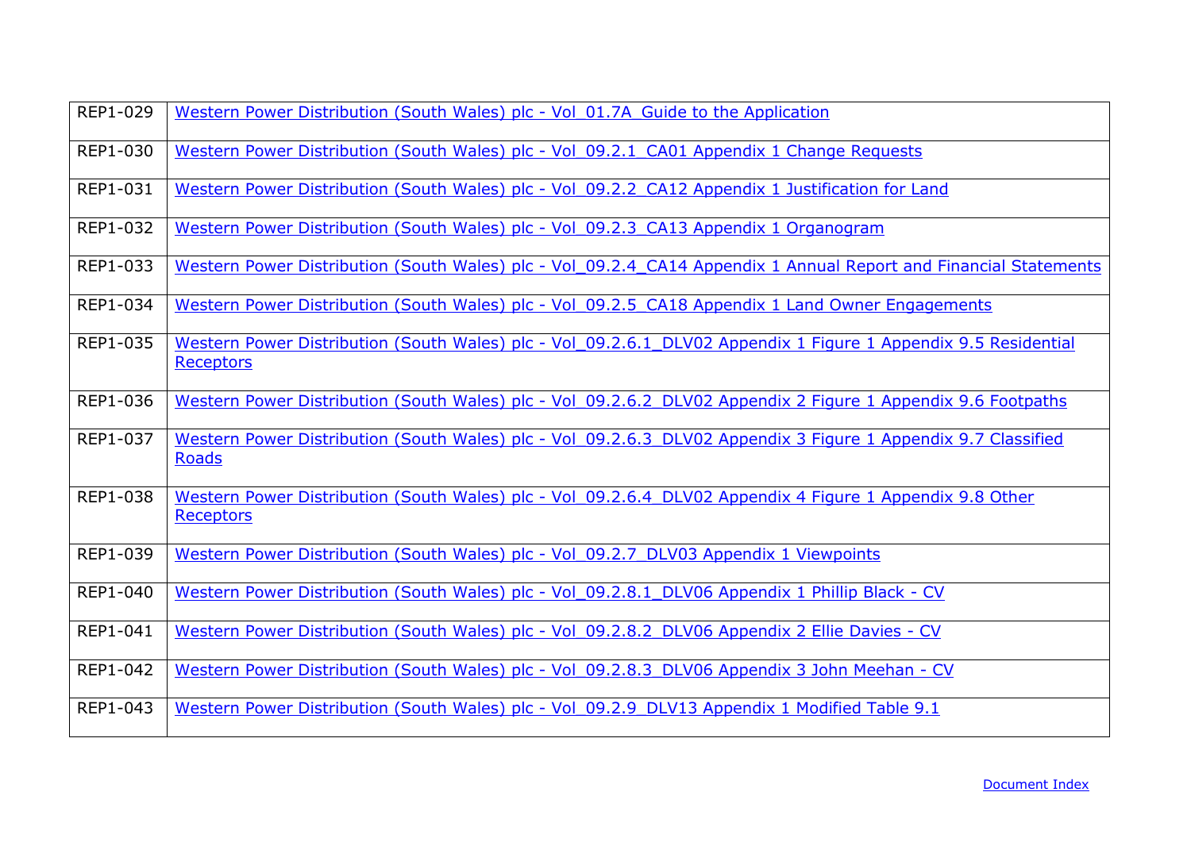| | |
|---|---|
| REP1-029 | Western Power Distribution (South Wales) plc - Vol_01.7A_Guide to the Application |
| REP1-030 | Western Power Distribution (South Wales) plc - Vol_09.2.1_CA01 Appendix 1 Change Requests |
| REP1-031 | Western Power Distribution (South Wales) plc - Vol_09.2.2_CA12 Appendix 1 Justification for Land |
| REP1-032 | Western Power Distribution (South Wales) plc - Vol_09.2.3_CA13 Appendix 1 Organogram |
| REP1-033 | Western Power Distribution (South Wales) plc - Vol_09.2.4_CA14 Appendix 1 Annual Report and Financial Statements |
| REP1-034 | Western Power Distribution (South Wales) plc - Vol_09.2.5_CA18 Appendix 1 Land Owner Engagements |
| REP1-035 | Western Power Distribution (South Wales) plc - Vol_09.2.6.1_DLV02 Appendix 1 Figure 1 Appendix 9.5 Residential Receptors |
| REP1-036 | Western Power Distribution (South Wales) plc - Vol_09.2.6.2_DLV02 Appendix 2 Figure 1 Appendix 9.6 Footpaths |
| REP1-037 | Western Power Distribution (South Wales) plc - Vol_09.2.6.3_DLV02 Appendix 3 Figure 1 Appendix 9.7 Classified Roads |
| REP1-038 | Western Power Distribution (South Wales) plc - Vol_09.2.6.4_DLV02 Appendix 4 Figure 1 Appendix 9.8 Other Receptors |
| REP1-039 | Western Power Distribution (South Wales) plc - Vol_09.2.7_DLV03 Appendix 1 Viewpoints |
| REP1-040 | Western Power Distribution (South Wales) plc - Vol_09.2.8.1_DLV06 Appendix 1 Phillip Black - CV |
| REP1-041 | Western Power Distribution (South Wales) plc - Vol_09.2.8.2_DLV06 Appendix 2 Ellie Davies - CV |
| REP1-042 | Western Power Distribution (South Wales) plc - Vol_09.2.8.3_DLV06 Appendix 3 John Meehan - CV |
| REP1-043 | Western Power Distribution (South Wales) plc - Vol_09.2.9_DLV13 Appendix 1 Modified Table 9.1 |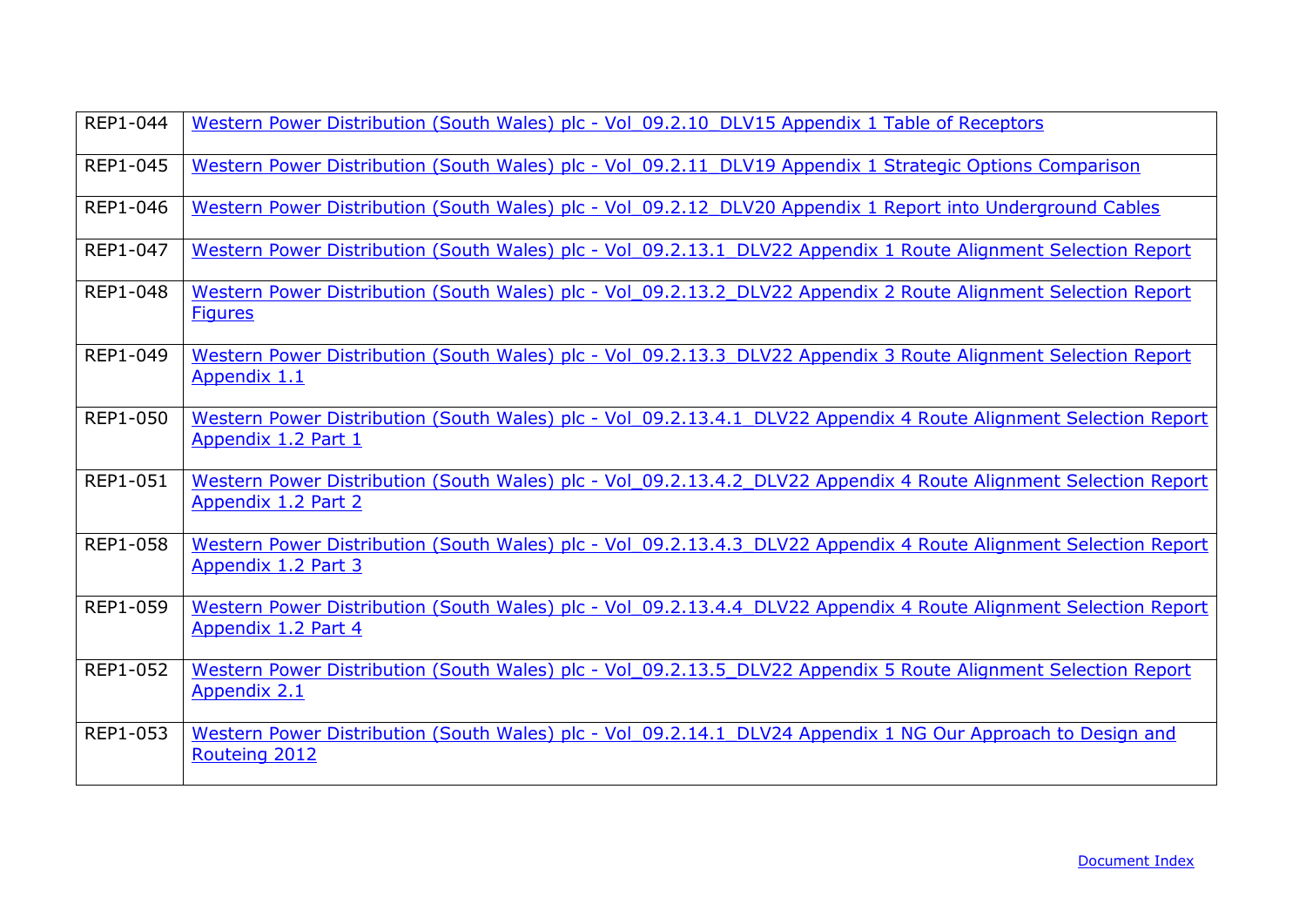| | |
|---|---|
| REP1-044 | Western Power Distribution (South Wales) plc - Vol_09.2.10_DLV15 Appendix 1 Table of Receptors |
| REP1-045 | Western Power Distribution (South Wales) plc - Vol_09.2.11_DLV19 Appendix 1 Strategic Options Comparison |
| REP1-046 | Western Power Distribution (South Wales) plc - Vol_09.2.12_DLV20 Appendix 1 Report into Underground Cables |
| REP1-047 | Western Power Distribution (South Wales) plc - Vol_09.2.13.1_DLV22 Appendix 1 Route Alignment Selection Report |
| REP1-048 | Western Power Distribution (South Wales) plc - Vol_09.2.13.2_DLV22 Appendix 2 Route Alignment Selection Report Figures |
| REP1-049 | Western Power Distribution (South Wales) plc - Vol_09.2.13.3_DLV22 Appendix 3 Route Alignment Selection Report Appendix 1.1 |
| REP1-050 | Western Power Distribution (South Wales) plc - Vol_09.2.13.4.1_DLV22 Appendix 4 Route Alignment Selection Report Appendix 1.2 Part 1 |
| REP1-051 | Western Power Distribution (South Wales) plc - Vol_09.2.13.4.2_DLV22 Appendix 4 Route Alignment Selection Report Appendix 1.2 Part 2 |
| REP1-058 | Western Power Distribution (South Wales) plc - Vol_09.2.13.4.3_DLV22 Appendix 4 Route Alignment Selection Report Appendix 1.2 Part 3 |
| REP1-059 | Western Power Distribution (South Wales) plc - Vol_09.2.13.4.4_DLV22 Appendix 4 Route Alignment Selection Report Appendix 1.2 Part 4 |
| REP1-052 | Western Power Distribution (South Wales) plc - Vol_09.2.13.5_DLV22 Appendix 5 Route Alignment Selection Report Appendix 2.1 |
| REP1-053 | Western Power Distribution (South Wales) plc - Vol_09.2.14.1_DLV24 Appendix 1 NG Our Approach to Design and Routeing 2012 |

Document Index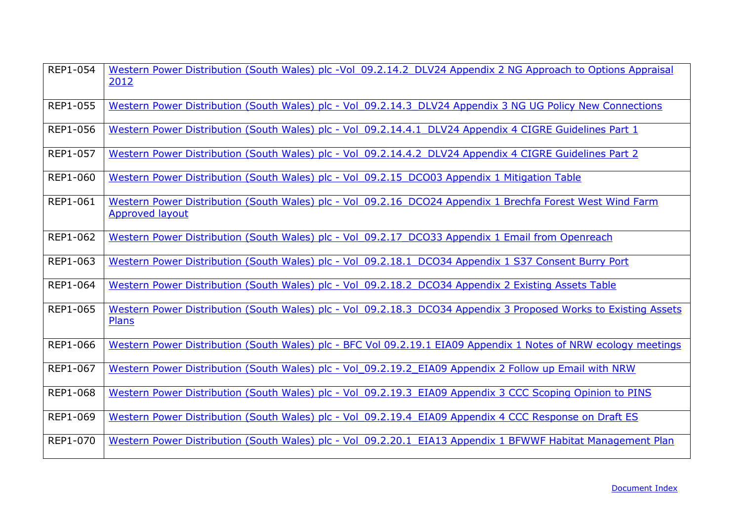| | |
|---|---|
| REP1-054 | Western Power Distribution (South Wales) plc -Vol_09.2.14.2_DLV24 Appendix 2 NG Approach to Options Appraisal 2012 |
| REP1-055 | Western Power Distribution (South Wales) plc - Vol_09.2.14.3_DLV24 Appendix 3 NG UG Policy New Connections |
| REP1-056 | Western Power Distribution (South Wales) plc - Vol_09.2.14.4.1_DLV24 Appendix 4 CIGRE Guidelines Part 1 |
| REP1-057 | Western Power Distribution (South Wales) plc - Vol_09.2.14.4.2_DLV24 Appendix 4 CIGRE Guidelines Part 2 |
| REP1-060 | Western Power Distribution (South Wales) plc - Vol_09.2.15_DCO03 Appendix 1 Mitigation Table |
| REP1-061 | Western Power Distribution (South Wales) plc - Vol_09.2.16_DCO24 Appendix 1 Brechfa Forest West Wind Farm Approved layout |
| REP1-062 | Western Power Distribution (South Wales) plc - Vol_09.2.17_DCO33 Appendix 1 Email from Openreach |
| REP1-063 | Western Power Distribution (South Wales) plc - Vol_09.2.18.1_DCO34 Appendix 1 S37 Consent Burry Port |
| REP1-064 | Western Power Distribution (South Wales) plc - Vol_09.2.18.2_DCO34 Appendix 2 Existing Assets Table |
| REP1-065 | Western Power Distribution (South Wales) plc - Vol_09.2.18.3_DCO34 Appendix 3 Proposed Works to Existing Assets Plans |
| REP1-066 | Western Power Distribution (South Wales) plc - BFC Vol 09.2.19.1 EIA09 Appendix 1 Notes of NRW ecology meetings |
| REP1-067 | Western Power Distribution (South Wales) plc - Vol_09.2.19.2_EIA09 Appendix 2 Follow up Email with NRW |
| REP1-068 | Western Power Distribution (South Wales) plc - Vol_09.2.19.3_EIA09 Appendix 3 CCC Scoping Opinion to PINS |
| REP1-069 | Western Power Distribution (South Wales) plc - Vol_09.2.19.4_EIA09 Appendix 4 CCC Response on Draft ES |
| REP1-070 | Western Power Distribution (South Wales) plc - Vol_09.2.20.1_EIA13 Appendix 1 BFWWF Habitat Management Plan |

Document Index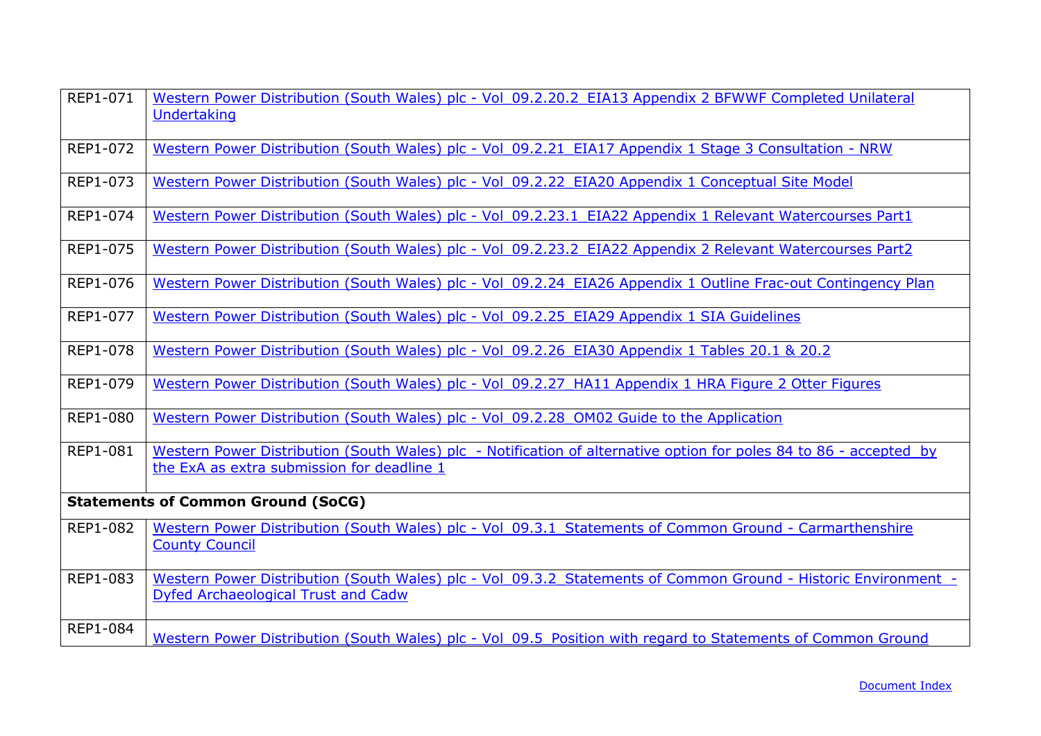| | |
|---|---|
| REP1-071 | Western Power Distribution (South Wales) plc - Vol_09.2.20.2_EIA13 Appendix 2 BFWWF Completed Unilateral Undertaking |
| REP1-072 | Western Power Distribution (South Wales) plc - Vol_09.2.21_EIA17 Appendix 1 Stage 3 Consultation - NRW |
| REP1-073 | Western Power Distribution (South Wales) plc - Vol_09.2.22_EIA20 Appendix 1 Conceptual Site Model |
| REP1-074 | Western Power Distribution (South Wales) plc - Vol_09.2.23.1_EIA22 Appendix 1 Relevant Watercourses Part1 |
| REP1-075 | Western Power Distribution (South Wales) plc - Vol_09.2.23.2_EIA22 Appendix 2 Relevant Watercourses Part2 |
| REP1-076 | Western Power Distribution (South Wales) plc - Vol_09.2.24_EIA26 Appendix 1 Outline Frac-out Contingency Plan |
| REP1-077 | Western Power Distribution (South Wales) plc - Vol_09.2.25_EIA29 Appendix 1 SIA Guidelines |
| REP1-078 | Western Power Distribution (South Wales) plc - Vol_09.2.26_EIA30 Appendix 1 Tables 20.1 & 20.2 |
| REP1-079 | Western Power Distribution (South Wales) plc - Vol_09.2.27_HA11 Appendix 1 HRA Figure 2 Otter Figures |
| REP1-080 | Western Power Distribution (South Wales) plc - Vol_09.2.28_OM02 Guide to the Application |
| REP1-081 | Western Power Distribution (South Wales) plc - Notification of alternative option for poles 84 to 86 - accepted by the ExA as extra submission for deadline 1 |
| **Statements of Common Ground (SoCG)** | |
| REP1-082 | Western Power Distribution (South Wales) plc - Vol_09.3.1_Statements of Common Ground - Carmarthenshire County Council |
| REP1-083 | Western Power Distribution (South Wales) plc - Vol_09.3.2_Statements of Common Ground - Historic Environment - Dyfed Archaeological Trust and Cadw |
| REP1-084 | Western Power Distribution (South Wales) plc - Vol_09.5_Position with regard to Statements of Common Ground |

Document Index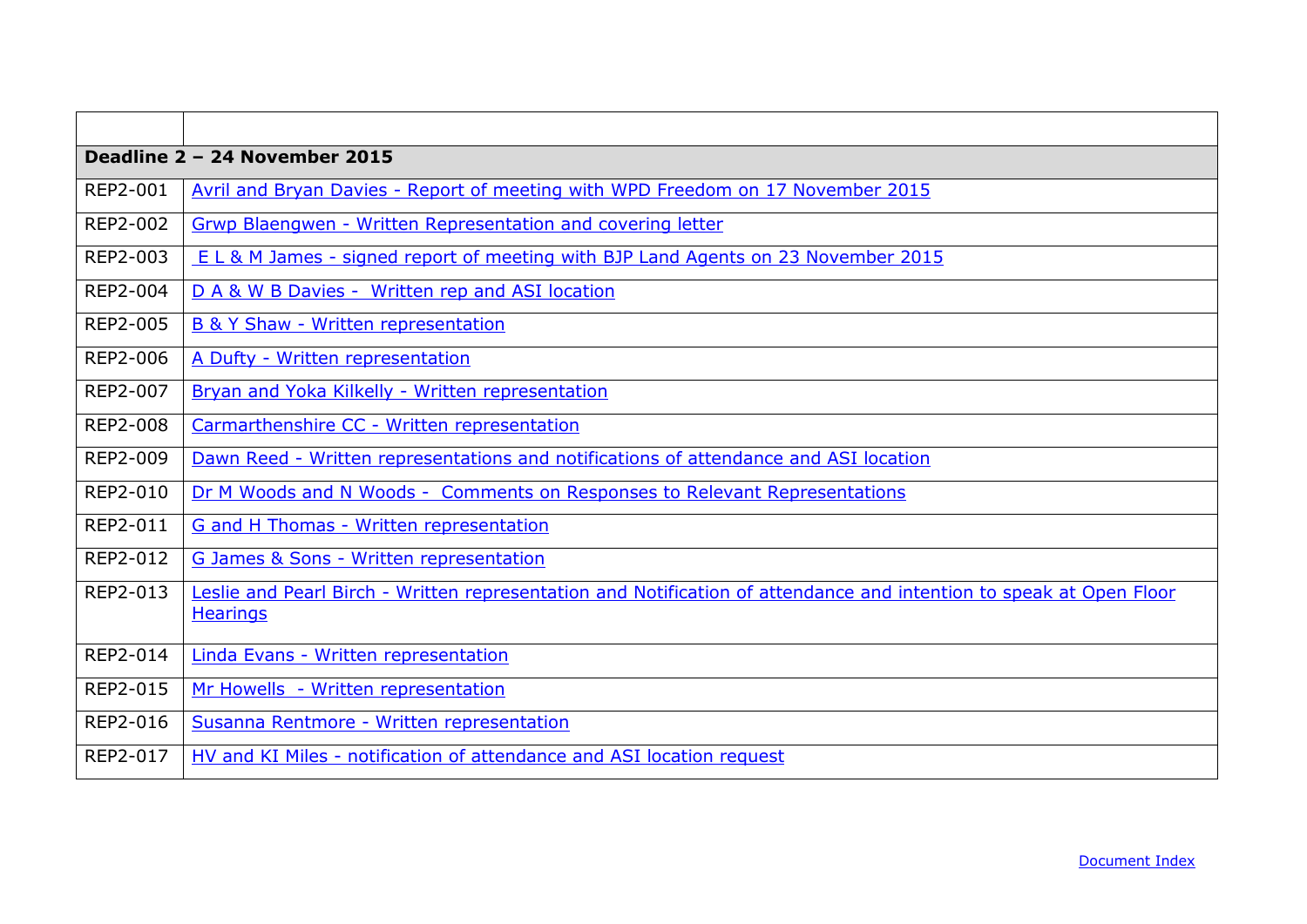| | |
|---|---|
| **Deadline 2 – 24 November 2015** | |
| REP2-001 | Avril and Bryan Davies - Report of meeting with WPD Freedom on 17 November 2015 |
| REP2-002 | Grwp Blaengwen - Written Representation and covering letter |
| REP2-003 | E L & M James - signed report of meeting with BJP Land Agents on 23 November 2015 |
| REP2-004 | D A & W B Davies - Written rep and ASI location |
| REP2-005 | B & Y Shaw - Written representation |
| REP2-006 | A Dufty - Written representation |
| REP2-007 | Bryan and Yoka Kilkelly - Written representation |
| REP2-008 | Carmarthenshire CC - Written representation |
| REP2-009 | Dawn Reed - Written representations and notifications of attendance and ASI location |
| REP2-010 | Dr M Woods and N Woods - Comments on Responses to Relevant Representations |
| REP2-011 | G and H Thomas - Written representation |
| REP2-012 | G James & Sons - Written representation |
| REP2-013 | Leslie and Pearl Birch - Written representation and Notification of attendance and intention to speak at Open Floor Hearings |
| REP2-014 | Linda Evans - Written representation |
| REP2-015 | Mr Howells - Written representation |
| REP2-016 | Susanna Rentmore - Written representation |
| REP2-017 | HV and KI Miles - notification of attendance and ASI location request |

Document Index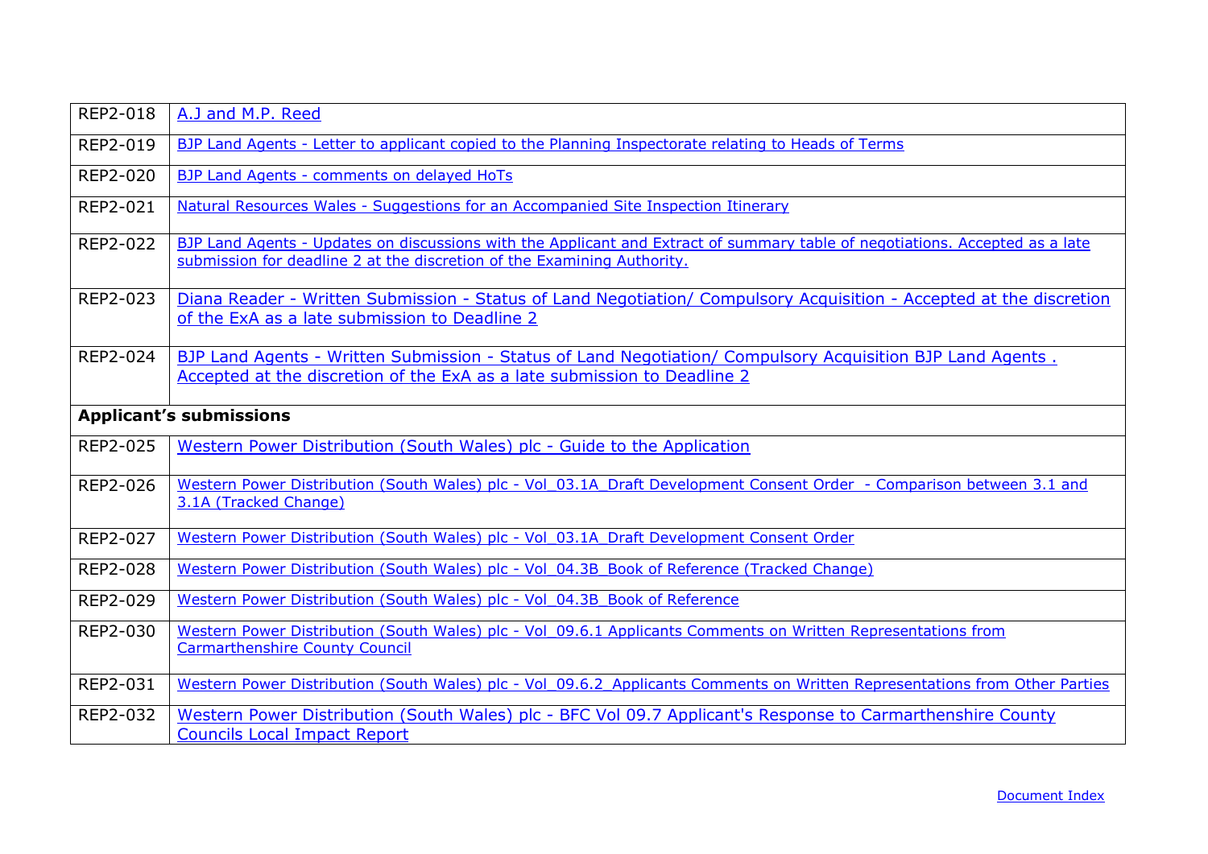| | |
|---|---|
| REP2-018 | A.J and M.P. Reed |
| REP2-019 | BJP Land Agents - Letter to applicant copied to the Planning Inspectorate relating to Heads of Terms |
| REP2-020 | BJP Land Agents - comments on delayed HoTs |
| REP2-021 | Natural Resources Wales - Suggestions for an Accompanied Site Inspection Itinerary |
| REP2-022 | BJP Land Agents - Updates on discussions with the Applicant and Extract of summary table of negotiations. Accepted as a late submission for deadline 2 at the discretion of the Examining Authority. |
| REP2-023 | Diana Reader - Written Submission - Status of Land Negotiation/ Compulsory Acquisition - Accepted at the discretion of the ExA as a late submission to Deadline 2 |
| REP2-024 | BJP Land Agents - Written Submission - Status of Land Negotiation/ Compulsory Acquisition BJP Land Agents . Accepted at the discretion of the ExA as a late submission to Deadline 2 |
| **Applicant's submissions** | |
| REP2-025 | Western Power Distribution (South Wales) plc - Guide to the Application |
| REP2-026 | Western Power Distribution (South Wales) plc - Vol_03.1A_Draft Development Consent Order - Comparison between 3.1 and 3.1A (Tracked Change) |
| REP2-027 | Western Power Distribution (South Wales) plc - Vol_03.1A_Draft Development Consent Order |
| REP2-028 | Western Power Distribution (South Wales) plc - Vol_04.3B_Book of Reference (Tracked Change) |
| REP2-029 | Western Power Distribution (South Wales) plc - Vol_04.3B_Book of Reference |
| REP2-030 | Western Power Distribution (South Wales) plc - Vol_09.6.1 Applicants Comments on Written Representations from Carmarthenshire County Council |
| REP2-031 | Western Power Distribution (South Wales) plc - Vol_09.6.2_Applicants Comments on Written Representations from Other Parties |
| REP2-032 | Western Power Distribution (South Wales) plc - BFC Vol 09.7 Applicant's Response to Carmarthenshire County Councils Local Impact Report |

Document Index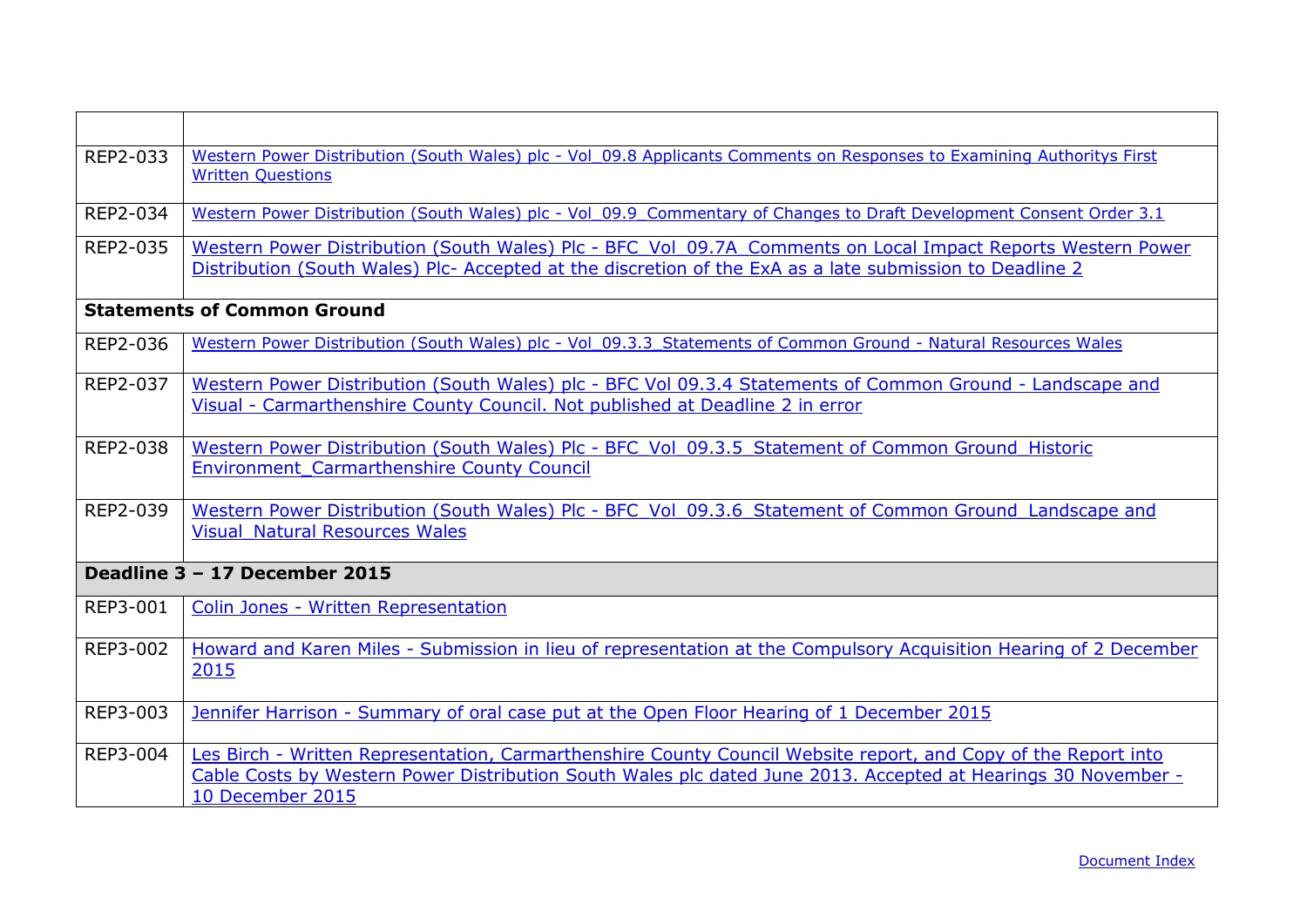| | |
|---|---|
| REP2-033 | Western Power Distribution (South Wales) plc - Vol_09.8 Applicants Comments on Responses to Examining Authoritys First Written Questions |
| REP2-034 | Western Power Distribution (South Wales) plc - Vol_09.9_Commentary of Changes to Draft Development Consent Order 3.1 |
| REP2-035 | Western Power Distribution (South Wales) Plc - BFC_Vol_09.7A_Comments on Local Impact Reports Western Power Distribution (South Wales) Plc- Accepted at the discretion of the ExA as a late submission to Deadline 2 |
| **Statements of Common Ground** | |
| REP2-036 | Western Power Distribution (South Wales) plc - Vol_09.3.3_Statements of Common Ground - Natural Resources Wales |
| REP2-037 | Western Power Distribution (South Wales) plc - BFC Vol 09.3.4 Statements of Common Ground - Landscape and Visual - Carmarthenshire County Council. Not published at Deadline 2 in error |
| REP2-038 | Western Power Distribution (South Wales) Plc - BFC_Vol_09.3.5_Statement of Common Ground_Historic Environment_Carmarthenshire County Council |
| REP2-039 | Western Power Distribution (South Wales) Plc - BFC_Vol_09.3.6_Statement of Common Ground_Landscape and Visual_Natural Resources Wales |
| **Deadline 3 – 17 December 2015** | |
| REP3-001 | Colin Jones - Written Representation |
| REP3-002 | Howard and Karen Miles - Submission in lieu of representation at the Compulsory Acquisition Hearing of 2 December 2015 |
| REP3-003 | Jennifer Harrison - Summary of oral case put at the Open Floor Hearing of 1 December 2015 |
| REP3-004 | Les Birch - Written Representation, Carmarthenshire County Council Website report, and Copy of the Report into Cable Costs by Western Power Distribution South Wales plc dated June 2013. Accepted at Hearings 30 November - 10 December 2015 |

Document Index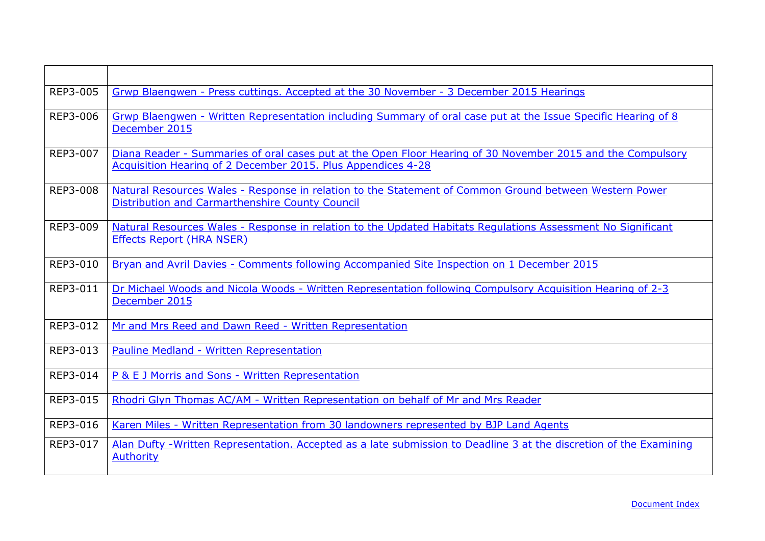| | |
|---|---|
| REP3-005 | Grwp Blaengwen - Press cuttings. Accepted at the 30 November - 3 December 2015 Hearings |
| REP3-006 | Grwp Blaengwen - Written Representation including Summary of oral case put at the Issue Specific Hearing of 8 December 2015 |
| REP3-007 | Diana Reader - Summaries of oral cases put at the Open Floor Hearing of 30 November 2015 and the Compulsory Acquisition Hearing of 2 December 2015. Plus Appendices 4-28 |
| REP3-008 | Natural Resources Wales - Response in relation to the Statement of Common Ground between Western Power Distribution and Carmarthenshire County Council |
| REP3-009 | Natural Resources Wales - Response in relation to the Updated Habitats Regulations Assessment No Significant Effects Report (HRA NSER) |
| REP3-010 | Bryan and Avril Davies - Comments following Accompanied Site Inspection on 1 December 2015 |
| REP3-011 | Dr Michael Woods and Nicola Woods - Written Representation following Compulsory Acquisition Hearing of 2-3 December 2015 |
| REP3-012 | Mr and Mrs Reed and Dawn Reed - Written Representation |
| REP3-013 | Pauline Medland - Written Representation |
| REP3-014 | P & E J Morris and Sons - Written Representation |
| REP3-015 | Rhodri Glyn Thomas AC/AM - Written Representation on behalf of Mr and Mrs Reader |
| REP3-016 | Karen Miles - Written Representation from 30 landowners represented by BJP Land Agents |
| REP3-017 | Alan Dufty -Written Representation. Accepted as a late submission to Deadline 3 at the discretion of the Examining Authority |

Document Index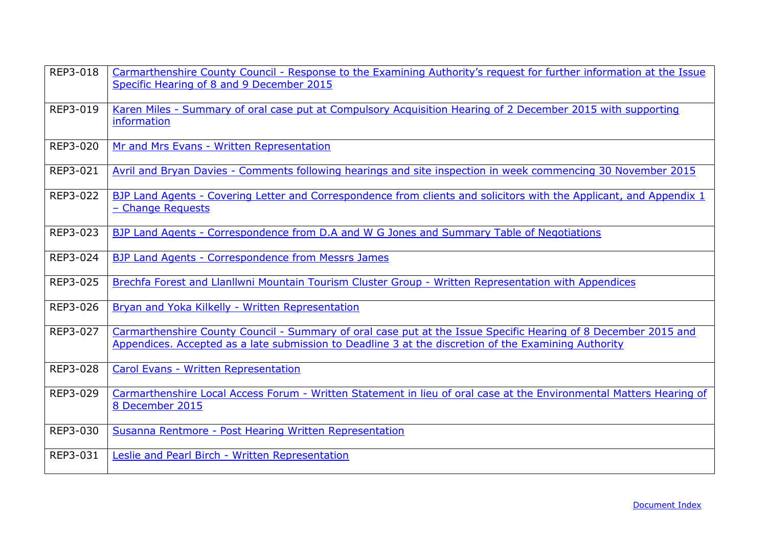| | |
|---|---|
| REP3-018 | Carmarthenshire County Council - Response to the Examining Authority's request for further information at the Issue Specific Hearing of 8 and 9 December 2015 |
| REP3-019 | Karen Miles - Summary of oral case put at Compulsory Acquisition Hearing of 2 December 2015 with supporting information |
| REP3-020 | Mr and Mrs Evans - Written Representation |
| REP3-021 | Avril and Bryan Davies - Comments following hearings and site inspection in week commencing 30 November 2015 |
| REP3-022 | BJP Land Agents - Covering Letter and Correspondence from clients and solicitors with the Applicant, and Appendix 1 – Change Requests |
| REP3-023 | BJP Land Agents - Correspondence from D.A and W G Jones and Summary Table of Negotiations |
| REP3-024 | BJP Land Agents - Correspondence from Messrs James |
| REP3-025 | Brechfa Forest and Llanllwni Mountain Tourism Cluster Group - Written Representation with Appendices |
| REP3-026 | Bryan and Yoka Kilkelly - Written Representation |
| REP3-027 | Carmarthenshire County Council - Summary of oral case put at the Issue Specific Hearing of 8 December 2015 and Appendices. Accepted as a late submission to Deadline 3 at the discretion of the Examining Authority |
| REP3-028 | Carol Evans - Written Representation |
| REP3-029 | Carmarthenshire Local Access Forum - Written Statement in lieu of oral case at the Environmental Matters Hearing of 8 December 2015 |
| REP3-030 | Susanna Rentmore - Post Hearing Written Representation |
| REP3-031 | Leslie and Pearl Birch - Written Representation |

Document Index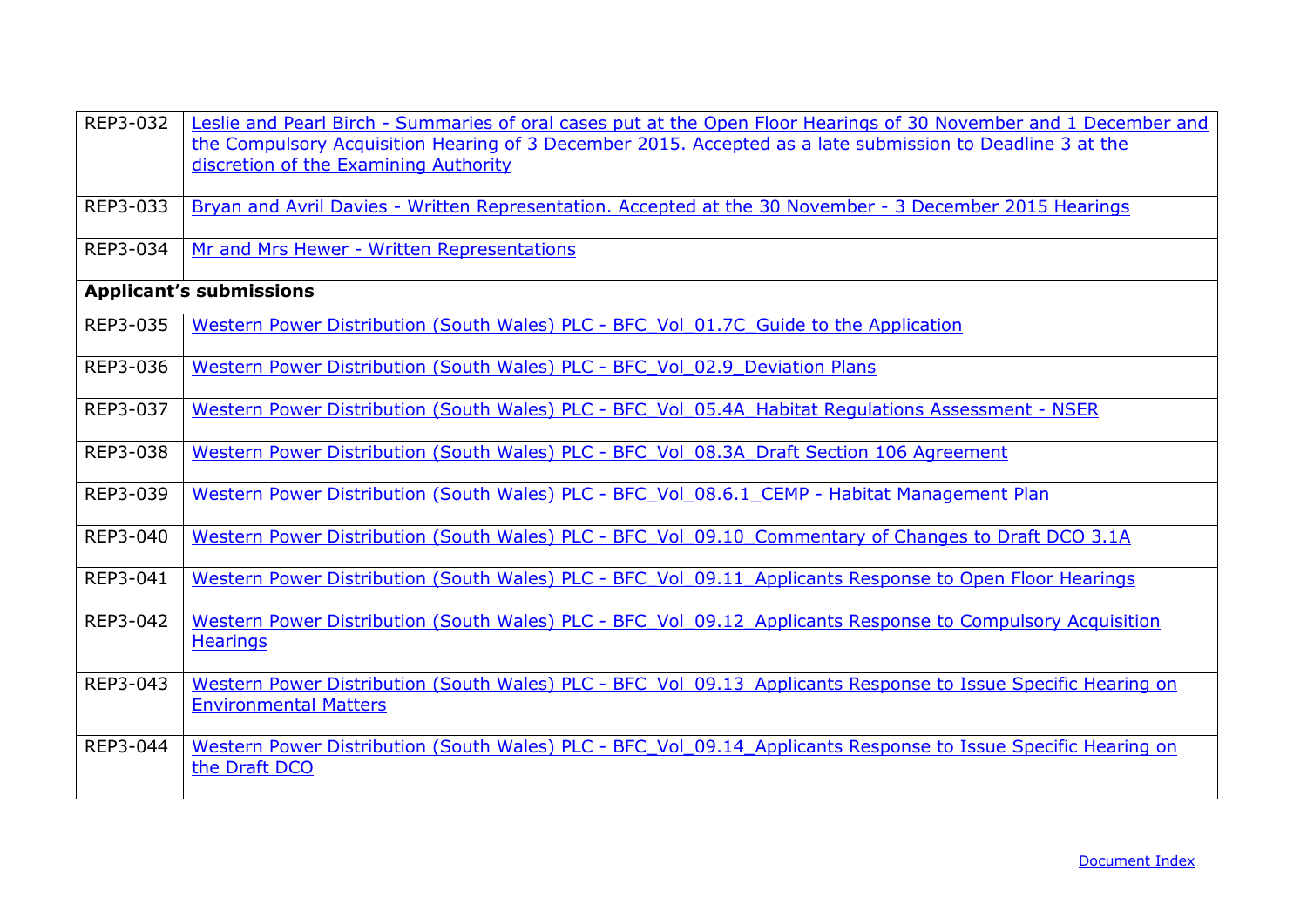| | |
|---|---|
| REP3-032 | Leslie and Pearl Birch - Summaries of oral cases put at the Open Floor Hearings of 30 November and 1 December and the Compulsory Acquisition Hearing of 3 December 2015. Accepted as a late submission to Deadline 3 at the discretion of the Examining Authority |
| REP3-033 | Bryan and Avril Davies - Written Representation. Accepted at the 30 November - 3 December 2015 Hearings |
| REP3-034 | Mr and Mrs Hewer - Written Representations |
| **Applicant's submissions** | |
| REP3-035 | Western Power Distribution (South Wales) PLC - BFC_Vol_01.7C_Guide to the Application |
| REP3-036 | Western Power Distribution (South Wales) PLC - BFC_Vol_02.9_Deviation Plans |
| REP3-037 | Western Power Distribution (South Wales) PLC - BFC_Vol_05.4A_Habitat Regulations Assessment - NSER |
| REP3-038 | Western Power Distribution (South Wales) PLC - BFC_Vol_08.3A_Draft Section 106 Agreement |
| REP3-039 | Western Power Distribution (South Wales) PLC - BFC_Vol_08.6.1_CEMP - Habitat Management Plan |
| REP3-040 | Western Power Distribution (South Wales) PLC - BFC_Vol_09.10_Commentary of Changes to Draft DCO 3.1A |
| REP3-041 | Western Power Distribution (South Wales) PLC - BFC_Vol_09.11_Applicants Response to Open Floor Hearings |
| REP3-042 | Western Power Distribution (South Wales) PLC - BFC_Vol_09.12_Applicants Response to Compulsory Acquisition Hearings |
| REP3-043 | Western Power Distribution (South Wales) PLC - BFC_Vol_09.13_Applicants Response to Issue Specific Hearing on Environmental Matters |
| REP3-044 | Western Power Distribution (South Wales) PLC - BFC_Vol_09.14_Applicants Response to Issue Specific Hearing on the Draft DCO |

Document Index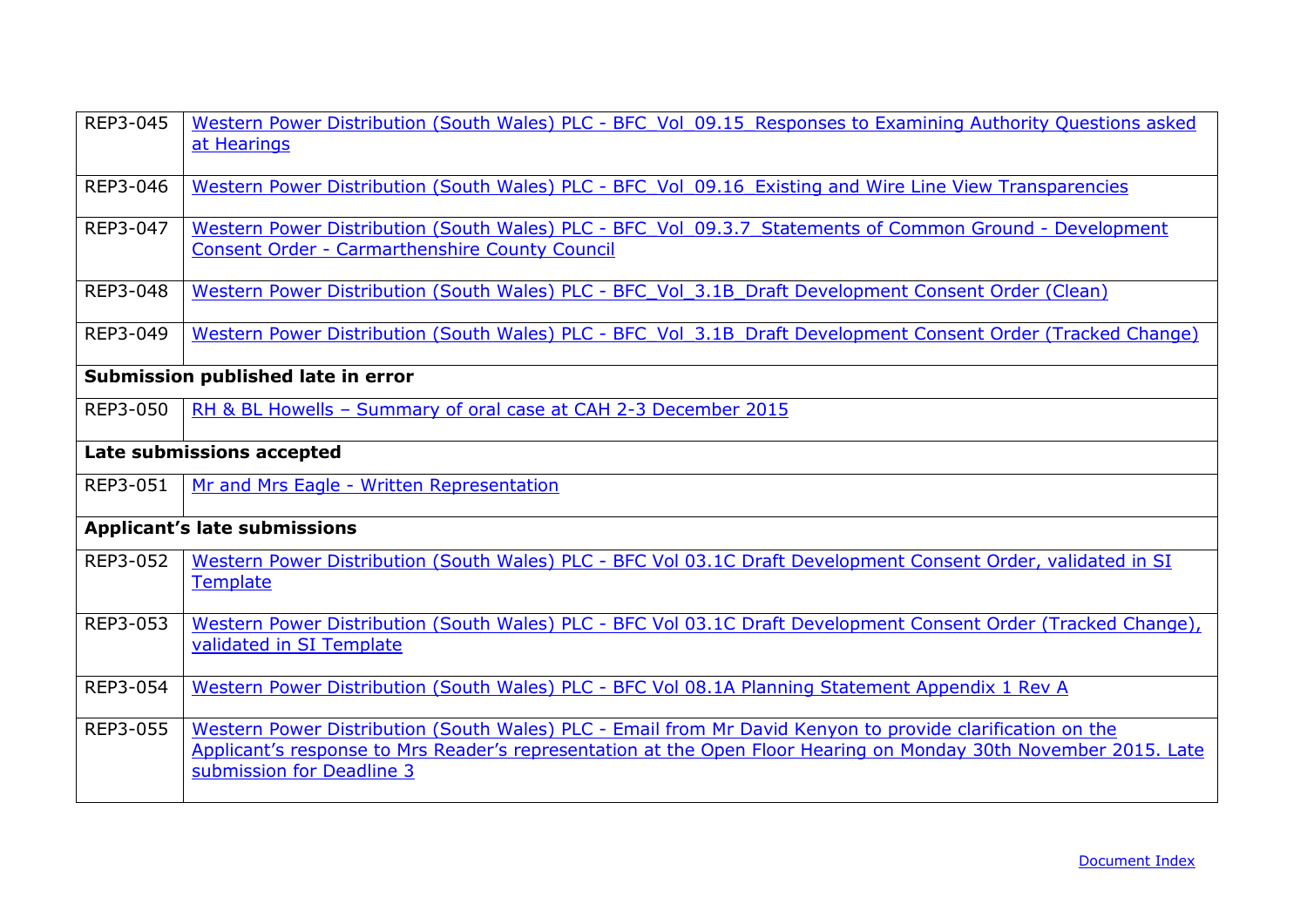| | |
|---|---|
| REP3-045 | Western Power Distribution (South Wales) PLC - BFC_Vol_09.15_Responses to Examining Authority Questions asked at Hearings |
| REP3-046 | Western Power Distribution (South Wales) PLC - BFC_Vol_09.16_Existing and Wire Line View Transparencies |
| REP3-047 | Western Power Distribution (South Wales) PLC - BFC_Vol_09.3.7_Statements of Common Ground - Development Consent Order - Carmarthenshire County Council |
| REP3-048 | Western Power Distribution (South Wales) PLC - BFC_Vol_3.1B_Draft Development Consent Order (Clean) |
| REP3-049 | Western Power Distribution (South Wales) PLC - BFC_Vol_3.1B_Draft Development Consent Order (Tracked Change) |
| **Submission published late in error** | |
| REP3-050 | RH & BL Howells – Summary of oral case at CAH 2-3 December 2015 |
| **Late submissions accepted** | |
| REP3-051 | Mr and Mrs Eagle - Written Representation |
| **Applicant's late submissions** | |
| REP3-052 | Western Power Distribution (South Wales) PLC - BFC Vol 03.1C Draft Development Consent Order, validated in SI Template |
| REP3-053 | Western Power Distribution (South Wales) PLC - BFC Vol 03.1C Draft Development Consent Order (Tracked Change), validated in SI Template |
| REP3-054 | Western Power Distribution (South Wales) PLC - BFC Vol 08.1A Planning Statement Appendix 1 Rev A |
| REP3-055 | Western Power Distribution (South Wales) PLC - Email from Mr David Kenyon to provide clarification on the Applicant's response to Mrs Reader's representation at the Open Floor Hearing on Monday 30th November 2015. Late submission for Deadline 3 |

Document Index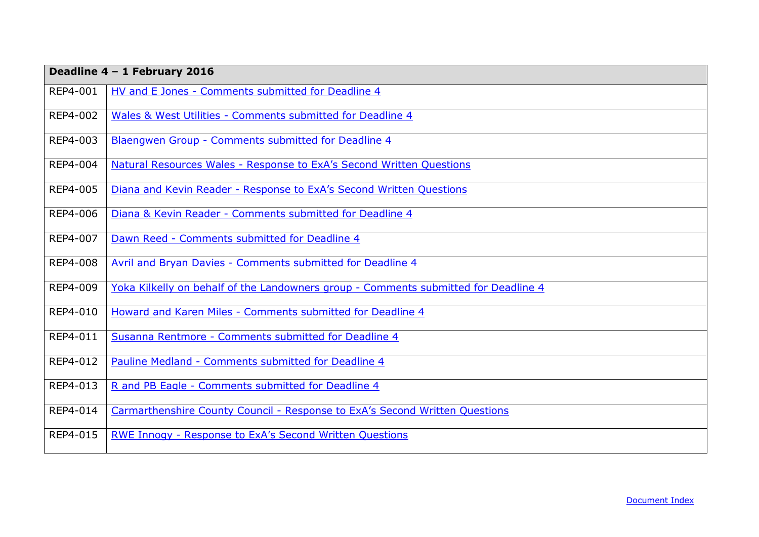| Deadline 4 – 1 February 2016 | |
|---|---|
| REP4-001 | HV and E Jones - Comments submitted for Deadline 4 |
| REP4-002 | Wales & West Utilities - Comments submitted for Deadline 4 |
| REP4-003 | Blaengwen Group - Comments submitted for Deadline 4 |
| REP4-004 | Natural Resources Wales - Response to ExA's Second Written Questions |
| REP4-005 | Diana and Kevin Reader - Response to ExA's Second Written Questions |
| REP4-006 | Diana & Kevin Reader - Comments submitted for Deadline 4 |
| REP4-007 | Dawn Reed - Comments submitted for Deadline 4 |
| REP4-008 | Avril and Bryan Davies - Comments submitted for Deadline 4 |
| REP4-009 | Yoka Kilkelly on behalf of the Landowners group - Comments submitted for Deadline 4 |
| REP4-010 | Howard and Karen Miles - Comments submitted for Deadline 4 |
| REP4-011 | Susanna Rentmore - Comments submitted for Deadline 4 |
| REP4-012 | Pauline Medland - Comments submitted for Deadline 4 |
| REP4-013 | R and PB Eagle - Comments submitted for Deadline 4 |
| REP4-014 | Carmarthenshire County Council - Response to ExA's Second Written Questions |
| REP4-015 | RWE Innogy - Response to ExA's Second Written Questions |

Document Index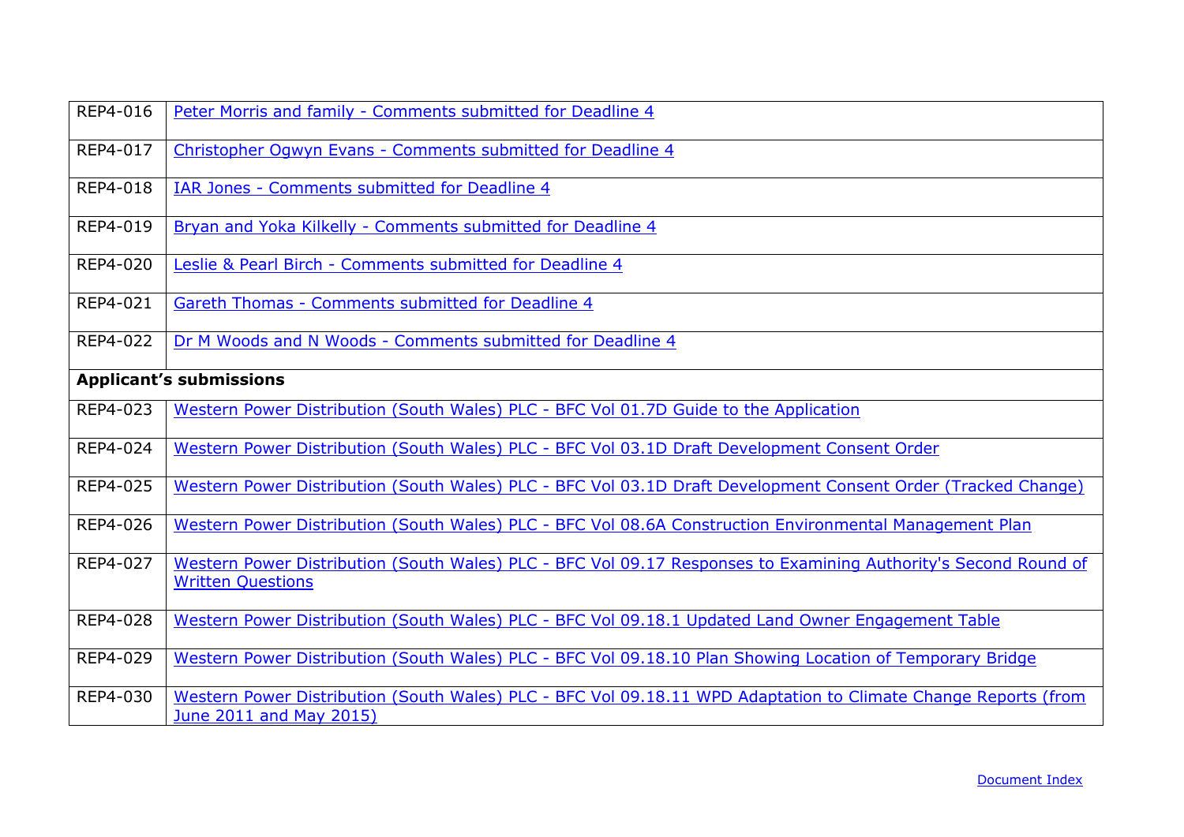| | |
|---|---|
| REP4-016 | Peter Morris and family - Comments submitted for Deadline 4 |
| REP4-017 | Christopher Ogwyn Evans - Comments submitted for Deadline 4 |
| REP4-018 | IAR Jones - Comments submitted for Deadline 4 |
| REP4-019 | Bryan and Yoka Kilkelly - Comments submitted for Deadline 4 |
| REP4-020 | Leslie & Pearl Birch - Comments submitted for Deadline 4 |
| REP4-021 | Gareth Thomas - Comments submitted for Deadline 4 |
| REP4-022 | Dr M Woods and N Woods - Comments submitted for Deadline 4 |
| **Applicant's submissions** | |
| REP4-023 | Western Power Distribution (South Wales) PLC - BFC Vol 01.7D Guide to the Application |
| REP4-024 | Western Power Distribution (South Wales) PLC - BFC Vol 03.1D Draft Development Consent Order |
| REP4-025 | Western Power Distribution (South Wales) PLC - BFC Vol 03.1D Draft Development Consent Order (Tracked Change) |
| REP4-026 | Western Power Distribution (South Wales) PLC - BFC Vol 08.6A Construction Environmental Management Plan |
| REP4-027 | Western Power Distribution (South Wales) PLC - BFC Vol 09.17 Responses to Examining Authority's Second Round of Written Questions |
| REP4-028 | Western Power Distribution (South Wales) PLC - BFC Vol 09.18.1 Updated Land Owner Engagement Table |
| REP4-029 | Western Power Distribution (South Wales) PLC - BFC Vol 09.18.10 Plan Showing Location of Temporary Bridge |
| REP4-030 | Western Power Distribution (South Wales) PLC - BFC Vol 09.18.11 WPD Adaptation to Climate Change Reports (from June 2011 and May 2015) |

Document Index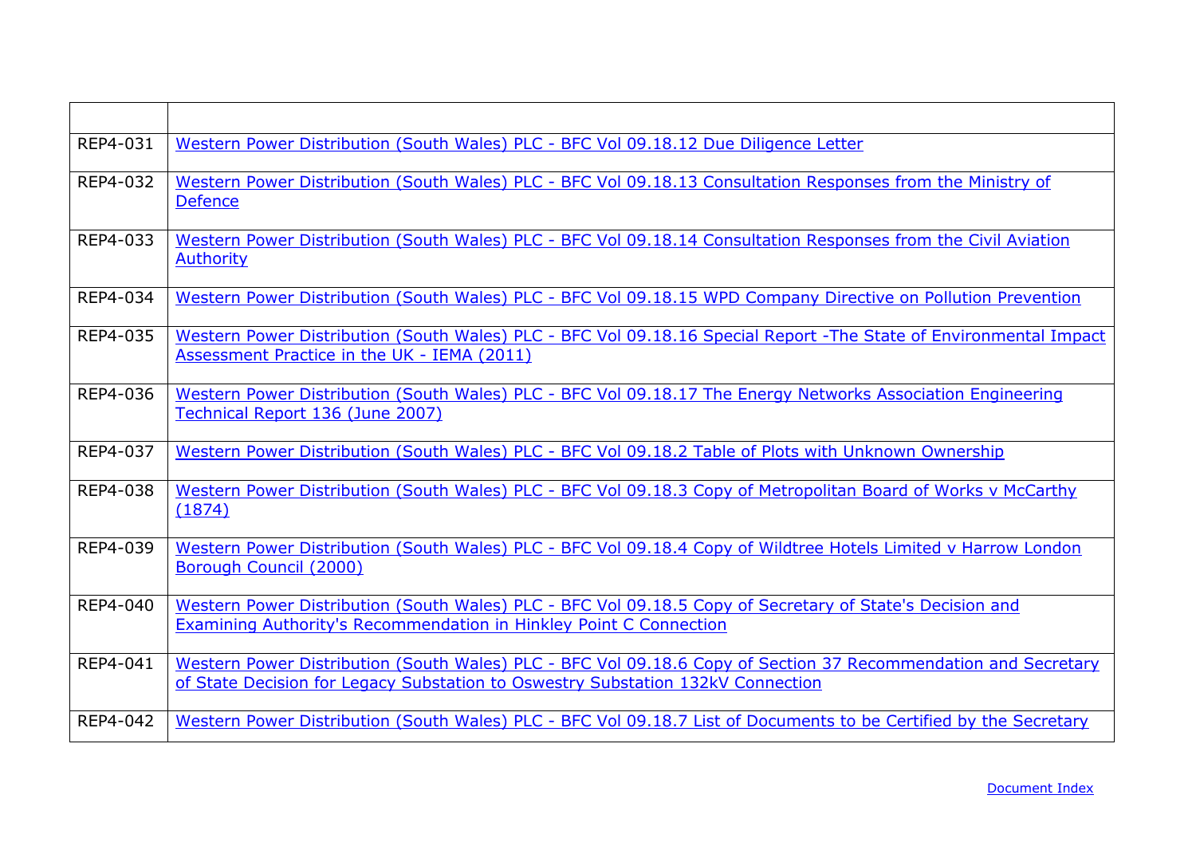| | |
|---|---|
| REP4-031 | Western Power Distribution (South Wales) PLC - BFC Vol 09.18.12 Due Diligence Letter |
| REP4-032 | Western Power Distribution (South Wales) PLC - BFC Vol 09.18.13 Consultation Responses from the Ministry of Defence |
| REP4-033 | Western Power Distribution (South Wales) PLC - BFC Vol 09.18.14 Consultation Responses from the Civil Aviation Authority |
| REP4-034 | Western Power Distribution (South Wales) PLC - BFC Vol 09.18.15 WPD Company Directive on Pollution Prevention |
| REP4-035 | Western Power Distribution (South Wales) PLC - BFC Vol 09.18.16 Special Report -The State of Environmental Impact Assessment Practice in the UK - IEMA (2011) |
| REP4-036 | Western Power Distribution (South Wales) PLC - BFC Vol 09.18.17 The Energy Networks Association Engineering Technical Report 136 (June 2007) |
| REP4-037 | Western Power Distribution (South Wales) PLC - BFC Vol 09.18.2 Table of Plots with Unknown Ownership |
| REP4-038 | Western Power Distribution (South Wales) PLC - BFC Vol 09.18.3 Copy of Metropolitan Board of Works v McCarthy (1874) |
| REP4-039 | Western Power Distribution (South Wales) PLC - BFC Vol 09.18.4 Copy of Wildtree Hotels Limited v Harrow London Borough Council (2000) |
| REP4-040 | Western Power Distribution (South Wales) PLC - BFC Vol 09.18.5 Copy of Secretary of State's Decision and Examining Authority's Recommendation in Hinkley Point C Connection |
| REP4-041 | Western Power Distribution (South Wales) PLC - BFC Vol 09.18.6 Copy of Section 37 Recommendation and Secretary of State Decision for Legacy Substation to Oswestry Substation 132kV Connection |
| REP4-042 | Western Power Distribution (South Wales) PLC - BFC Vol 09.18.7 List of Documents to be Certified by the Secretary |

Document Index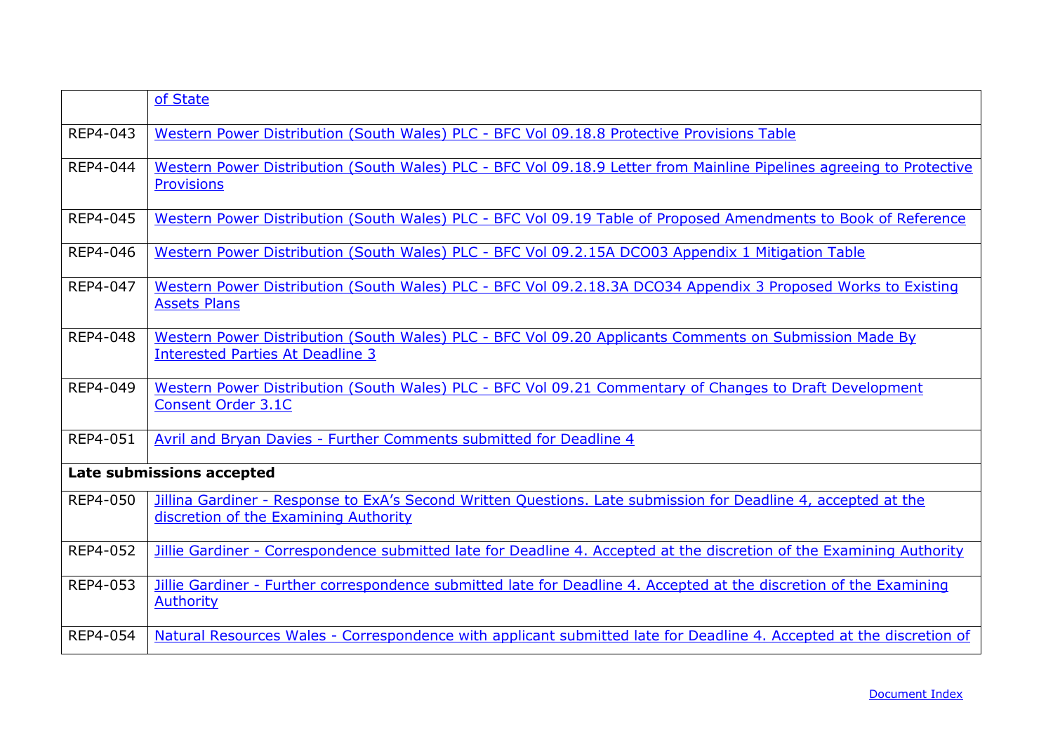| | |
|---|---|
| | of State |
| REP4-043 | Western Power Distribution (South Wales) PLC - BFC Vol 09.18.8 Protective Provisions Table |
| REP4-044 | Western Power Distribution (South Wales) PLC - BFC Vol 09.18.9 Letter from Mainline Pipelines agreeing to Protective Provisions |
| REP4-045 | Western Power Distribution (South Wales) PLC - BFC Vol 09.19 Table of Proposed Amendments to Book of Reference |
| REP4-046 | Western Power Distribution (South Wales) PLC - BFC Vol 09.2.15A DCO03 Appendix 1 Mitigation Table |
| REP4-047 | Western Power Distribution (South Wales) PLC - BFC Vol 09.2.18.3A DCO34 Appendix 3 Proposed Works to Existing Assets Plans |
| REP4-048 | Western Power Distribution (South Wales) PLC - BFC Vol 09.20 Applicants Comments on Submission Made By Interested Parties At Deadline 3 |
| REP4-049 | Western Power Distribution (South Wales) PLC - BFC Vol 09.21 Commentary of Changes to Draft Development Consent Order 3.1C |
| REP4-051 | Avril and Bryan Davies - Further Comments submitted for Deadline 4 |
| **Late submissions accepted** | |
| REP4-050 | Jillina Gardiner - Response to ExA's Second Written Questions. Late submission for Deadline 4, accepted at the discretion of the Examining Authority |
| REP4-052 | Jillie Gardiner - Correspondence submitted late for Deadline 4. Accepted at the discretion of the Examining Authority |
| REP4-053 | Jillie Gardiner - Further correspondence submitted late for Deadline 4. Accepted at the discretion of the Examining Authority |
| REP4-054 | Natural Resources Wales - Correspondence with applicant submitted late for Deadline 4. Accepted at the discretion of |

Document Index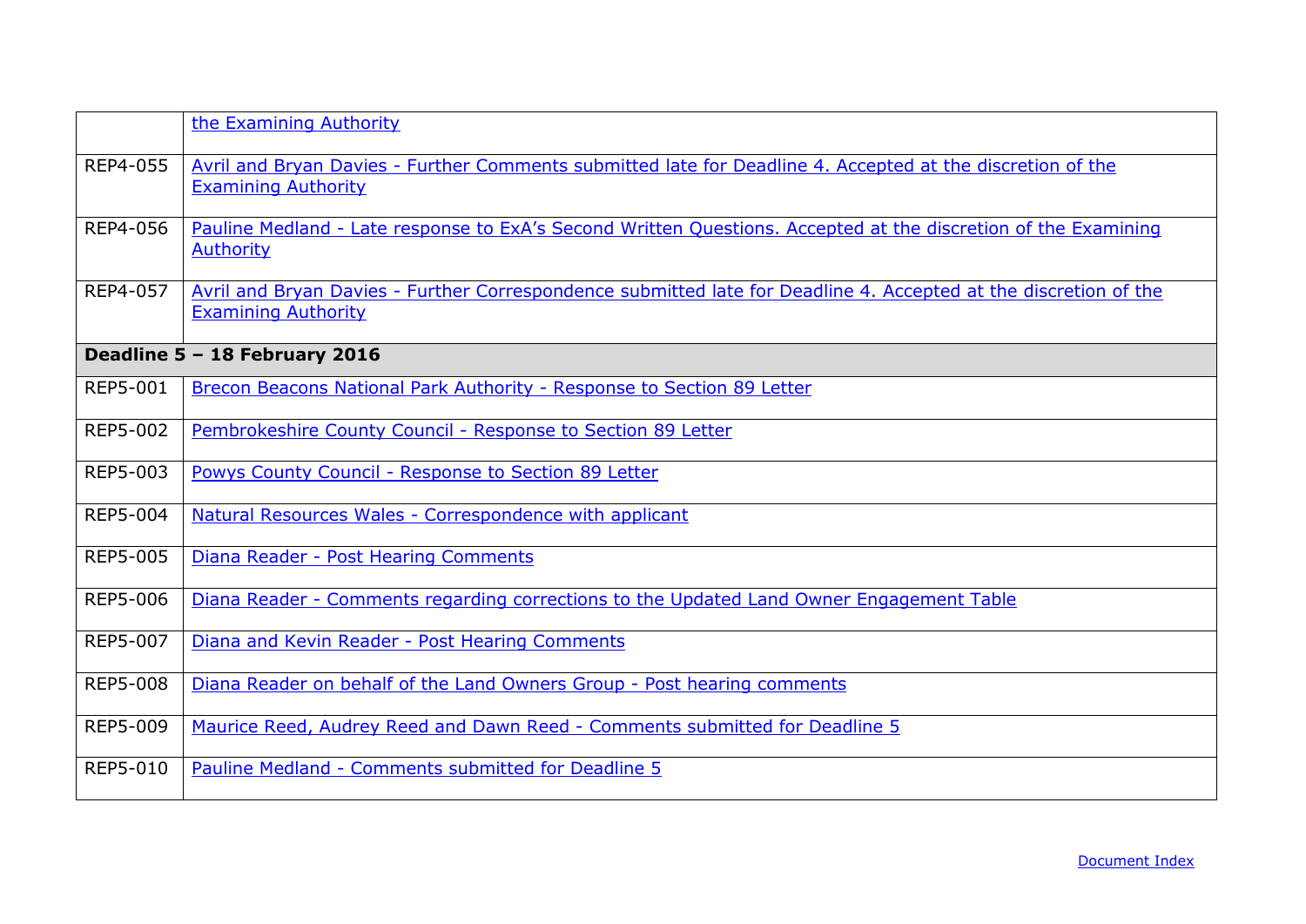|  |  |
|---|---|
|  | the Examining Authority |
| REP4-055 | Avril and Bryan Davies - Further Comments submitted late for Deadline 4. Accepted at the discretion of the Examining Authority |
| REP4-056 | Pauline Medland - Late response to ExA's Second Written Questions. Accepted at the discretion of the Examining Authority |
| REP4-057 | Avril and Bryan Davies - Further Correspondence submitted late for Deadline 4. Accepted at the discretion of the Examining Authority |
| **Deadline 5 – 18 February 2016** |  |
| REP5-001 | Brecon Beacons National Park Authority - Response to Section 89 Letter |
| REP5-002 | Pembrokeshire County Council - Response to Section 89 Letter |
| REP5-003 | Powys County Council - Response to Section 89 Letter |
| REP5-004 | Natural Resources Wales - Correspondence with applicant |
| REP5-005 | Diana Reader - Post Hearing Comments |
| REP5-006 | Diana Reader - Comments regarding corrections to the Updated Land Owner Engagement Table |
| REP5-007 | Diana and Kevin Reader - Post Hearing Comments |
| REP5-008 | Diana Reader on behalf of the Land Owners Group - Post hearing comments |
| REP5-009 | Maurice Reed, Audrey Reed and Dawn Reed - Comments submitted for Deadline 5 |
| REP5-010 | Pauline Medland - Comments submitted for Deadline 5 |

Document Index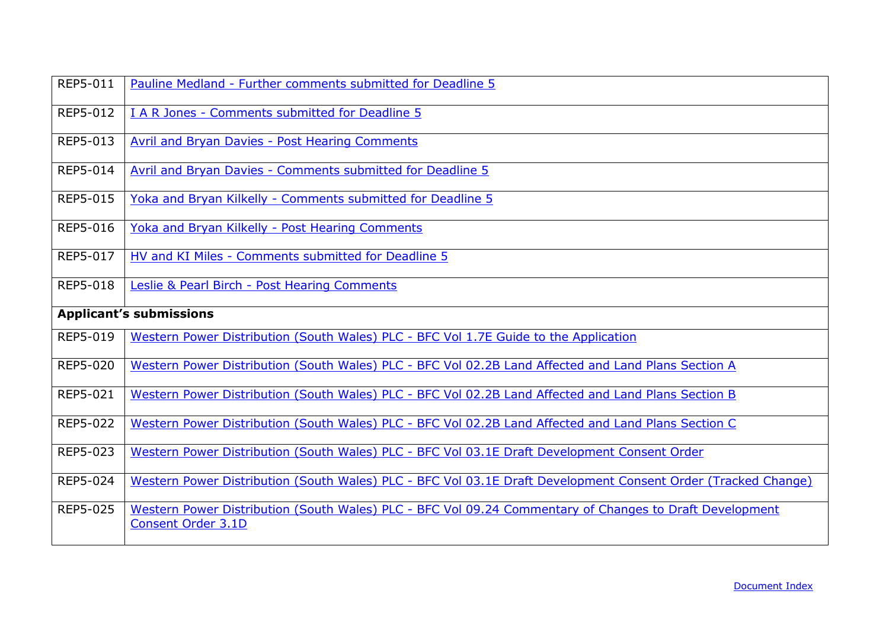| | |
|---|---|
| REP5-011 | Pauline Medland - Further comments submitted for Deadline 5 |
| REP5-012 | I A R Jones - Comments submitted for Deadline 5 |
| REP5-013 | Avril and Bryan Davies - Post Hearing Comments |
| REP5-014 | Avril and Bryan Davies - Comments submitted for Deadline 5 |
| REP5-015 | Yoka and Bryan Kilkelly - Comments submitted for Deadline 5 |
| REP5-016 | Yoka and Bryan Kilkelly - Post Hearing Comments |
| REP5-017 | HV and KI Miles - Comments submitted for Deadline 5 |
| REP5-018 | Leslie & Pearl Birch - Post Hearing Comments |
| **Applicant's submissions** | |
| REP5-019 | Western Power Distribution (South Wales) PLC - BFC Vol 1.7E Guide to the Application |
| REP5-020 | Western Power Distribution (South Wales) PLC - BFC Vol 02.2B Land Affected and Land Plans Section A |
| REP5-021 | Western Power Distribution (South Wales) PLC - BFC Vol 02.2B Land Affected and Land Plans Section B |
| REP5-022 | Western Power Distribution (South Wales) PLC - BFC Vol 02.2B Land Affected and Land Plans Section C |
| REP5-023 | Western Power Distribution (South Wales) PLC - BFC Vol 03.1E Draft Development Consent Order |
| REP5-024 | Western Power Distribution (South Wales) PLC - BFC Vol 03.1E Draft Development Consent Order (Tracked Change) |
| REP5-025 | Western Power Distribution (South Wales) PLC - BFC Vol 09.24 Commentary of Changes to Draft Development Consent Order 3.1D |

Document Index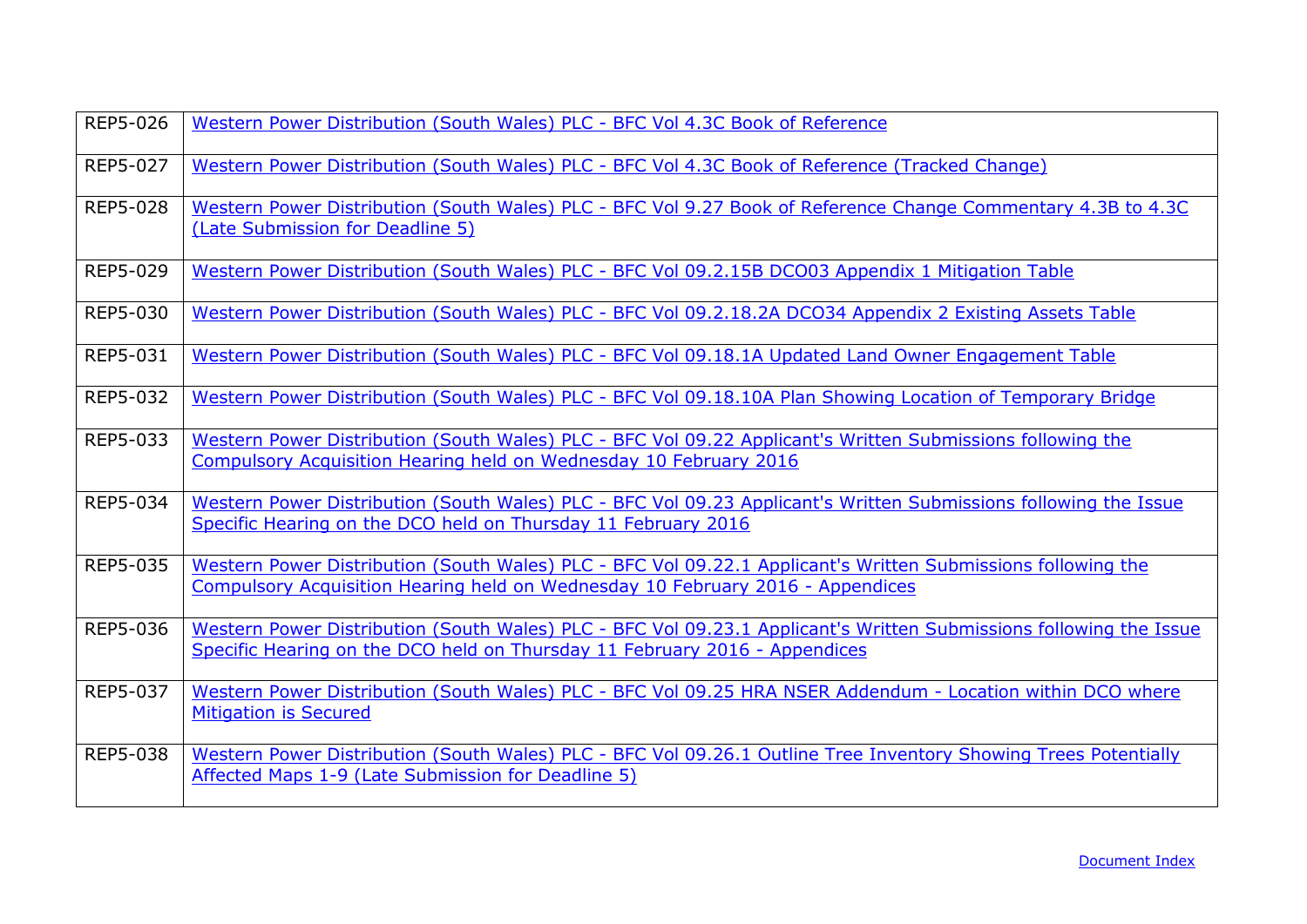| | |
|---|---|
| REP5-026 | Western Power Distribution (South Wales) PLC - BFC Vol 4.3C Book of Reference |
| REP5-027 | Western Power Distribution (South Wales) PLC - BFC Vol 4.3C Book of Reference (Tracked Change) |
| REP5-028 | Western Power Distribution (South Wales) PLC - BFC Vol 9.27 Book of Reference Change Commentary 4.3B to 4.3C (Late Submission for Deadline 5) |
| REP5-029 | Western Power Distribution (South Wales) PLC - BFC Vol 09.2.15B DCO03 Appendix 1 Mitigation Table |
| REP5-030 | Western Power Distribution (South Wales) PLC - BFC Vol 09.2.18.2A DCO34 Appendix 2 Existing Assets Table |
| REP5-031 | Western Power Distribution (South Wales) PLC - BFC Vol 09.18.1A Updated Land Owner Engagement Table |
| REP5-032 | Western Power Distribution (South Wales) PLC - BFC Vol 09.18.10A Plan Showing Location of Temporary Bridge |
| REP5-033 | Western Power Distribution (South Wales) PLC - BFC Vol 09.22 Applicant's Written Submissions following the Compulsory Acquisition Hearing held on Wednesday 10 February 2016 |
| REP5-034 | Western Power Distribution (South Wales) PLC - BFC Vol 09.23 Applicant's Written Submissions following the Issue Specific Hearing on the DCO held on Thursday 11 February 2016 |
| REP5-035 | Western Power Distribution (South Wales) PLC - BFC Vol 09.22.1 Applicant's Written Submissions following the Compulsory Acquisition Hearing held on Wednesday 10 February 2016 - Appendices |
| REP5-036 | Western Power Distribution (South Wales) PLC - BFC Vol 09.23.1 Applicant's Written Submissions following the Issue Specific Hearing on the DCO held on Thursday 11 February 2016 - Appendices |
| REP5-037 | Western Power Distribution (South Wales) PLC - BFC Vol 09.25 HRA NSER Addendum - Location within DCO where Mitigation is Secured |
| REP5-038 | Western Power Distribution (South Wales) PLC - BFC Vol 09.26.1 Outline Tree Inventory Showing Trees Potentially Affected Maps 1-9 (Late Submission for Deadline 5) |

Document Index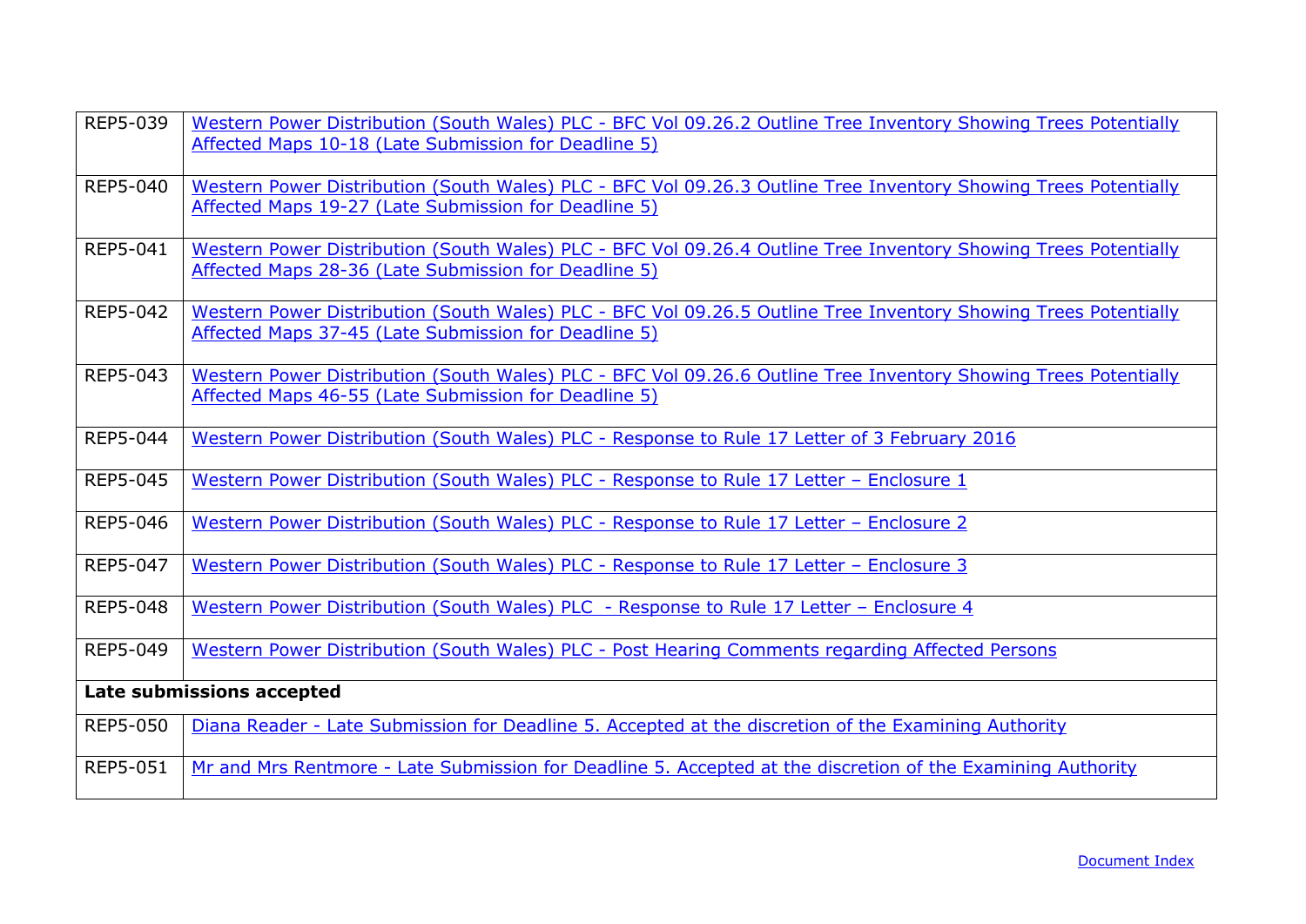| REP5-039 | Western Power Distribution (South Wales) PLC - BFC Vol 09.26.2 Outline Tree Inventory Showing Trees Potentially Affected Maps 10-18 (Late Submission for Deadline 5) |
|---|---|
| REP5-040 | Western Power Distribution (South Wales) PLC - BFC Vol 09.26.3 Outline Tree Inventory Showing Trees Potentially Affected Maps 19-27 (Late Submission for Deadline 5) |
| REP5-041 | Western Power Distribution (South Wales) PLC - BFC Vol 09.26.4 Outline Tree Inventory Showing Trees Potentially Affected Maps 28-36 (Late Submission for Deadline 5) |
| REP5-042 | Western Power Distribution (South Wales) PLC - BFC Vol 09.26.5 Outline Tree Inventory Showing Trees Potentially Affected Maps 37-45 (Late Submission for Deadline 5) |
| REP5-043 | Western Power Distribution (South Wales) PLC - BFC Vol 09.26.6 Outline Tree Inventory Showing Trees Potentially Affected Maps 46-55 (Late Submission for Deadline 5) |
| REP5-044 | Western Power Distribution (South Wales) PLC - Response to Rule 17 Letter of 3 February 2016 |
| REP5-045 | Western Power Distribution (South Wales) PLC - Response to Rule 17 Letter – Enclosure 1 |
| REP5-046 | Western Power Distribution (South Wales) PLC - Response to Rule 17 Letter – Enclosure 2 |
| REP5-047 | Western Power Distribution (South Wales) PLC - Response to Rule 17 Letter – Enclosure 3 |
| REP5-048 | Western Power Distribution (South Wales) PLC - Response to Rule 17 Letter – Enclosure 4 |
| REP5-049 | Western Power Distribution (South Wales) PLC - Post Hearing Comments regarding Affected Persons |
| **Late submissions accepted** | |
| REP5-050 | Diana Reader - Late Submission for Deadline 5. Accepted at the discretion of the Examining Authority |
| REP5-051 | Mr and Mrs Rentmore - Late Submission for Deadline 5. Accepted at the discretion of the Examining Authority |

Document Index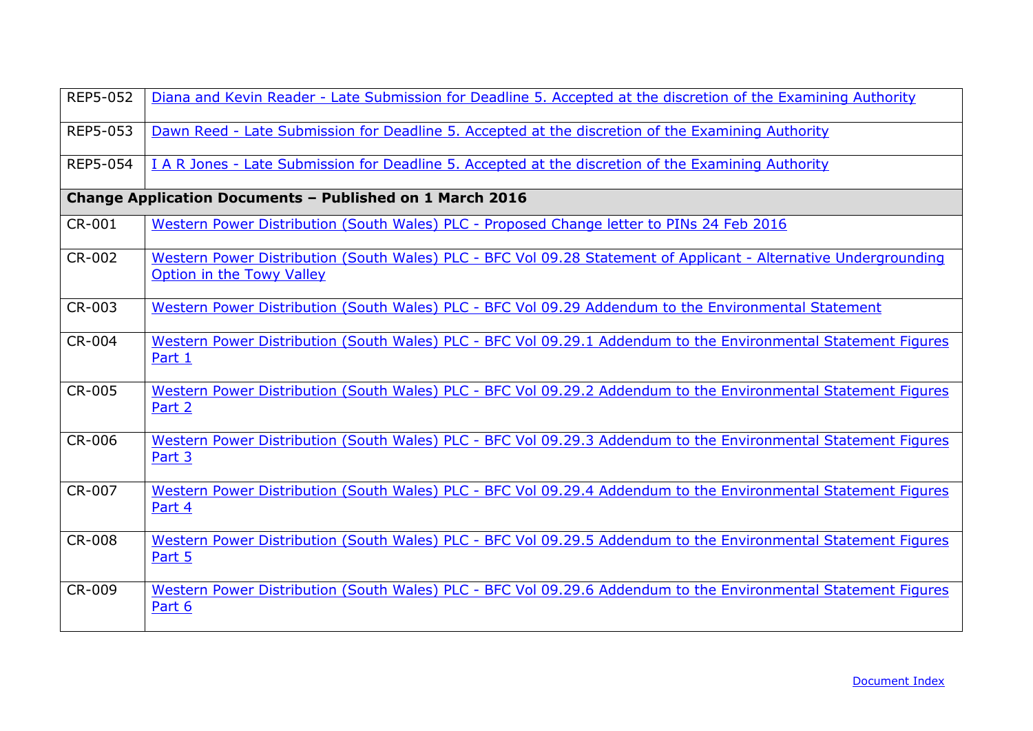| | |
|---|---|
| REP5-052 | Diana and Kevin Reader - Late Submission for Deadline 5. Accepted at the discretion of the Examining Authority |
| REP5-053 | Dawn Reed - Late Submission for Deadline 5. Accepted at the discretion of the Examining Authority |
| REP5-054 | I A R Jones - Late Submission for Deadline 5. Accepted at the discretion of the Examining Authority |
| **Change Application Documents – Published on 1 March 2016** | |
| CR-001 | Western Power Distribution (South Wales) PLC - Proposed Change letter to PINs 24 Feb 2016 |
| CR-002 | Western Power Distribution (South Wales) PLC - BFC Vol 09.28 Statement of Applicant - Alternative Undergrounding Option in the Towy Valley |
| CR-003 | Western Power Distribution (South Wales) PLC - BFC Vol 09.29 Addendum to the Environmental Statement |
| CR-004 | Western Power Distribution (South Wales) PLC - BFC Vol 09.29.1 Addendum to the Environmental Statement Figures Part 1 |
| CR-005 | Western Power Distribution (South Wales) PLC - BFC Vol 09.29.2 Addendum to the Environmental Statement Figures Part 2 |
| CR-006 | Western Power Distribution (South Wales) PLC - BFC Vol 09.29.3 Addendum to the Environmental Statement Figures Part 3 |
| CR-007 | Western Power Distribution (South Wales) PLC - BFC Vol 09.29.4 Addendum to the Environmental Statement Figures Part 4 |
| CR-008 | Western Power Distribution (South Wales) PLC - BFC Vol 09.29.5 Addendum to the Environmental Statement Figures Part 5 |
| CR-009 | Western Power Distribution (South Wales) PLC - BFC Vol 09.29.6 Addendum to the Environmental Statement Figures Part 6 |

Document Index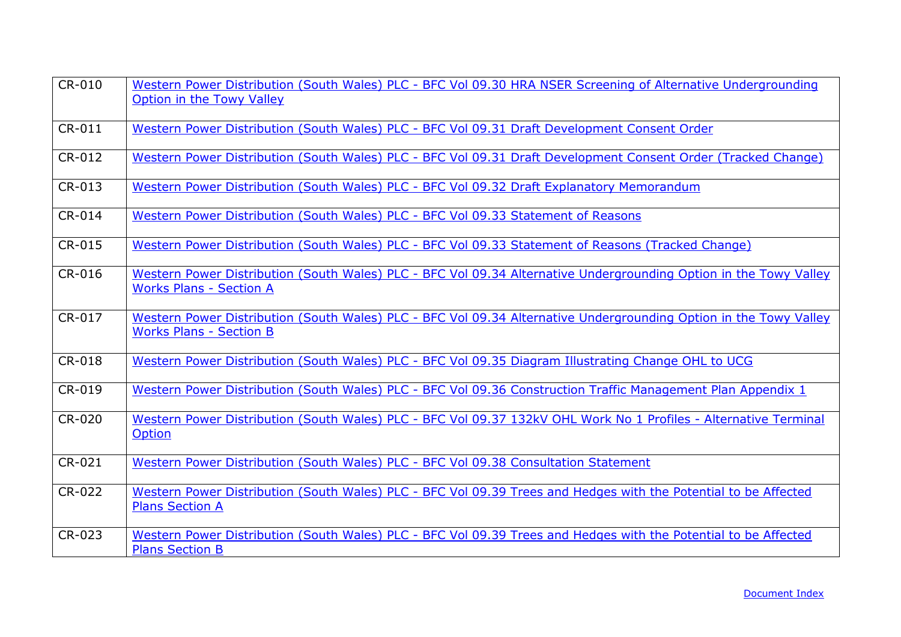| | |
|---|---|
| CR-010 | Western Power Distribution (South Wales) PLC - BFC Vol 09.30 HRA NSER Screening of Alternative Undergrounding Option in the Towy Valley |
| CR-011 | Western Power Distribution (South Wales) PLC - BFC Vol 09.31 Draft Development Consent Order |
| CR-012 | Western Power Distribution (South Wales) PLC - BFC Vol 09.31 Draft Development Consent Order (Tracked Change) |
| CR-013 | Western Power Distribution (South Wales) PLC - BFC Vol 09.32 Draft Explanatory Memorandum |
| CR-014 | Western Power Distribution (South Wales) PLC - BFC Vol 09.33 Statement of Reasons |
| CR-015 | Western Power Distribution (South Wales) PLC - BFC Vol 09.33 Statement of Reasons (Tracked Change) |
| CR-016 | Western Power Distribution (South Wales) PLC - BFC Vol 09.34 Alternative Undergrounding Option in the Towy Valley Works Plans - Section A |
| CR-017 | Western Power Distribution (South Wales) PLC - BFC Vol 09.34 Alternative Undergrounding Option in the Towy Valley Works Plans - Section B |
| CR-018 | Western Power Distribution (South Wales) PLC - BFC Vol 09.35 Diagram Illustrating Change OHL to UCG |
| CR-019 | Western Power Distribution (South Wales) PLC - BFC Vol 09.36 Construction Traffic Management Plan Appendix 1 |
| CR-020 | Western Power Distribution (South Wales) PLC - BFC Vol 09.37 132kV OHL Work No 1 Profiles - Alternative Terminal Option |
| CR-021 | Western Power Distribution (South Wales) PLC - BFC Vol 09.38 Consultation Statement |
| CR-022 | Western Power Distribution (South Wales) PLC - BFC Vol 09.39 Trees and Hedges with the Potential to be Affected Plans Section A |
| CR-023 | Western Power Distribution (South Wales) PLC - BFC Vol 09.39 Trees and Hedges with the Potential to be Affected Plans Section B |

Document Index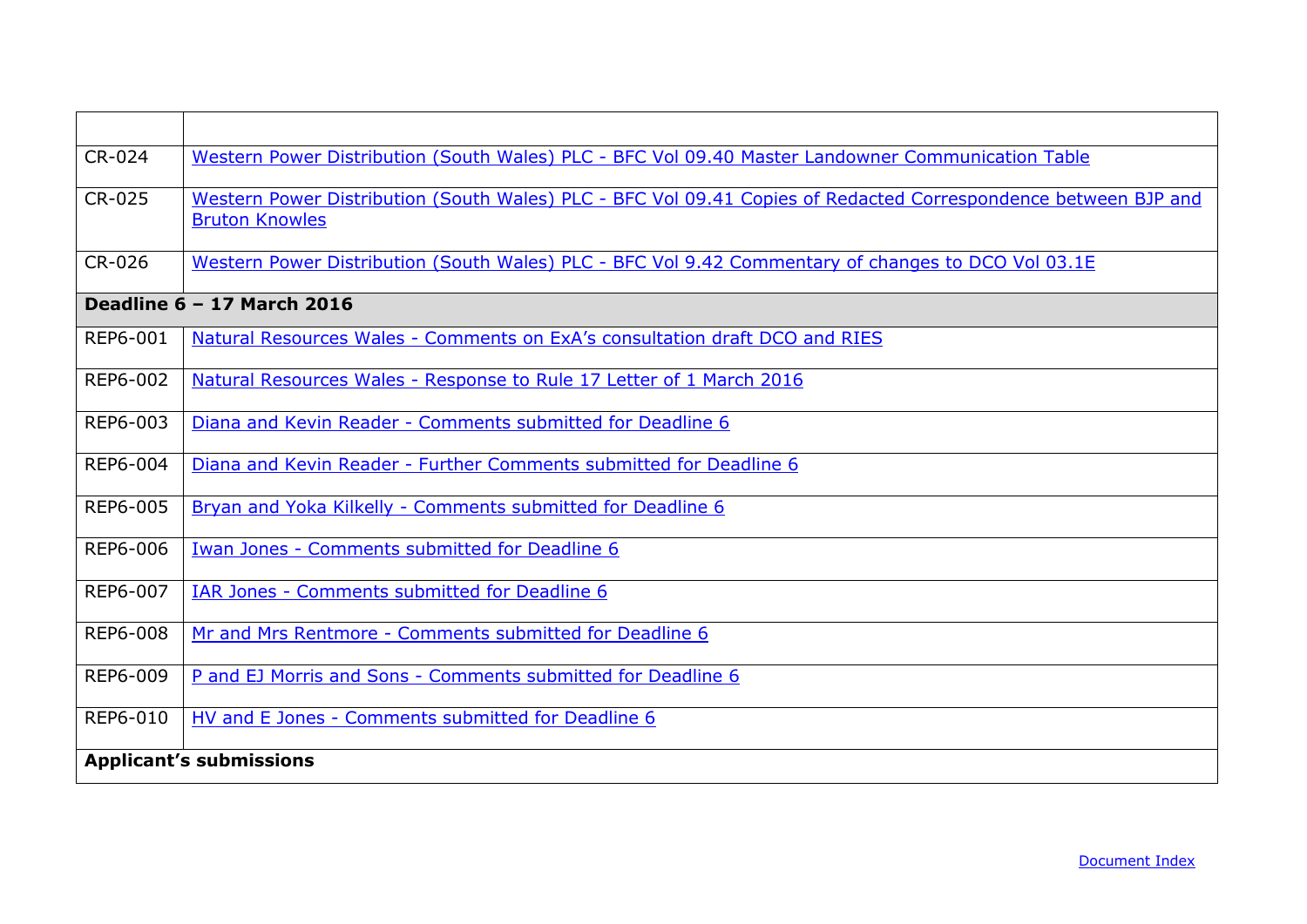| | |
|---|---|
| CR-024 | Western Power Distribution (South Wales) PLC - BFC Vol 09.40 Master Landowner Communication Table |
| CR-025 | Western Power Distribution (South Wales) PLC - BFC Vol 09.41 Copies of Redacted Correspondence between BJP and Bruton Knowles |
| CR-026 | Western Power Distribution (South Wales) PLC - BFC Vol 9.42 Commentary of changes to DCO Vol 03.1E |
| **Deadline 6 – 17 March 2016** | |
| REP6-001 | Natural Resources Wales - Comments on ExA's consultation draft DCO and RIES |
| REP6-002 | Natural Resources Wales - Response to Rule 17 Letter of 1 March 2016 |
| REP6-003 | Diana and Kevin Reader - Comments submitted for Deadline 6 |
| REP6-004 | Diana and Kevin Reader - Further Comments submitted for Deadline 6 |
| REP6-005 | Bryan and Yoka Kilkelly - Comments submitted for Deadline 6 |
| REP6-006 | Iwan Jones - Comments submitted for Deadline 6 |
| REP6-007 | IAR Jones - Comments submitted for Deadline 6 |
| REP6-008 | Mr and Mrs Rentmore - Comments submitted for Deadline 6 |
| REP6-009 | P and EJ Morris and Sons - Comments submitted for Deadline 6 |
| REP6-010 | HV and E Jones - Comments submitted for Deadline 6 |
| **Applicant's submissions** | |

Document Index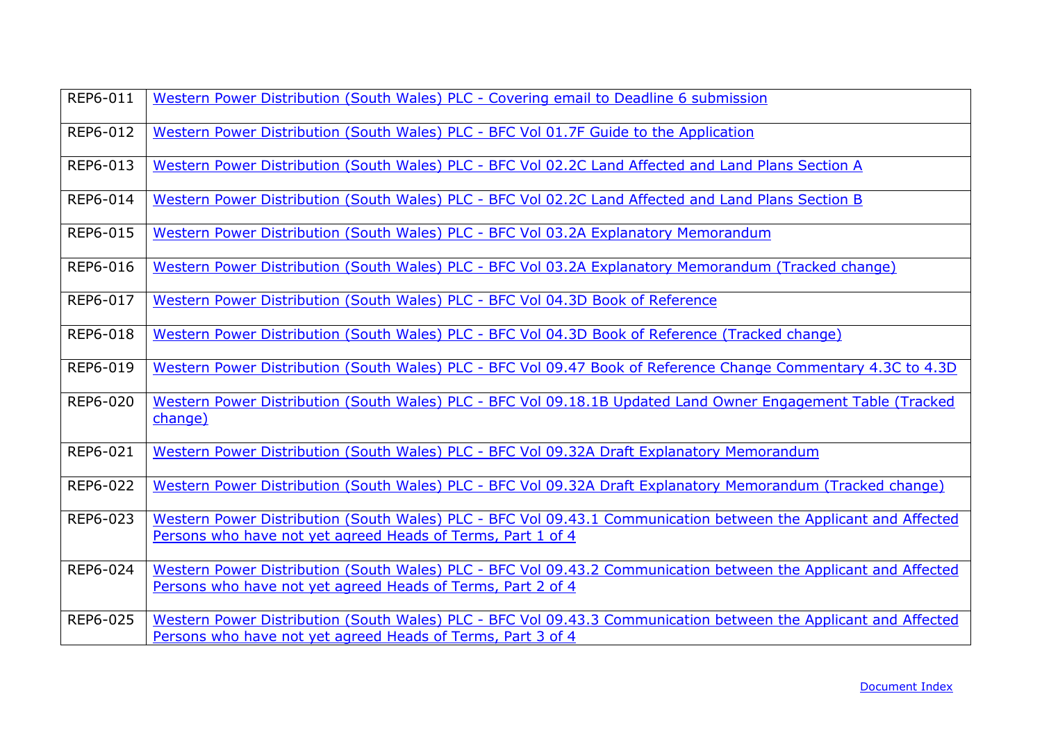| | |
|---|---|
| REP6-011 | Western Power Distribution (South Wales) PLC - Covering email to Deadline 6 submission |
| REP6-012 | Western Power Distribution (South Wales) PLC - BFC Vol 01.7F Guide to the Application |
| REP6-013 | Western Power Distribution (South Wales) PLC - BFC Vol 02.2C Land Affected and Land Plans Section A |
| REP6-014 | Western Power Distribution (South Wales) PLC - BFC Vol 02.2C Land Affected and Land Plans Section B |
| REP6-015 | Western Power Distribution (South Wales) PLC - BFC Vol 03.2A Explanatory Memorandum |
| REP6-016 | Western Power Distribution (South Wales) PLC - BFC Vol 03.2A Explanatory Memorandum (Tracked change) |
| REP6-017 | Western Power Distribution (South Wales) PLC - BFC Vol 04.3D Book of Reference |
| REP6-018 | Western Power Distribution (South Wales) PLC - BFC Vol 04.3D Book of Reference (Tracked change) |
| REP6-019 | Western Power Distribution (South Wales) PLC - BFC Vol 09.47 Book of Reference Change Commentary 4.3C to 4.3D |
| REP6-020 | Western Power Distribution (South Wales) PLC - BFC Vol 09.18.1B Updated Land Owner Engagement Table (Tracked change) |
| REP6-021 | Western Power Distribution (South Wales) PLC - BFC Vol 09.32A Draft Explanatory Memorandum |
| REP6-022 | Western Power Distribution (South Wales) PLC - BFC Vol 09.32A Draft Explanatory Memorandum (Tracked change) |
| REP6-023 | Western Power Distribution (South Wales) PLC - BFC Vol 09.43.1 Communication between the Applicant and Affected Persons who have not yet agreed Heads of Terms, Part 1 of 4 |
| REP6-024 | Western Power Distribution (South Wales) PLC - BFC Vol 09.43.2 Communication between the Applicant and Affected Persons who have not yet agreed Heads of Terms, Part 2 of 4 |
| REP6-025 | Western Power Distribution (South Wales) PLC - BFC Vol 09.43.3 Communication between the Applicant and Affected Persons who have not yet agreed Heads of Terms, Part 3 of 4 |

Document Index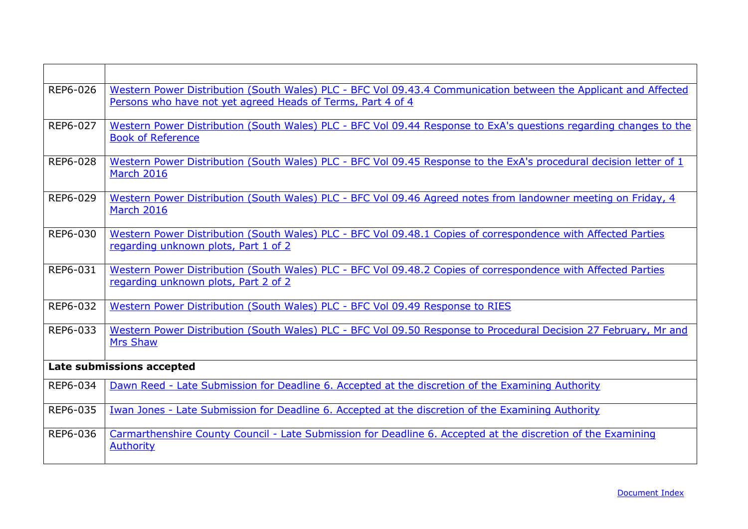| | |
|---|---|
| REP6-026 | Western Power Distribution (South Wales) PLC - BFC Vol 09.43.4 Communication between the Applicant and Affected Persons who have not yet agreed Heads of Terms, Part 4 of 4 |
| REP6-027 | Western Power Distribution (South Wales) PLC - BFC Vol 09.44 Response to ExA's questions regarding changes to the Book of Reference |
| REP6-028 | Western Power Distribution (South Wales) PLC - BFC Vol 09.45 Response to the ExA's procedural decision letter of 1 March 2016 |
| REP6-029 | Western Power Distribution (South Wales) PLC - BFC Vol 09.46 Agreed notes from landowner meeting on Friday, 4 March 2016 |
| REP6-030 | Western Power Distribution (South Wales) PLC - BFC Vol 09.48.1 Copies of correspondence with Affected Parties regarding unknown plots, Part 1 of 2 |
| REP6-031 | Western Power Distribution (South Wales) PLC - BFC Vol 09.48.2 Copies of correspondence with Affected Parties regarding unknown plots, Part 2 of 2 |
| REP6-032 | Western Power Distribution (South Wales) PLC - BFC Vol 09.49 Response to RIES |
| REP6-033 | Western Power Distribution (South Wales) PLC - BFC Vol 09.50 Response to Procedural Decision 27 February, Mr and Mrs Shaw |
| **Late submissions accepted** | |
| REP6-034 | Dawn Reed - Late Submission for Deadline 6. Accepted at the discretion of the Examining Authority |
| REP6-035 | Iwan Jones - Late Submission for Deadline 6. Accepted at the discretion of the Examining Authority |
| REP6-036 | Carmarthenshire County Council - Late Submission for Deadline 6. Accepted at the discretion of the Examining Authority |

Document Index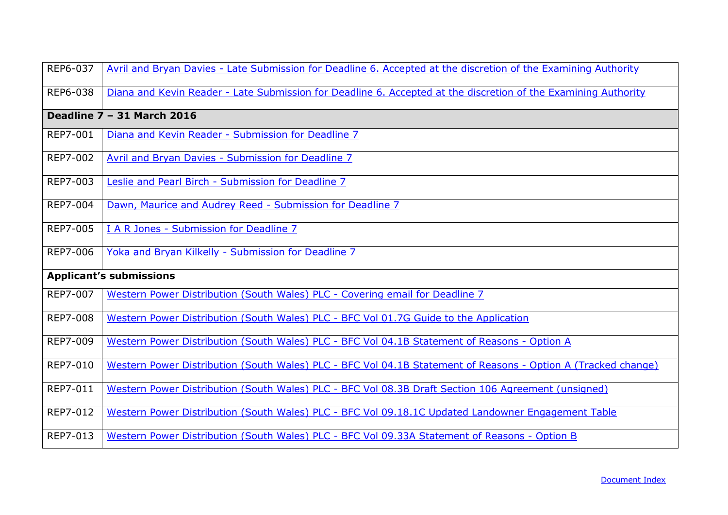| | |
|---|---|
| REP6-037 | Avril and Bryan Davies - Late Submission for Deadline 6. Accepted at the discretion of the Examining Authority |
| REP6-038 | Diana and Kevin Reader - Late Submission for Deadline 6. Accepted at the discretion of the Examining Authority |
| **Deadline 7 – 31 March 2016** | |
| REP7-001 | Diana and Kevin Reader - Submission for Deadline 7 |
| REP7-002 | Avril and Bryan Davies - Submission for Deadline 7 |
| REP7-003 | Leslie and Pearl Birch - Submission for Deadline 7 |
| REP7-004 | Dawn, Maurice and Audrey Reed - Submission for Deadline 7 |
| REP7-005 | I A R Jones - Submission for Deadline 7 |
| REP7-006 | Yoka and Bryan Kilkelly - Submission for Deadline 7 |
| **Applicant's submissions** | |
| REP7-007 | Western Power Distribution (South Wales) PLC - Covering email for Deadline 7 |
| REP7-008 | Western Power Distribution (South Wales) PLC - BFC Vol 01.7G Guide to the Application |
| REP7-009 | Western Power Distribution (South Wales) PLC - BFC Vol 04.1B Statement of Reasons - Option A |
| REP7-010 | Western Power Distribution (South Wales) PLC - BFC Vol 04.1B Statement of Reasons - Option A (Tracked change) |
| REP7-011 | Western Power Distribution (South Wales) PLC - BFC Vol 08.3B Draft Section 106 Agreement (unsigned) |
| REP7-012 | Western Power Distribution (South Wales) PLC - BFC Vol 09.18.1C Updated Landowner Engagement Table |
| REP7-013 | Western Power Distribution (South Wales) PLC - BFC Vol 09.33A Statement of Reasons - Option B |

Document Index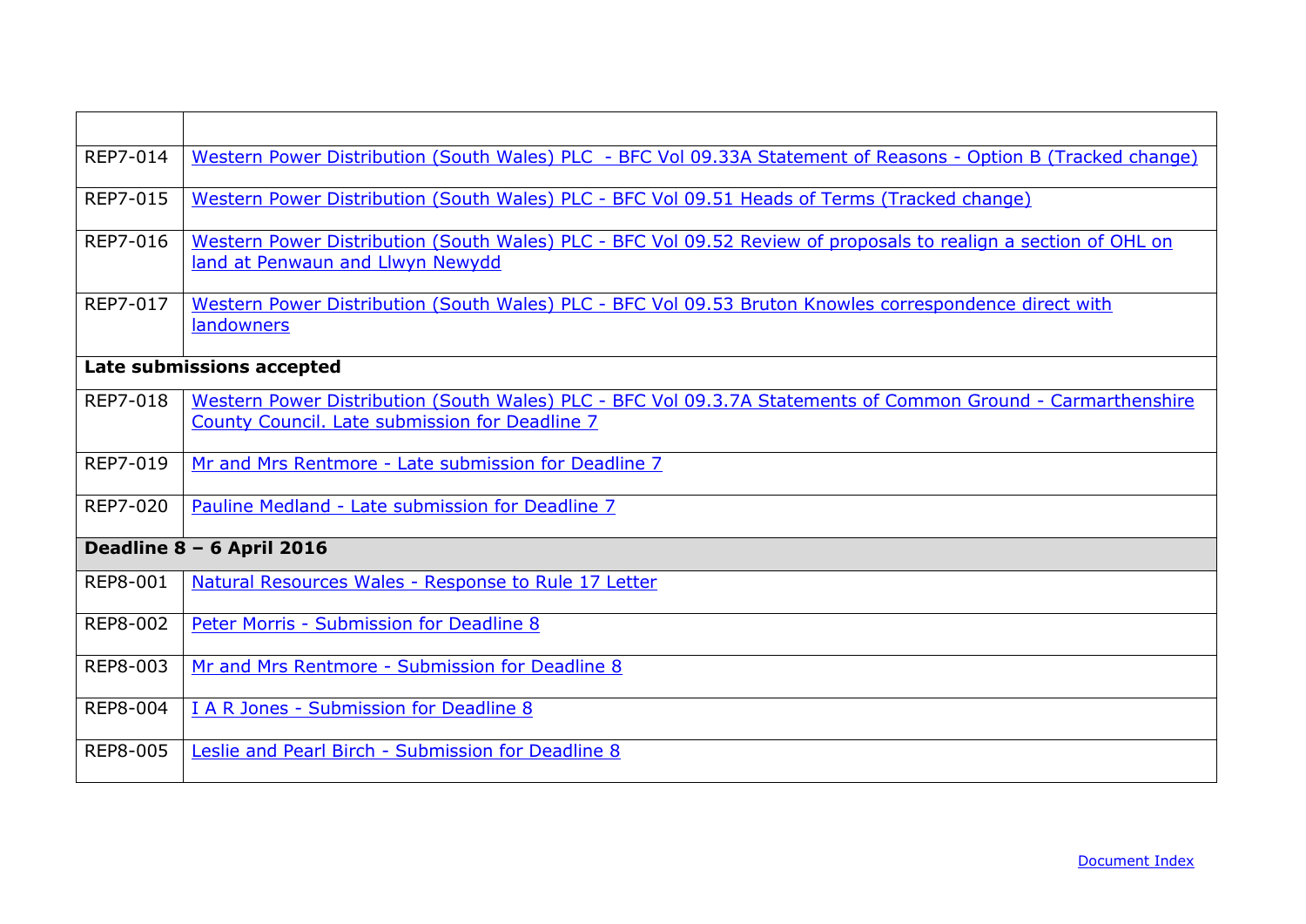| | |
|---|---|
| REP7-014 | Western Power Distribution (South Wales) PLC - BFC Vol 09.33A Statement of Reasons - Option B (Tracked change) |
| REP7-015 | Western Power Distribution (South Wales) PLC - BFC Vol 09.51 Heads of Terms (Tracked change) |
| REP7-016 | Western Power Distribution (South Wales) PLC - BFC Vol 09.52 Review of proposals to realign a section of OHL on land at Penwaun and Llwyn Newydd |
| REP7-017 | Western Power Distribution (South Wales) PLC - BFC Vol 09.53 Bruton Knowles correspondence direct with landowners |
| **Late submissions accepted** | |
| REP7-018 | Western Power Distribution (South Wales) PLC - BFC Vol 09.3.7A Statements of Common Ground - Carmarthenshire County Council. Late submission for Deadline 7 |
| REP7-019 | Mr and Mrs Rentmore - Late submission for Deadline 7 |
| REP7-020 | Pauline Medland - Late submission for Deadline 7 |
| **Deadline 8 – 6 April 2016** | |
| REP8-001 | Natural Resources Wales - Response to Rule 17 Letter |
| REP8-002 | Peter Morris - Submission for Deadline 8 |
| REP8-003 | Mr and Mrs Rentmore - Submission for Deadline 8 |
| REP8-004 | I A R Jones - Submission for Deadline 8 |
| REP8-005 | Leslie and Pearl Birch - Submission for Deadline 8 |

Document Index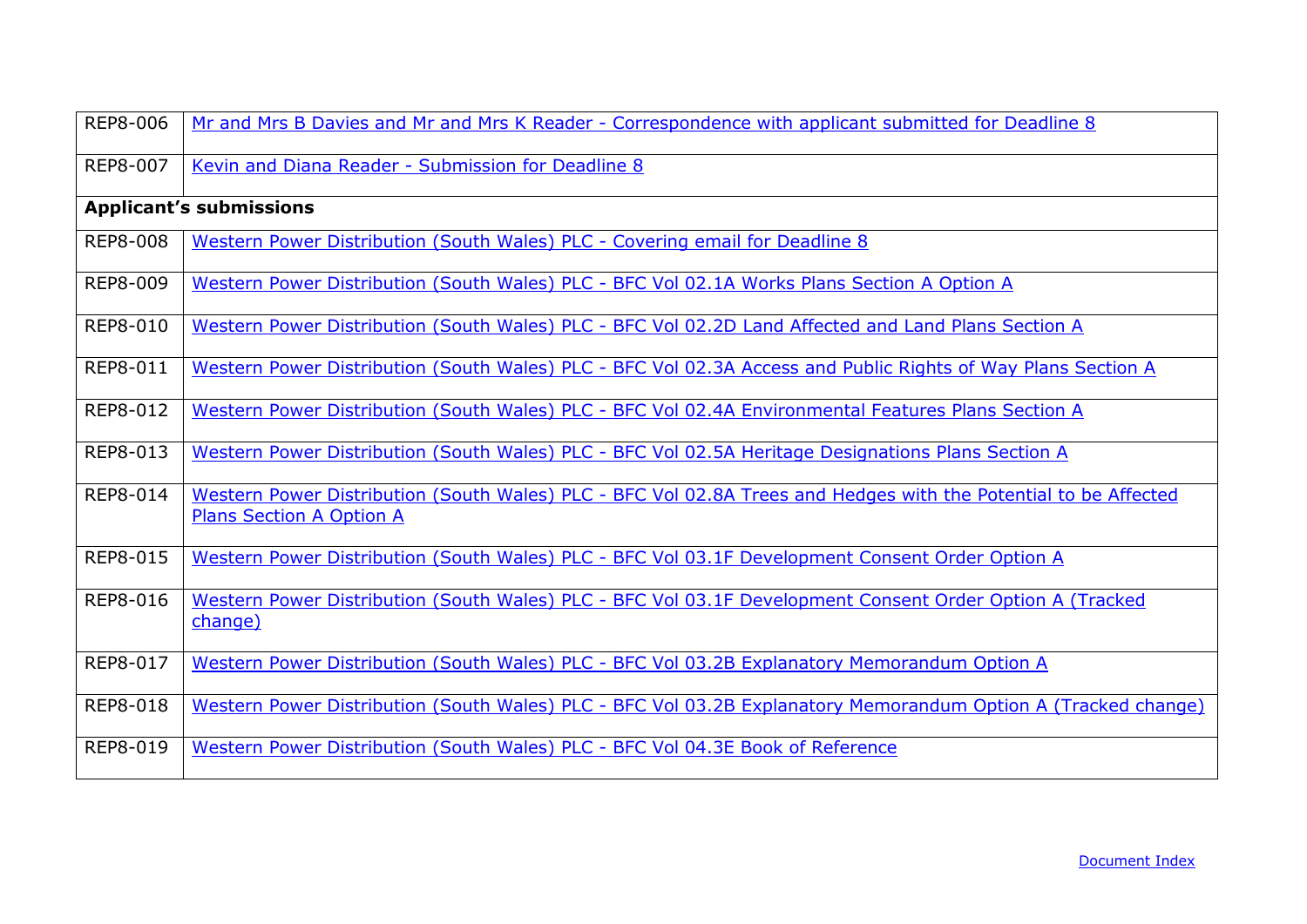| | |
|---|---|
| REP8-006 | Mr and Mrs B Davies and Mr and Mrs K Reader - Correspondence with applicant submitted for Deadline 8 |
| REP8-007 | Kevin and Diana Reader - Submission for Deadline 8 |
| **Applicant's submissions** | |
| REP8-008 | Western Power Distribution (South Wales) PLC - Covering email for Deadline 8 |
| REP8-009 | Western Power Distribution (South Wales) PLC - BFC Vol 02.1A Works Plans Section A Option A |
| REP8-010 | Western Power Distribution (South Wales) PLC - BFC Vol 02.2D Land Affected and Land Plans Section A |
| REP8-011 | Western Power Distribution (South Wales) PLC - BFC Vol 02.3A Access and Public Rights of Way Plans Section A |
| REP8-012 | Western Power Distribution (South Wales) PLC - BFC Vol 02.4A Environmental Features Plans Section A |
| REP8-013 | Western Power Distribution (South Wales) PLC - BFC Vol 02.5A Heritage Designations Plans Section A |
| REP8-014 | Western Power Distribution (South Wales) PLC - BFC Vol 02.8A Trees and Hedges with the Potential to be Affected Plans Section A Option A |
| REP8-015 | Western Power Distribution (South Wales) PLC - BFC Vol 03.1F Development Consent Order Option A |
| REP8-016 | Western Power Distribution (South Wales) PLC - BFC Vol 03.1F Development Consent Order Option A (Tracked change) |
| REP8-017 | Western Power Distribution (South Wales) PLC - BFC Vol 03.2B Explanatory Memorandum Option A |
| REP8-018 | Western Power Distribution (South Wales) PLC - BFC Vol 03.2B Explanatory Memorandum Option A (Tracked change) |
| REP8-019 | Western Power Distribution (South Wales) PLC - BFC Vol 04.3E Book of Reference |

Document Index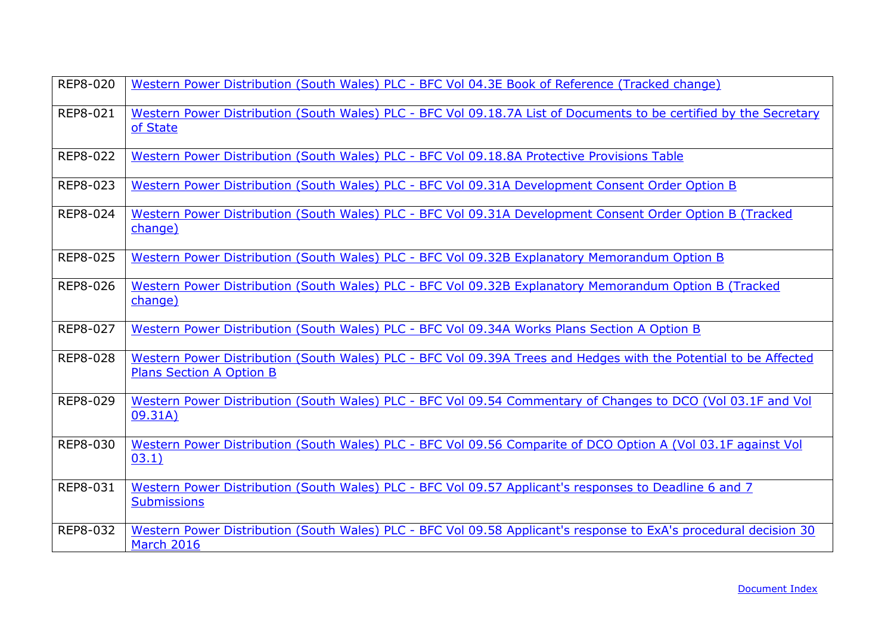| | |
|---|---|
| REP8-020 | Western Power Distribution (South Wales) PLC - BFC Vol 04.3E Book of Reference (Tracked change) |
| REP8-021 | Western Power Distribution (South Wales) PLC - BFC Vol 09.18.7A List of Documents to be certified by the Secretary of State |
| REP8-022 | Western Power Distribution (South Wales) PLC - BFC Vol 09.18.8A Protective Provisions Table |
| REP8-023 | Western Power Distribution (South Wales) PLC - BFC Vol 09.31A Development Consent Order Option B |
| REP8-024 | Western Power Distribution (South Wales) PLC - BFC Vol 09.31A Development Consent Order Option B (Tracked change) |
| REP8-025 | Western Power Distribution (South Wales) PLC - BFC Vol 09.32B Explanatory Memorandum Option B |
| REP8-026 | Western Power Distribution (South Wales) PLC - BFC Vol 09.32B Explanatory Memorandum Option B (Tracked change) |
| REP8-027 | Western Power Distribution (South Wales) PLC - BFC Vol 09.34A Works Plans Section A Option B |
| REP8-028 | Western Power Distribution (South Wales) PLC - BFC Vol 09.39A Trees and Hedges with the Potential to be Affected Plans Section A Option B |
| REP8-029 | Western Power Distribution (South Wales) PLC - BFC Vol 09.54 Commentary of Changes to DCO (Vol 03.1F and Vol 09.31A) |
| REP8-030 | Western Power Distribution (South Wales) PLC - BFC Vol 09.56 Comparite of DCO Option A (Vol 03.1F against Vol 03.1) |
| REP8-031 | Western Power Distribution (South Wales) PLC - BFC Vol 09.57 Applicant's responses to Deadline 6 and 7 Submissions |
| REP8-032 | Western Power Distribution (South Wales) PLC - BFC Vol 09.58 Applicant's response to ExA's procedural decision 30 March 2016 |

Document Index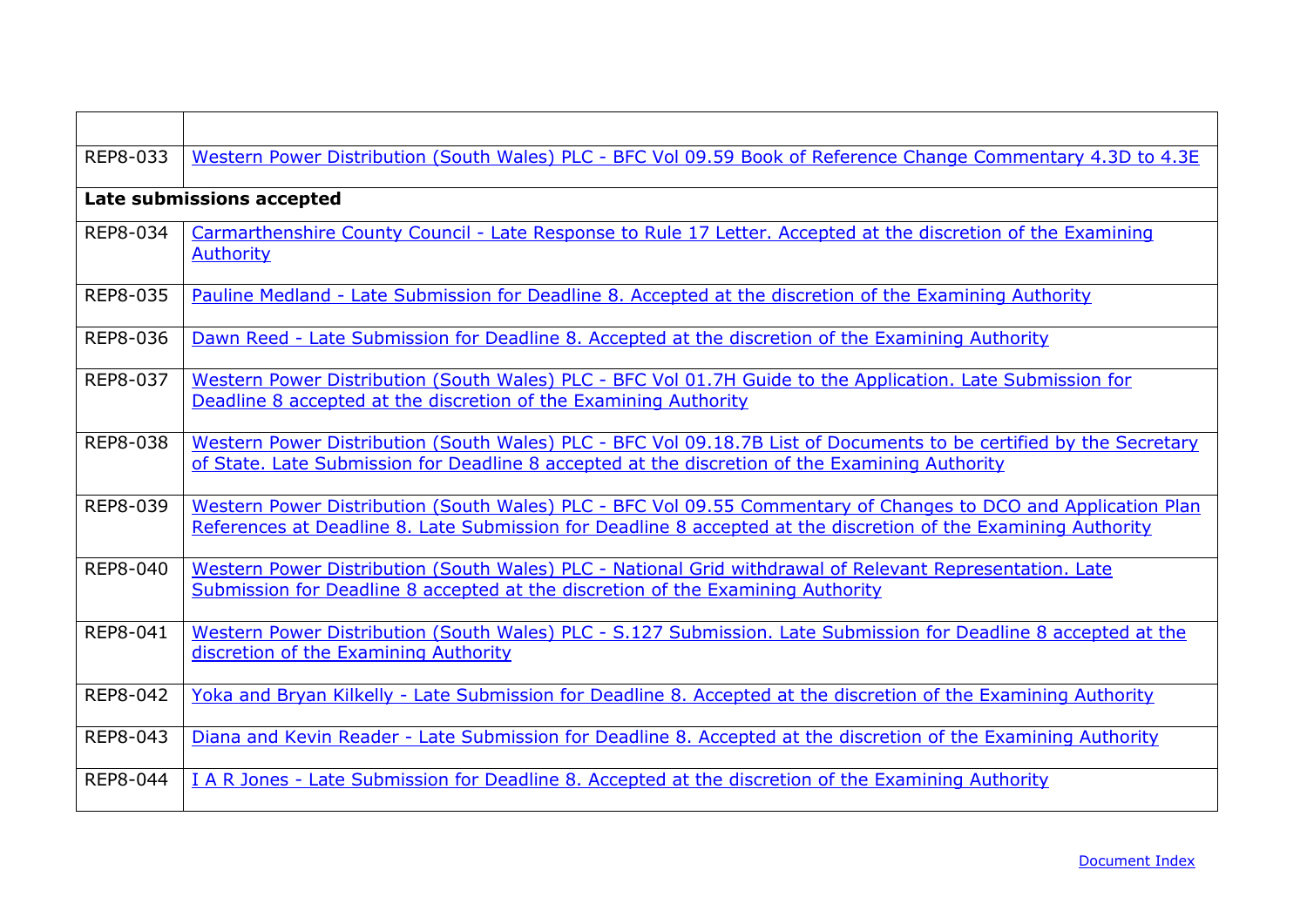| | |
|---|---|
| REP8-033 | Western Power Distribution (South Wales) PLC - BFC Vol 09.59 Book of Reference Change Commentary 4.3D to 4.3E |
| **Late submissions accepted** | |
| REP8-034 | Carmarthenshire County Council - Late Response to Rule 17 Letter. Accepted at the discretion of the Examining Authority |
| REP8-035 | Pauline Medland - Late Submission for Deadline 8. Accepted at the discretion of the Examining Authority |
| REP8-036 | Dawn Reed - Late Submission for Deadline 8. Accepted at the discretion of the Examining Authority |
| REP8-037 | Western Power Distribution (South Wales) PLC - BFC Vol 01.7H Guide to the Application. Late Submission for Deadline 8 accepted at the discretion of the Examining Authority |
| REP8-038 | Western Power Distribution (South Wales) PLC - BFC Vol 09.18.7B List of Documents to be certified by the Secretary of State. Late Submission for Deadline 8 accepted at the discretion of the Examining Authority |
| REP8-039 | Western Power Distribution (South Wales) PLC - BFC Vol 09.55 Commentary of Changes to DCO and Application Plan References at Deadline 8. Late Submission for Deadline 8 accepted at the discretion of the Examining Authority |
| REP8-040 | Western Power Distribution (South Wales) PLC - National Grid withdrawal of Relevant Representation. Late Submission for Deadline 8 accepted at the discretion of the Examining Authority |
| REP8-041 | Western Power Distribution (South Wales) PLC - S.127 Submission. Late Submission for Deadline 8 accepted at the discretion of the Examining Authority |
| REP8-042 | Yoka and Bryan Kilkelly - Late Submission for Deadline 8. Accepted at the discretion of the Examining Authority |
| REP8-043 | Diana and Kevin Reader - Late Submission for Deadline 8. Accepted at the discretion of the Examining Authority |
| REP8-044 | I A R Jones - Late Submission for Deadline 8. Accepted at the discretion of the Examining Authority |

Document Index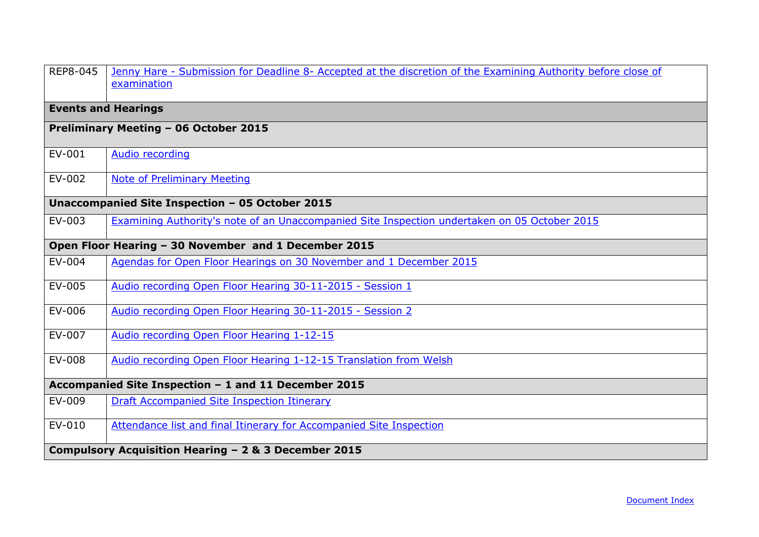| | |
|---|---|
| REP8-045 | Jenny Hare - Submission for Deadline 8- Accepted at the discretion of the Examining Authority before close of examination |
| **Events and Hearings** | |
| **Preliminary Meeting – 06 October 2015** | |
| EV-001 | Audio recording |
| EV-002 | Note of Preliminary Meeting |
| **Unaccompanied Site Inspection – 05 October 2015** | |
| EV-003 | Examining Authority's note of an Unaccompanied Site Inspection undertaken on 05 October 2015 |
| **Open Floor Hearing – 30 November and 1 December 2015** | |
| EV-004 | Agendas for Open Floor Hearings on 30 November and 1 December 2015 |
| EV-005 | Audio recording Open Floor Hearing 30-11-2015 - Session 1 |
| EV-006 | Audio recording Open Floor Hearing 30-11-2015 - Session 2 |
| EV-007 | Audio recording Open Floor Hearing 1-12-15 |
| EV-008 | Audio recording Open Floor Hearing 1-12-15 Translation from Welsh |
| **Accompanied Site Inspection – 1 and 11 December 2015** | |
| EV-009 | Draft Accompanied Site Inspection Itinerary |
| EV-010 | Attendance list and final Itinerary for Accompanied Site Inspection |
| **Compulsory Acquisition Hearing – 2 & 3 December 2015** | |

Document Index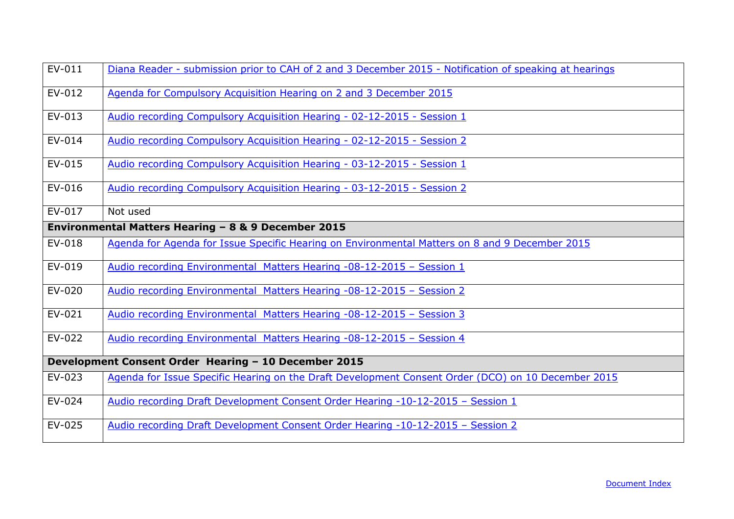| | |
|---|---|
| EV-011 | Diana Reader - submission prior to CAH of 2 and 3 December 2015 - Notification of speaking at hearings |
| EV-012 | Agenda for Compulsory Acquisition Hearing on 2 and 3 December 2015 |
| EV-013 | Audio recording Compulsory Acquisition Hearing - 02-12-2015 - Session 1 |
| EV-014 | Audio recording Compulsory Acquisition Hearing - 02-12-2015 - Session 2 |
| EV-015 | Audio recording Compulsory Acquisition Hearing - 03-12-2015 - Session 1 |
| EV-016 | Audio recording Compulsory Acquisition Hearing - 03-12-2015 - Session 2 |
| EV-017 | Not used |
| **Environmental Matters Hearing – 8 & 9 December 2015** | |
| EV-018 | Agenda for Agenda for Issue Specific Hearing on Environmental Matters on 8 and 9 December 2015 |
| EV-019 | Audio recording Environmental Matters Hearing -08-12-2015 – Session 1 |
| EV-020 | Audio recording Environmental Matters Hearing -08-12-2015 – Session 2 |
| EV-021 | Audio recording Environmental Matters Hearing -08-12-2015 – Session 3 |
| EV-022 | Audio recording Environmental Matters Hearing -08-12-2015 – Session 4 |
| **Development Consent Order Hearing – 10 December 2015** | |
| EV-023 | Agenda for Issue Specific Hearing on the Draft Development Consent Order (DCO) on 10 December 2015 |
| EV-024 | Audio recording Draft Development Consent Order Hearing -10-12-2015 – Session 1 |
| EV-025 | Audio recording Draft Development Consent Order Hearing -10-12-2015 – Session 2 |

Document Index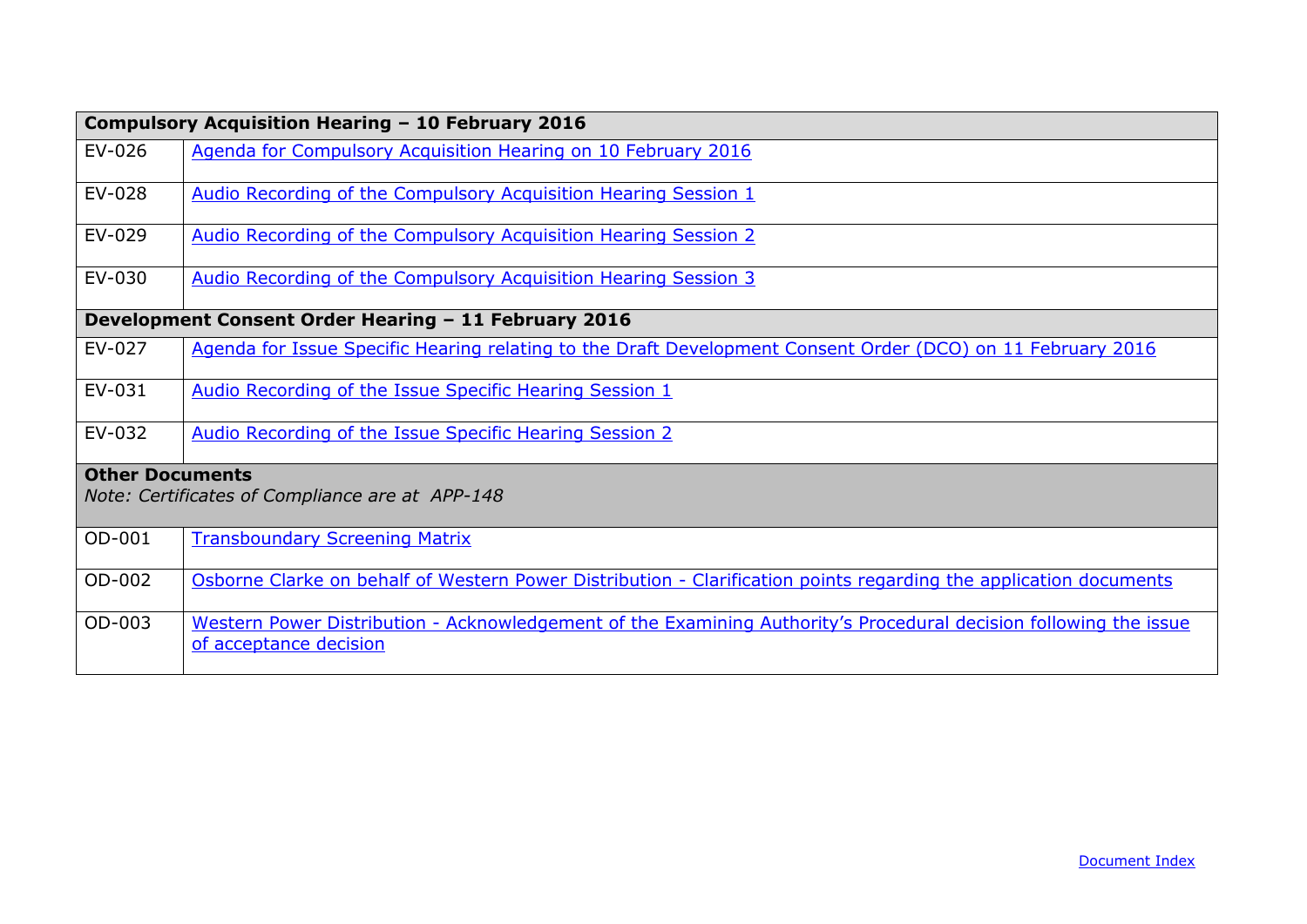| | |
|---|---|
| **Compulsory Acquisition Hearing – 10 February 2016** | |
| EV-026 | Agenda for Compulsory Acquisition Hearing on 10 February 2016 |
| EV-028 | Audio Recording of the Compulsory Acquisition Hearing Session 1 |
| EV-029 | Audio Recording of the Compulsory Acquisition Hearing Session 2 |
| EV-030 | Audio Recording of the Compulsory Acquisition Hearing Session 3 |
| **Development Consent Order Hearing – 11 February 2016** | |
| EV-027 | Agenda for Issue Specific Hearing relating to the Draft Development Consent Order (DCO) on 11 February 2016 |
| EV-031 | Audio Recording of the Issue Specific Hearing Session 1 |
| EV-032 | Audio Recording of the Issue Specific Hearing Session 2 |
| **Other Documents** *Note: Certificates of Compliance are at APP-148* | |
| OD-001 | Transboundary Screening Matrix |
| OD-002 | Osborne Clarke on behalf of Western Power Distribution - Clarification points regarding the application documents |
| OD-003 | Western Power Distribution - Acknowledgement of the Examining Authority's Procedural decision following the issue of acceptance decision |

Document Index